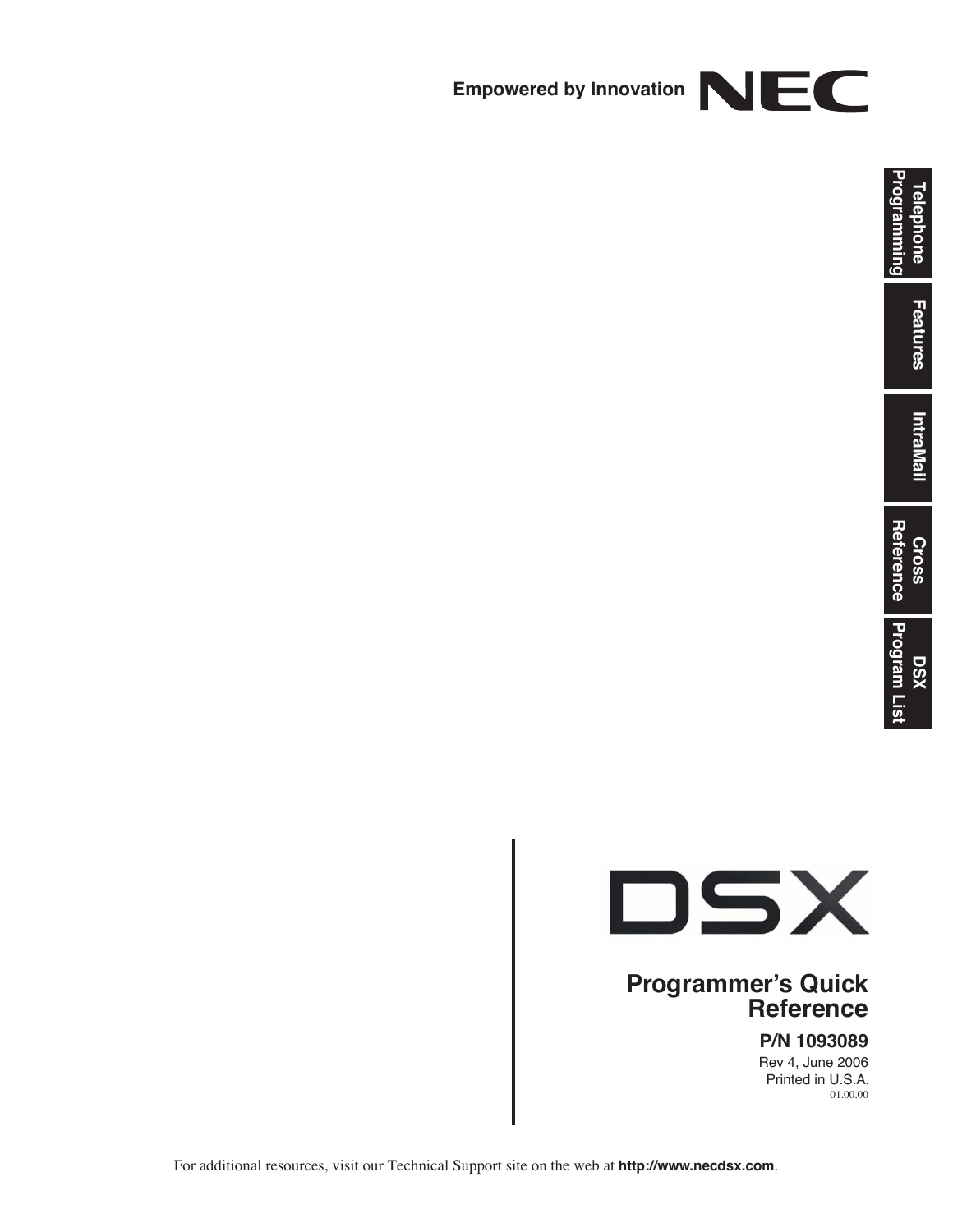Empowered by Innovation **NEC**

Telephone Programming

Features

IntraMail

Cross Reference

DSX Program List

# DSX

## Programmer's Quick Reference

**P/N 1093089**

Rev 4, June 2006

Printed in U.S.A.

01.00.00

For additional resources, visit our Technical Support site on the web at **http://www.necdsx.com**.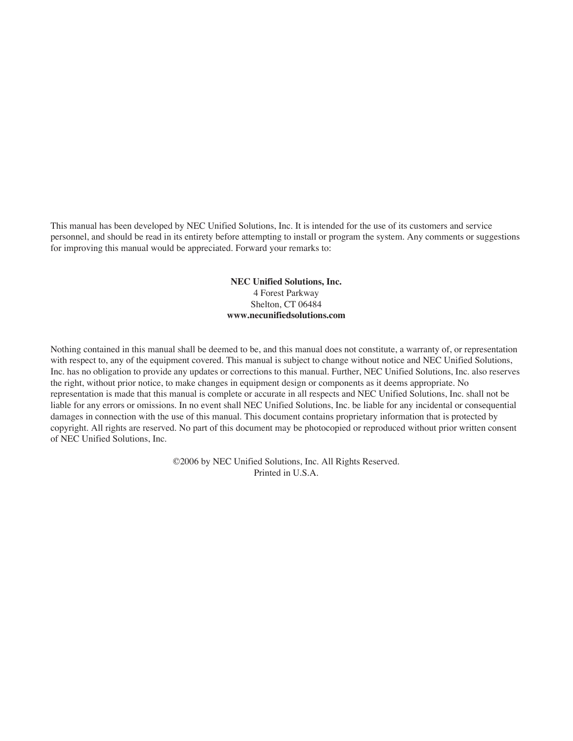This manual has been developed by NEC Unified Solutions, Inc. It is intended for the use of its customers and service personnel, and should be read in its entirety before attempting to install or program the system. Any comments or suggestions for improving this manual would be appreciated. Forward your remarks to:

**NEC Unified Solutions, Inc.**
4 Forest Parkway
Shelton, CT 06484
**www.necunifiedsolutions.com**

Nothing contained in this manual shall be deemed to be, and this manual does not constitute, a warranty of, or representation with respect to, any of the equipment covered. This manual is subject to change without notice and NEC Unified Solutions, Inc. has no obligation to provide any updates or corrections to this manual. Further, NEC Unified Solutions, Inc. also reserves the right, without prior notice, to make changes in equipment design or components as it deems appropriate. No representation is made that this manual is complete or accurate in all respects and NEC Unified Solutions, Inc. shall not be liable for any errors or omissions. In no event shall NEC Unified Solutions, Inc. be liable for any incidental or consequential damages in connection with the use of this manual. This document contains proprietary information that is protected by copyright. All rights are reserved. No part of this document may be photocopied or reproduced without prior written consent of NEC Unified Solutions, Inc.

©2006 by NEC Unified Solutions, Inc. All Rights Reserved.
Printed in U.S.A.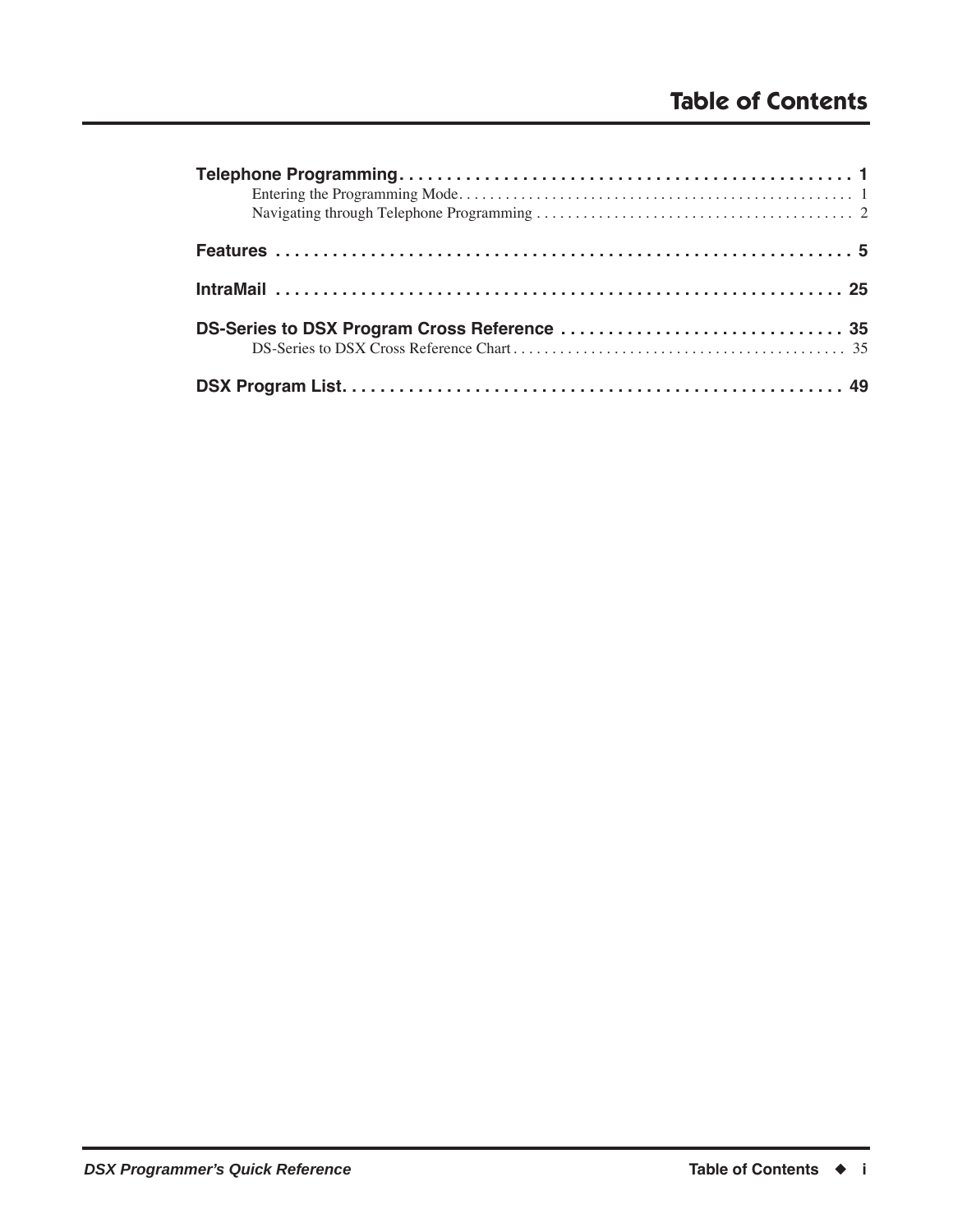# Table of Contents

**Telephone Programming. . . . . . . . . . . . . . . . . . . . . . . . . . . . . . . . . . . . . . . . . . . . . . . . 1**

Entering the Programming Mode. . . . . . . . . . . . . . . . . . . . . . . . . . . . . . . . . . . . . . . . . . . . . . . . . . . 1

Navigating through Telephone Programming . . . . . . . . . . . . . . . . . . . . . . . . . . . . . . . . . . . . . . . . . 2

**Features . . . . . . . . . . . . . . . . . . . . . . . . . . . . . . . . . . . . . . . . . . . . . . . . . . . . . . . . . . . . . . 5**

**IntraMail . . . . . . . . . . . . . . . . . . . . . . . . . . . . . . . . . . . . . . . . . . . . . . . . . . . . . . . . . . . . . 25**

**DS-Series to DSX Program Cross Reference . . . . . . . . . . . . . . . . . . . . . . . . . . . . . . 35**

DS-Series to DSX Cross Reference Chart . . . . . . . . . . . . . . . . . . . . . . . . . . . . . . . . . . . . . . . . . . . 35

**DSX Program List. . . . . . . . . . . . . . . . . . . . . . . . . . . . . . . . . . . . . . . . . . . . . . . . . . . . . 49**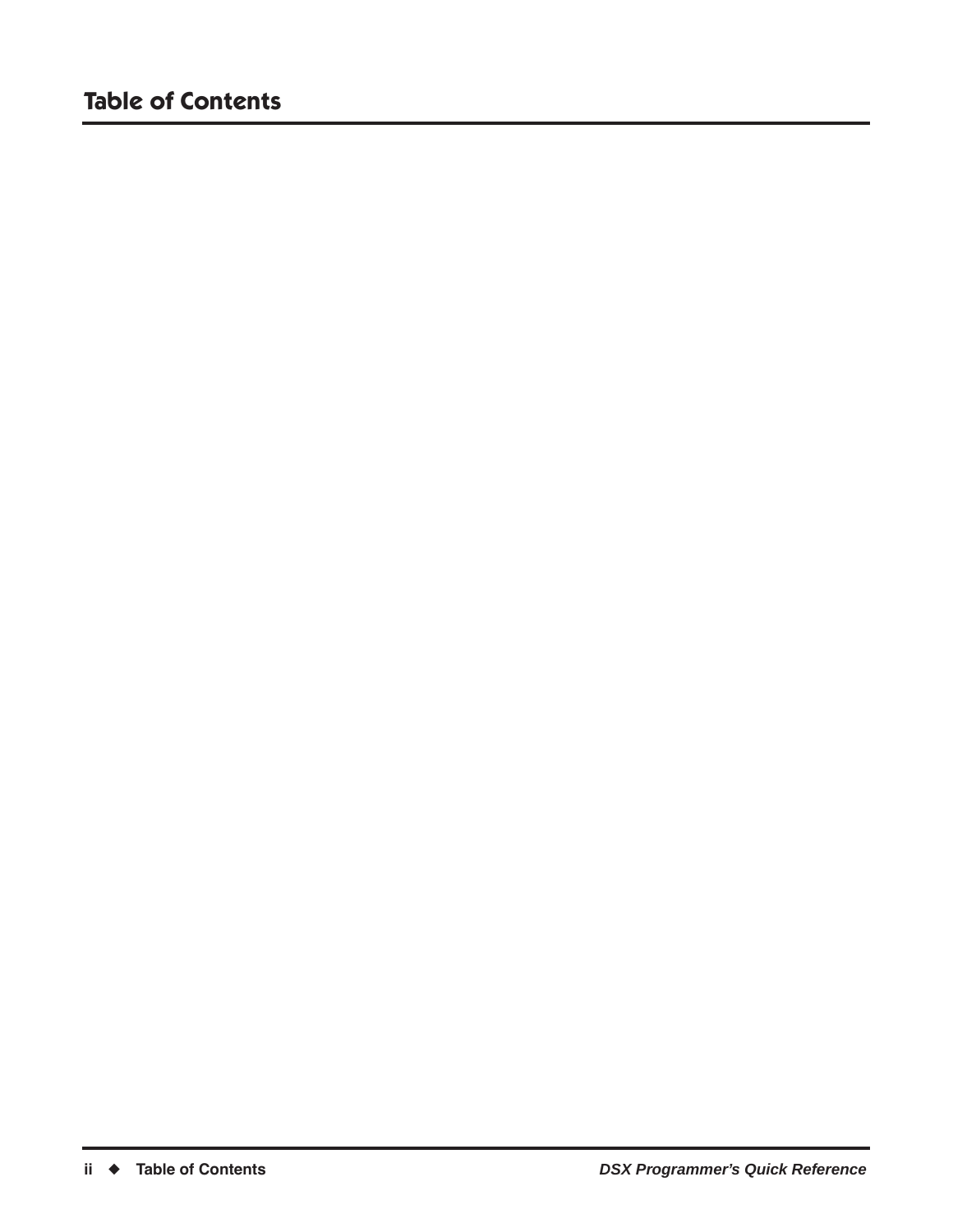# Table of Contents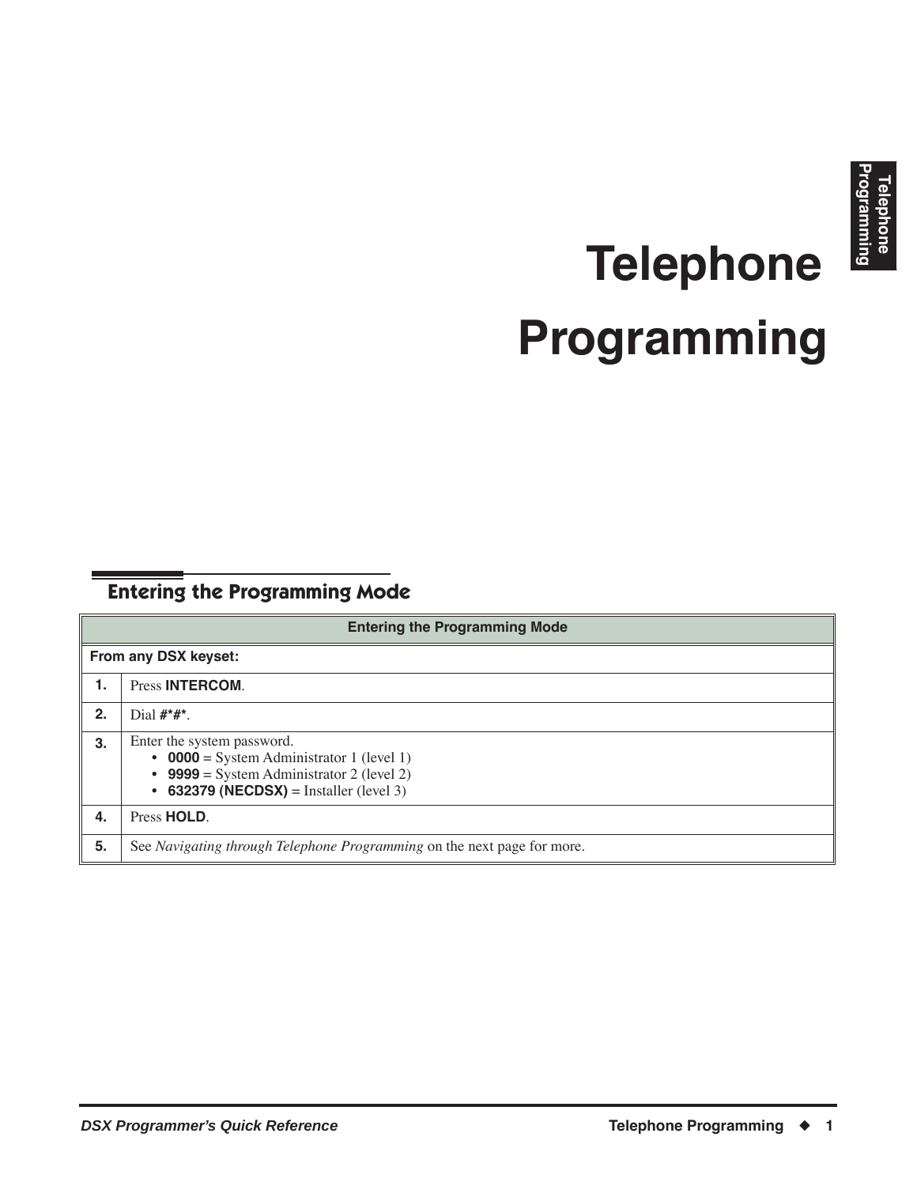# Telephone Programming

## Entering the Programming Mode

| Entering the Programming Mode | |
|---|---|
| **From any DSX keyset:** | |
| **1.** | Press **INTERCOM**. |
| **2.** | Dial **#*#***. |
| **3.** | Enter the system password.<br>• **0000** = System Administrator 1 (level 1)<br>• **9999** = System Administrator 2 (level 2)<br>• **632379 (NECDSX)** = Installer (level 3) |
| **4.** | Press **HOLD**. |
| **5.** | See *Navigating through Telephone Programming* on the next page for more. |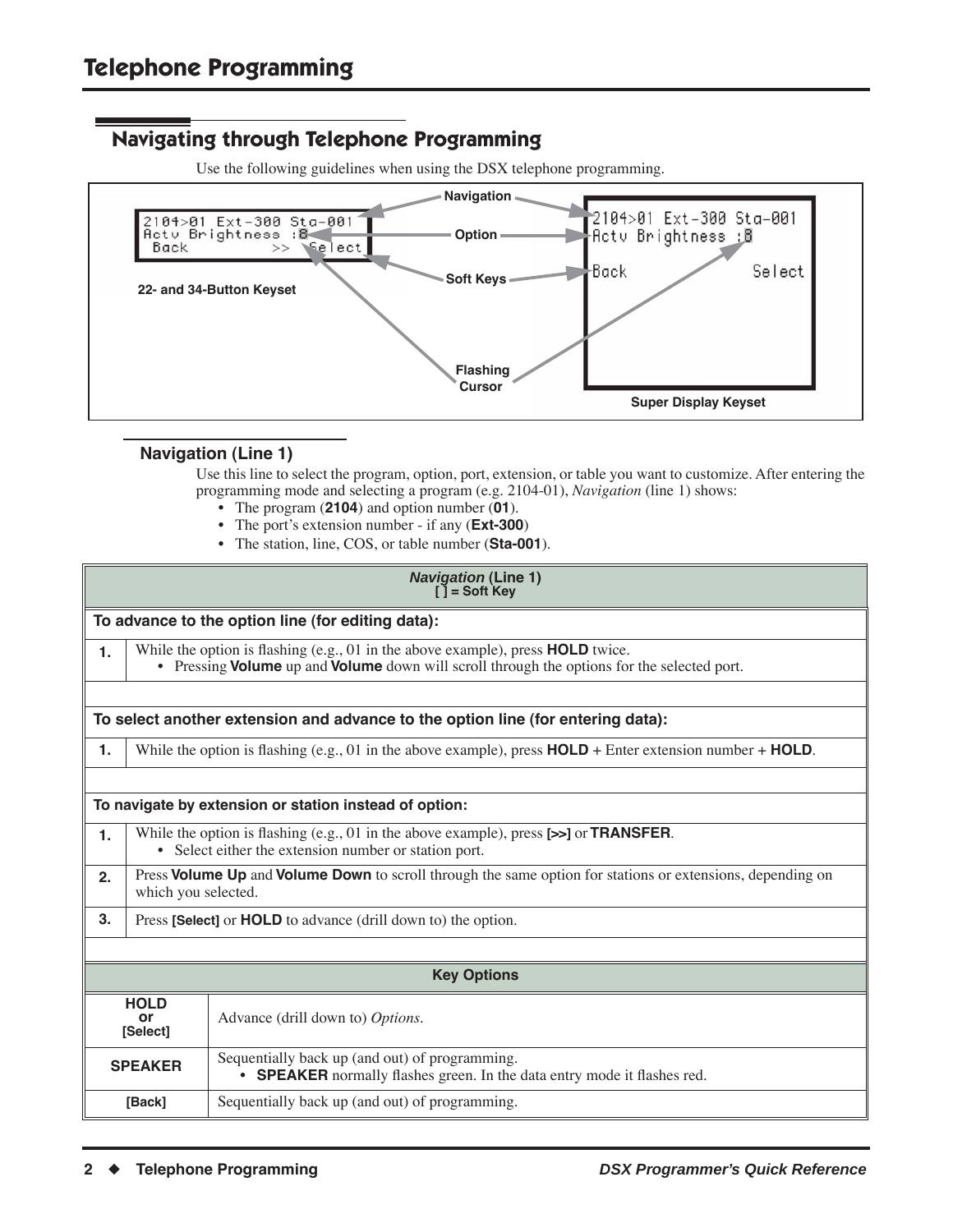## Navigating through Telephone Programming

Use the following guidelines when using the DSX telephone programming.

```
2104>01 Ext-300 Sta-001
Actv Brightness :8
 Back        >>  Select
```

22- and 34-Button Keyset

Navigation

Option

Soft Keys

Flashing Cursor

```
2104>01 Ext-300 Sta-001
Actv Brightness :8
Back                Select
```

Super Display Keyset

### Navigation (Line 1)

Use this line to select the program, option, port, extension, or table you want to customize. After entering the programming mode and selecting a program (e.g. 2104-01), *Navigation* (line 1) shows:

- The program (**2104**) and option number (**01**).
- The port's extension number - if any (**Ext-300**)
- The station, line, COS, or table number (**Sta-001**).

| *Navigation* (Line 1) [ ] = Soft Key | |
|---|---|
| **To advance to the option line (for editing data):** | |
| **1.** | While the option is flashing (e.g., 01 in the above example), press **HOLD** twice.<br>• Pressing **Volume** up and **Volume** down will scroll through the options for the selected port. |
| **To select another extension and advance to the option line (for entering data):** | |
| **1.** | While the option is flashing (e.g., 01 in the above example), press **HOLD** + Enter extension number + **HOLD**. |
| **To navigate by extension or station instead of option:** | |
| **1.** | While the option is flashing (e.g., 01 in the above example), press **[>>]** or **TRANSFER**.<br>• Select either the extension number or station port. |
| **2.** | Press **Volume Up** and **Volume Down** to scroll through the same option for stations or extensions, depending on which you selected. |
| **3.** | Press **[Select]** or **HOLD** to advance (drill down to) the option. |

| Key Options | |
|---|---|
| **HOLD or [Select]** | Advance (drill down to) *Options.* |
| **SPEAKER** | Sequentially back up (and out) of programming.<br>• **SPEAKER** normally flashes green. In the data entry mode it flashes red. |
| **[Back]** | Sequentially back up (and out) of programming. |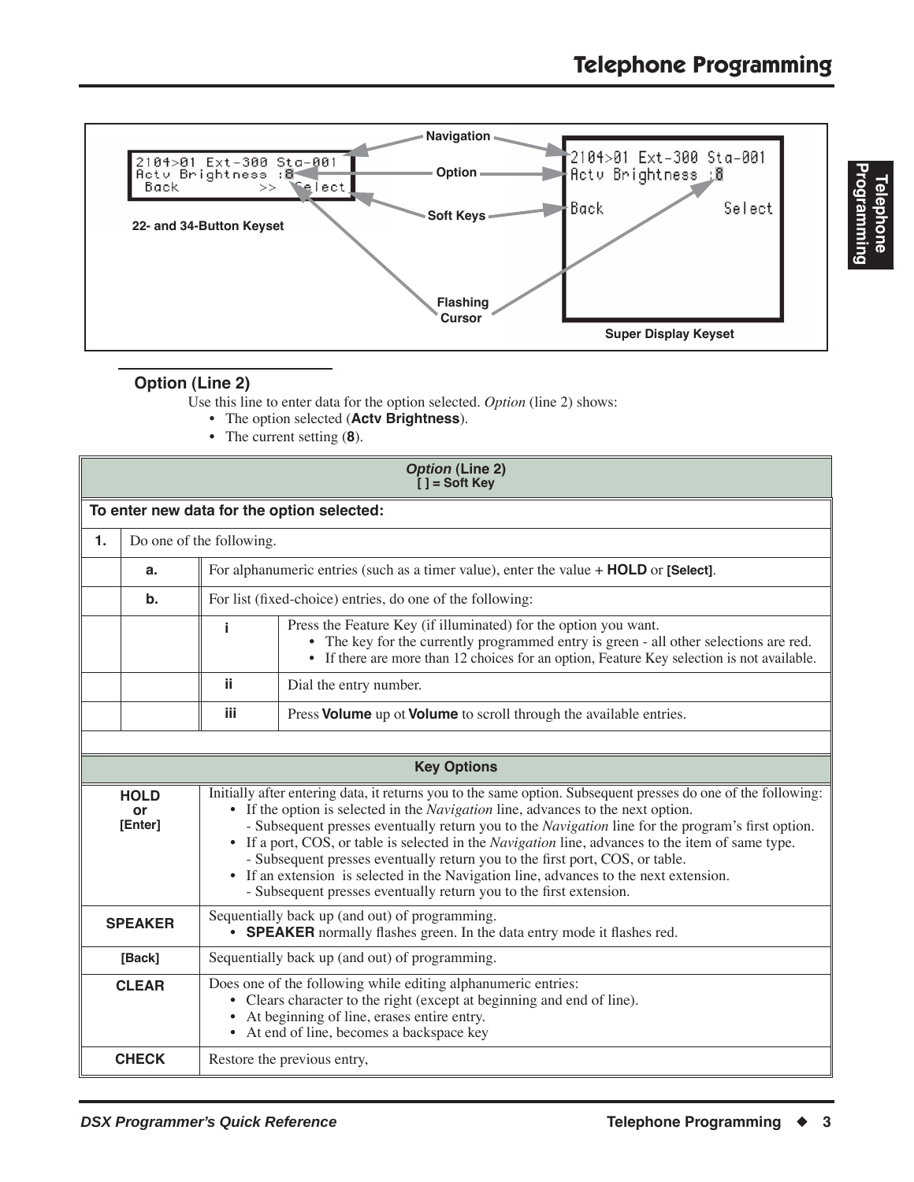## Option (Line 2)

Use this line to enter data for the option selected. *Option* (line 2) shows:

- The option selected (**Actv Brightness**).
- The current setting (**8**).

| *Option* (Line 2) [ ] = Soft Key | | | |
|---|---|---|---|
| **To enter new data for the option selected:** | | | |
| **1.** | Do one of the following. | | |
| | **a.** | For alphanumeric entries (such as a timer value), enter the value + **HOLD** or **[Select]**. | |
| | **b.** | For list (fixed-choice) entries, do one of the following: | |
| | | **i** | Press the Feature Key (if illuminated) for the option you want. • The key for the currently programmed entry is green - all other selections are red. • If there are more than 12 choices for an option, Feature Key selection is not available. |
| | | **ii** | Dial the entry number. |
| | | **iii** | Press **Volume** up ot **Volume** to scroll through the available entries. |

| Key Options | |
|---|---|
| **HOLD** or **[Enter]** | Initially after entering data, it returns you to the same option. Subsequent presses do one of the following: • If the option is selected in the *Navigation* line, advances to the next option. - Subsequent presses eventually return you to the *Navigation* line for the program's first option. • If a port, COS, or table is selected in the *Navigation* line, advances to the item of same type. - Subsequent presses eventually return you to the first port, COS, or table. • If an extension is selected in the Navigation line, advances to the next extension. - Subsequent presses eventually return you to the first extension. |
| **SPEAKER** | Sequentially back up (and out) of programming. • **SPEAKER** normally flashes green. In the data entry mode it flashes red. |
| **[Back]** | Sequentially back up (and out) of programming. |
| **CLEAR** | Does one of the following while editing alphanumeric entries: • Clears character to the right (except at beginning and end of line). • At beginning of line, erases entire entry. • At end of line, becomes a backspace key |
| **CHECK** | Restore the previous entry, |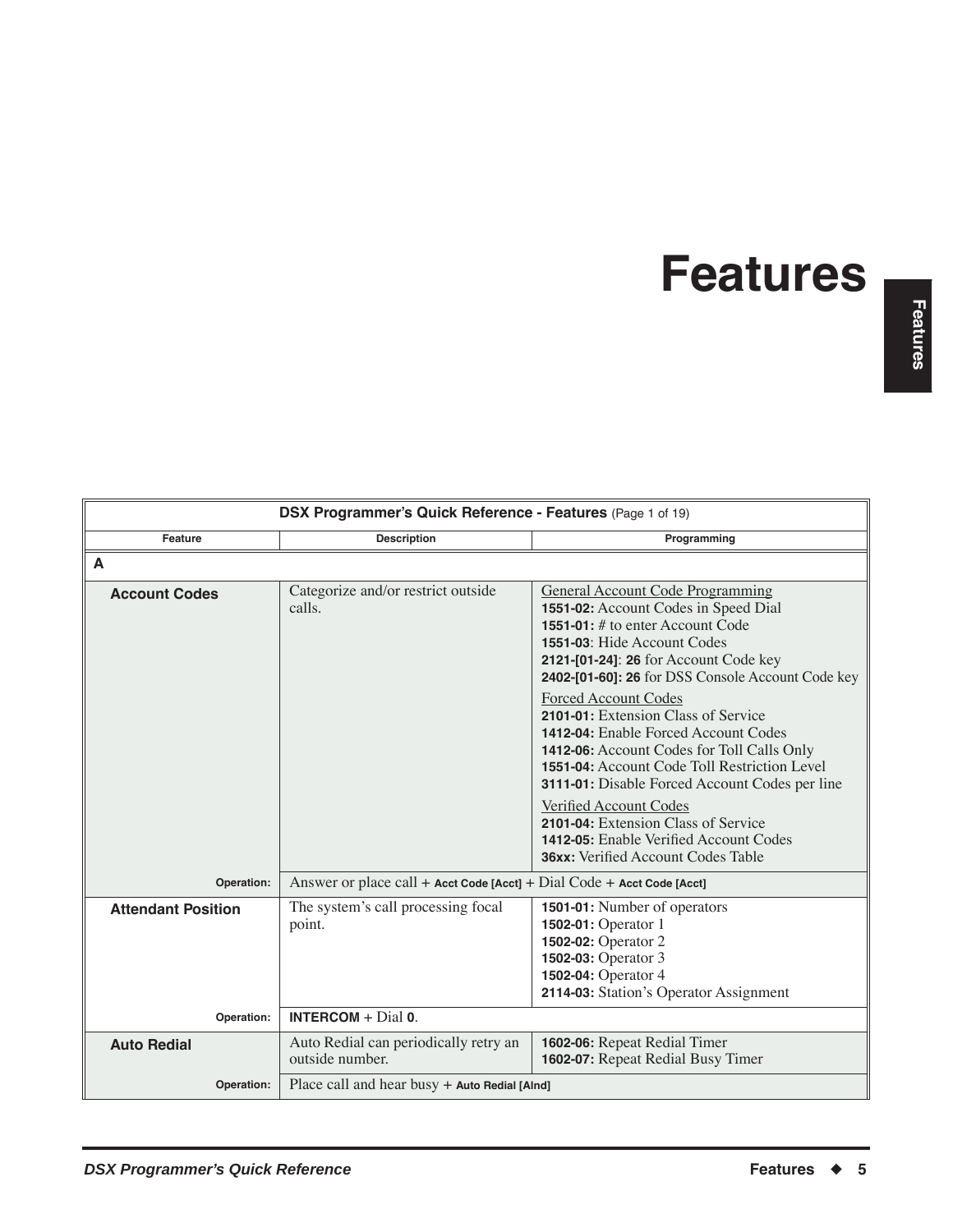# Features

| DSX Programmer's Quick Reference - Features (Page 1 of 19) | | |
|---|---|---|
| **Feature** | **Description** | **Programming** |
| **A** | | |
| **Account Codes** | Categorize and/or restrict outside calls. | General Account Code Programming<br>**1551-02:** Account Codes in Speed Dial<br>**1551-01:** # to enter Account Code<br>**1551-03**: Hide Account Codes<br>**2121-[01-24]**: **26** for Account Code key<br>**2402-[01-60]: 26** for DSS Console Account Code key<br>Forced Account Codes<br>**2101-01:** Extension Class of Service<br>**1412-04:** Enable Forced Account Codes<br>**1412-06:** Account Codes for Toll Calls Only<br>**1551-04:** Account Code Toll Restriction Level<br>**3111-01:** Disable Forced Account Codes per line<br>Verified Account Codes<br>**2101-04:** Extension Class of Service<br>**1412-05:** Enable Verified Account Codes<br>**36xx:** Verified Account Codes Table |
| **Operation:** | Answer or place call + **Acct Code [Acct]** + Dial Code + **Acct Code [Acct]** | |
| **Attendant Position** | The system's call processing focal point. | **1501-01:** Number of operators<br>**1502-01:** Operator 1<br>**1502-02:** Operator 2<br>**1502-03:** Operator 3<br>**1502-04:** Operator 4<br>**2114-03:** Station's Operator Assignment |
| **Operation:** | **INTERCOM** + Dial **0**. | |
| **Auto Redial** | Auto Redial can periodically retry an outside number. | **1602-06:** Repeat Redial Timer<br>**1602-07:** Repeat Redial Busy Timer |
| **Operation:** | Place call and hear busy + **Auto Redial [AInd]** | |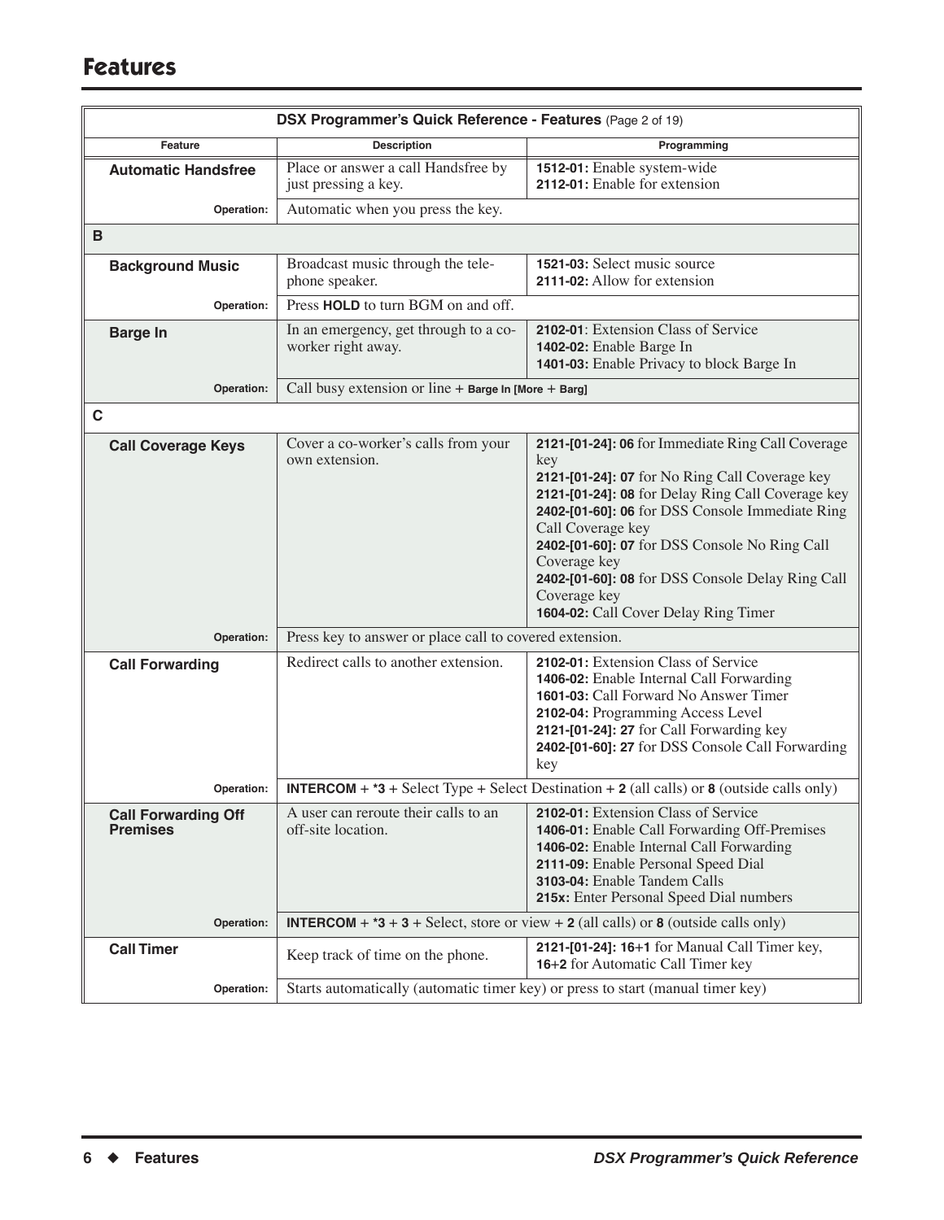# Features

| DSX Programmer's Quick Reference - Features (Page 2 of 19) | | |
|---|---|---|
| **Feature** | **Description** | **Programming** |
| **Automatic Handsfree** | Place or answer a call Handsfree by just pressing a key. | **1512-01:** Enable system-wide<br>**2112-01:** Enable for extension |
| **Operation:** | Automatic when you press the key. | |
| **B** | | |
| **Background Music** | Broadcast music through the telephone speaker. | **1521-03:** Select music source<br>**2111-02:** Allow for extension |
| **Operation:** | Press **HOLD** to turn BGM on and off. | |
| **Barge In** | In an emergency, get through to a co-worker right away. | **2102-01**: Extension Class of Service<br>**1402-02:** Enable Barge In<br>**1401-03:** Enable Privacy to block Barge In |
| **Operation:** | Call busy extension or line + **Barge In [More + Barg]** | |
| **C** | | |
| **Call Coverage Keys** | Cover a co-worker's calls from your own extension. | **2121-[01-24]: 06** for Immediate Ring Call Coverage key<br>**2121-[01-24]: 07** for No Ring Call Coverage key<br>**2121-[01-24]: 08** for Delay Ring Call Coverage key<br>**2402-[01-60]: 06** for DSS Console Immediate Ring Call Coverage key<br>**2402-[01-60]: 07** for DSS Console No Ring Call Coverage key<br>**2402-[01-60]: 08** for DSS Console Delay Ring Call Coverage key<br>**1604-02:** Call Cover Delay Ring Timer |
| **Operation:** | Press key to answer or place call to covered extension. | |
| **Call Forwarding** | Redirect calls to another extension. | **2102-01:** Extension Class of Service<br>**1406-02:** Enable Internal Call Forwarding<br>**1601-03:** Call Forward No Answer Timer<br>**2102-04:** Programming Access Level<br>**2121-[01-24]: 27** for Call Forwarding key<br>**2402-[01-60]: 27** for DSS Console Call Forwarding key |
| **Operation:** | **INTERCOM** + ***3** + Select Type + Select Destination + **2** (all calls) or **8** (outside calls only) | |
| **Call Forwarding Off Premises** | A user can reroute their calls to an off-site location. | **2102-01:** Extension Class of Service<br>**1406-01:** Enable Call Forwarding Off-Premises<br>**1406-02:** Enable Internal Call Forwarding<br>**2111-09:** Enable Personal Speed Dial<br>**3103-04:** Enable Tandem Calls<br>**215x:** Enter Personal Speed Dial numbers |
| **Operation:** | **INTERCOM** + ***3** + **3** + Select, store or view + **2** (all calls) or **8** (outside calls only) | |
| **Call Timer** | Keep track of time on the phone. | **2121-[01-24]: 16+1** for Manual Call Timer key,<br>**16+2** for Automatic Call Timer key |
| **Operation:** | Starts automatically (automatic timer key) or press to start (manual timer key) | |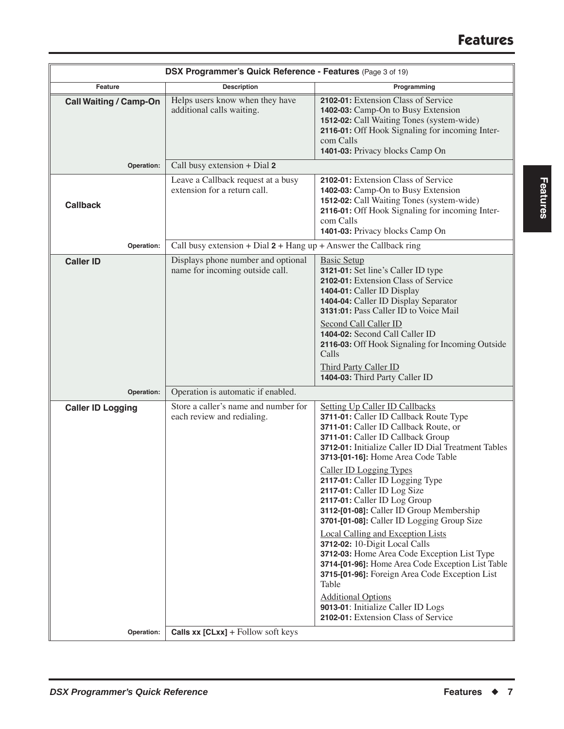| DSX Programmer's Quick Reference - Features (Page 3 of 19) | | |
|---|---|---|
| **Feature** | **Description** | **Programming** |
| **Call Waiting / Camp-On** | Helps users know when they have additional calls waiting. | **2102-01:** Extension Class of Service<br>**1402-03:** Camp-On to Busy Extension<br>**1512-02:** Call Waiting Tones (system-wide)<br>**2116-01:** Off Hook Signaling for incoming Intercom Calls<br>**1401-03:** Privacy blocks Camp On |
| **Operation:** | Call busy extension + Dial **2** | |
| **Callback** | Leave a Callback request at a busy extension for a return call. | **2102-01:** Extension Class of Service<br>**1402-03:** Camp-On to Busy Extension<br>**1512-02:** Call Waiting Tones (system-wide)<br>**2116-01:** Off Hook Signaling for incoming Intercom Calls<br>**1401-03:** Privacy blocks Camp On |
| **Operation:** | Call busy extension + Dial **2** + Hang up + Answer the Callback ring | |
| **Caller ID** | Displays phone number and optional name for incoming outside call. | Basic Setup<br>**3121-01:** Set line's Caller ID type<br>**2102-01:** Extension Class of Service<br>**1404-01:** Caller ID Display<br>**1404-04:** Caller ID Display Separator<br>**3131:01:** Pass Caller ID to Voice Mail<br><br>Second Call Caller ID<br>**1404-02:** Second Call Caller ID<br>**2116-03:** Off Hook Signaling for Incoming Outside Calls<br><br>Third Party Caller ID<br>**1404-03:** Third Party Caller ID |
| **Operation:** | Operation is automatic if enabled. | |
| **Caller ID Logging** | Store a caller's name and number for each review and redialing. | Setting Up Caller ID Callbacks<br>**3711-01:** Caller ID Callback Route Type<br>**3711-01:** Caller ID Callback Route, or<br>**3711-01:** Caller ID Callback Group<br>**3712-01:** Initialize Caller ID Dial Treatment Tables<br>**3713-[01-16]:** Home Area Code Table<br><br>Caller ID Logging Types<br>**2117-01:** Caller ID Logging Type<br>**2117-01:** Caller ID Log Size<br>**2117-01:** Caller ID Log Group<br>**3112-[01-08]:** Caller ID Group Membership<br>**3701-[01-08]:** Caller ID Logging Group Size<br><br>Local Calling and Exception Lists<br>**3712-02:** 10-Digit Local Calls<br>**3712-03:** Home Area Code Exception List Type<br>**3714-[01-96]:** Home Area Code Exception List Table<br>**3715-[01-96]:** Foreign Area Code Exception List Table<br><br>Additional Options<br>**9013-01**: Initialize Caller ID Logs<br>**2102-01:** Extension Class of Service |
| **Operation:** | **Calls xx [CLxx]** + Follow soft keys | |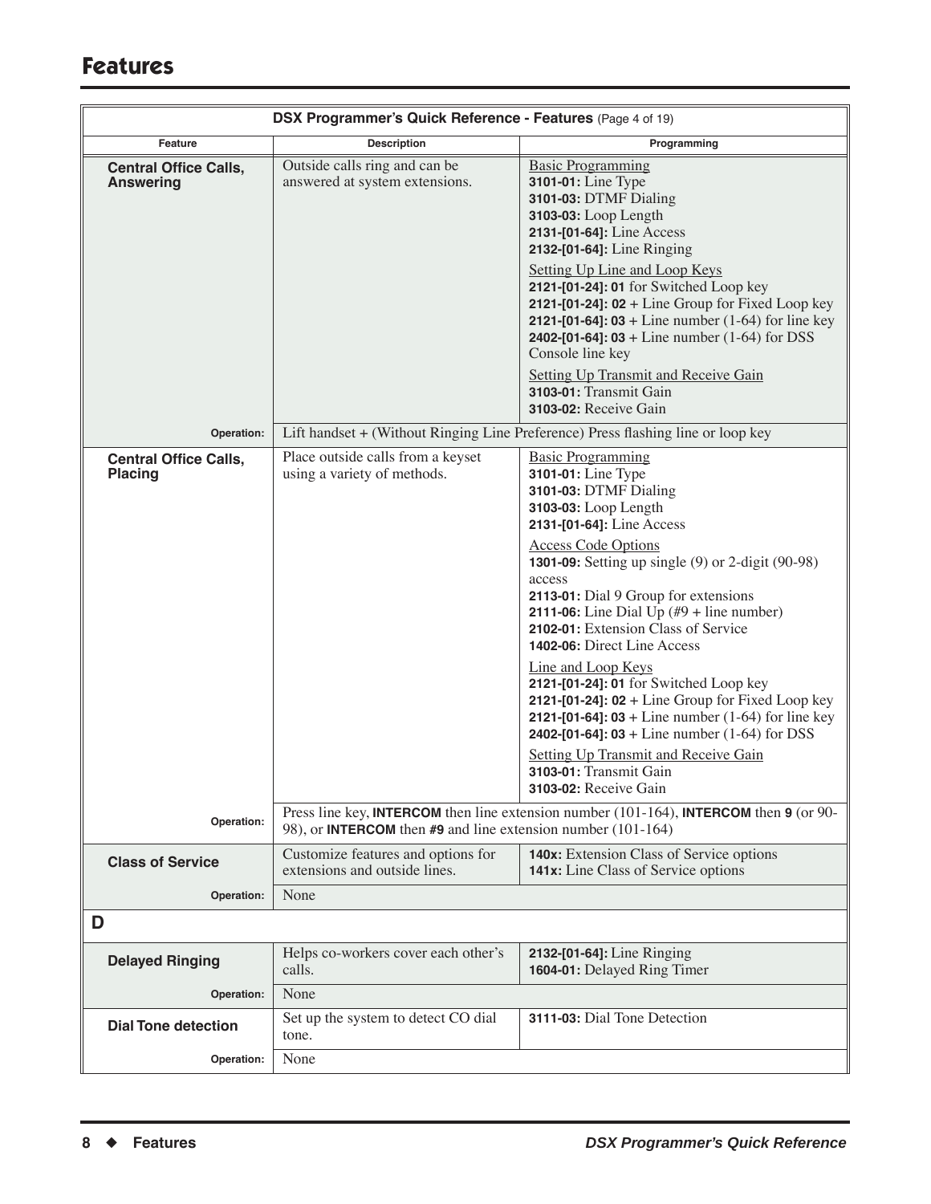# Features

**DSX Programmer's Quick Reference - Features** (Page 4 of 19)

| Feature | Description | Programming |
|---|---|---|
| **Central Office Calls, Answering** | Outside calls ring and can be answered at system extensions. | Basic Programming<br>**3101-01:** Line Type<br>**3101-03:** DTMF Dialing<br>**3103-03:** Loop Length<br>**2131-[01-64]:** Line Access<br>**2132-[01-64]:** Line Ringing<br>Setting Up Line and Loop Keys<br>**2121-[01-24]: 01** for Switched Loop key<br>**2121-[01-24]: 02** + Line Group for Fixed Loop key<br>**2121-[01-64]: 03** + Line number (1-64) for line key<br>**2402-[01-64]: 03** + Line number (1-64) for DSS Console line key<br>Setting Up Transmit and Receive Gain<br>**3103-01:** Transmit Gain<br>**3103-02:** Receive Gain |
| **Operation:** | Lift handset + (Without Ringing Line Preference) Press flashing line or loop key | |
| **Central Office Calls, Placing** | Place outside calls from a keyset using a variety of methods. | Basic Programming<br>**3101-01:** Line Type<br>**3101-03:** DTMF Dialing<br>**3103-03:** Loop Length<br>**2131-[01-64]:** Line Access<br>Access Code Options<br>**1301-09:** Setting up single (9) or 2-digit (90-98) access<br>**2113-01:** Dial 9 Group for extensions<br>**2111-06:** Line Dial Up (#9 + line number)<br>**2102-01:** Extension Class of Service<br>**1402-06:** Direct Line Access<br>Line and Loop Keys<br>**2121-[01-24]: 01** for Switched Loop key<br>**2121-[01-24]: 02** + Line Group for Fixed Loop key<br>**2121-[01-64]: 03** + Line number (1-64) for line key<br>**2402-[01-64]: 03** + Line number (1-64) for DSS<br>Setting Up Transmit and Receive Gain<br>**3103-01:** Transmit Gain<br>**3103-02:** Receive Gain |
| **Operation:** | Press line key, **INTERCOM** then line extension number (101-164), **INTERCOM** then **9** (or 90-98), or **INTERCOM** then **#9** and line extension number (101-164) | |
| **Class of Service** | Customize features and options for extensions and outside lines. | **140x:** Extension Class of Service options<br>**141x:** Line Class of Service options |
| **Operation:** | None | |
| **D** | | |
| **Delayed Ringing** | Helps co-workers cover each other's calls. | **2132-[01-64]:** Line Ringing<br>**1604-01:** Delayed Ring Timer |
| **Operation:** | None | |
| **Dial Tone detection** | Set up the system to detect CO dial tone. | **3111-03:** Dial Tone Detection |
| **Operation:** | None | |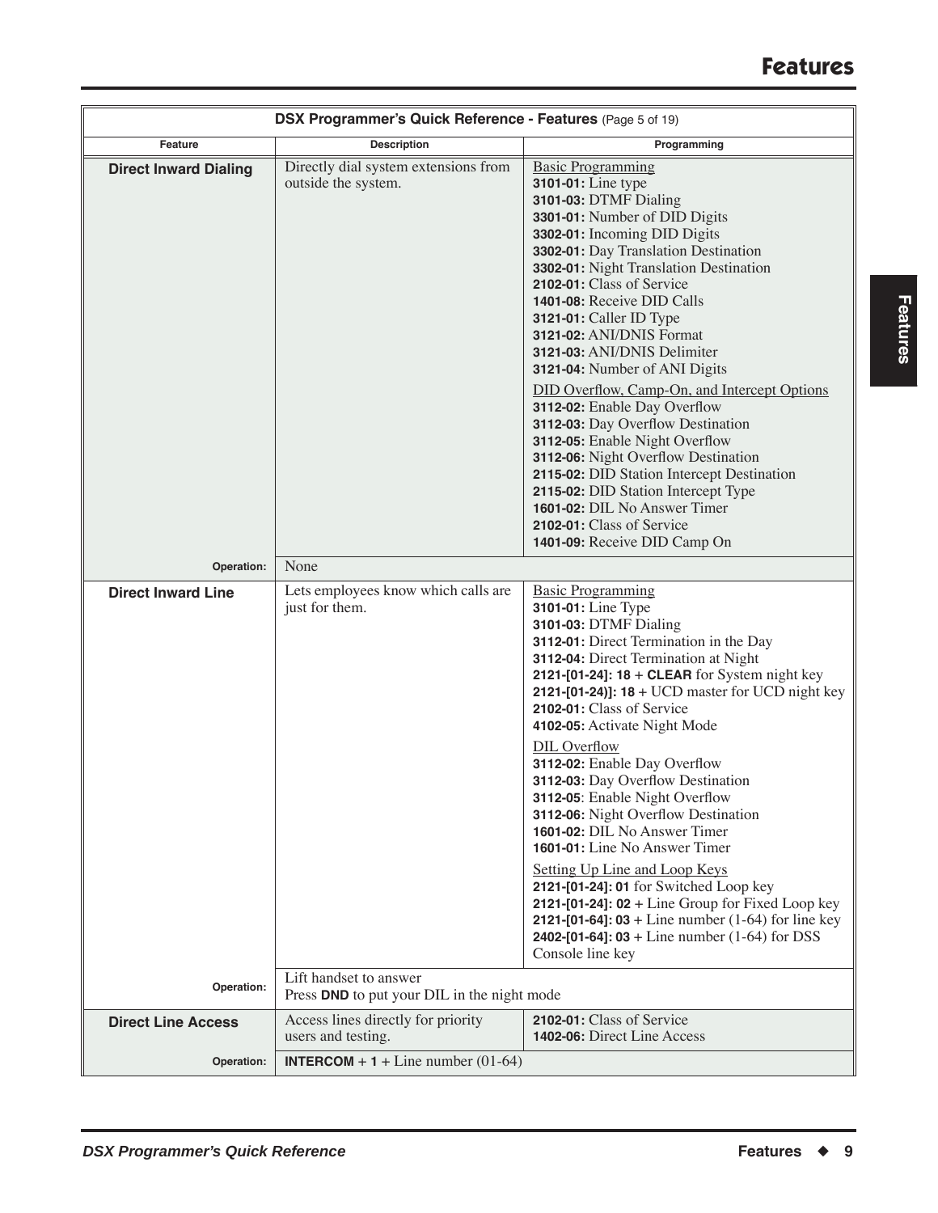# Features

**DSX Programmer's Quick Reference - Features** (Page 5 of 19)

| Feature | Description | Programming |
|---|---|---|
| **Direct Inward Dialing** | Directly dial system extensions from outside the system. | Basic Programming<br>**3101-01:** Line type<br>**3101-03:** DTMF Dialing<br>**3301-01:** Number of DID Digits<br>**3302-01:** Incoming DID Digits<br>**3302-01:** Day Translation Destination<br>**3302-01:** Night Translation Destination<br>**2102-01:** Class of Service<br>**1401-08:** Receive DID Calls<br>**3121-01:** Caller ID Type<br>**3121-02:** ANI/DNIS Format<br>**3121-03:** ANI/DNIS Delimiter<br>**3121-04:** Number of ANI Digits<br><br>DID Overflow, Camp-On, and Intercept Options<br>**3112-02:** Enable Day Overflow<br>**3112-03:** Day Overflow Destination<br>**3112-05:** Enable Night Overflow<br>**3112-06:** Night Overflow Destination<br>**2115-02:** DID Station Intercept Destination<br>**2115-02:** DID Station Intercept Type<br>**1601-02:** DIL No Answer Timer<br>**2102-01:** Class of Service<br>**1401-09:** Receive DID Camp On |
| **Operation:** | None | |
| **Direct Inward Line** | Lets employees know which calls are just for them. | Basic Programming<br>**3101-01:** Line Type<br>**3101-03:** DTMF Dialing<br>**3112-01:** Direct Termination in the Day<br>**3112-04:** Direct Termination at Night<br>**2121-[01-24]: 18** + **CLEAR** for System night key<br>**2121-[01-24)]: 18** + UCD master for UCD night key<br>**2102-01:** Class of Service<br>**4102-05:** Activate Night Mode<br><br>DIL Overflow<br>**3112-02:** Enable Day Overflow<br>**3112-03:** Day Overflow Destination<br>**3112-05**: Enable Night Overflow<br>**3112-06:** Night Overflow Destination<br>**1601-02:** DIL No Answer Timer<br>**1601-01:** Line No Answer Timer<br><br>Setting Up Line and Loop Keys<br>**2121-[01-24]: 01** for Switched Loop key<br>**2121-[01-24]: 02** + Line Group for Fixed Loop key<br>**2121-[01-64]: 03** + Line number (1-64) for line key<br>**2402-[01-64]: 03** + Line number (1-64) for DSS Console line key |
| **Operation:** | Lift handset to answer<br>Press **DND** to put your DIL in the night mode | |
| **Direct Line Access** | Access lines directly for priority users and testing. | **2102-01:** Class of Service<br>**1402-06:** Direct Line Access |
| **Operation:** | **INTERCOM** + **1** + Line number (01-64) | |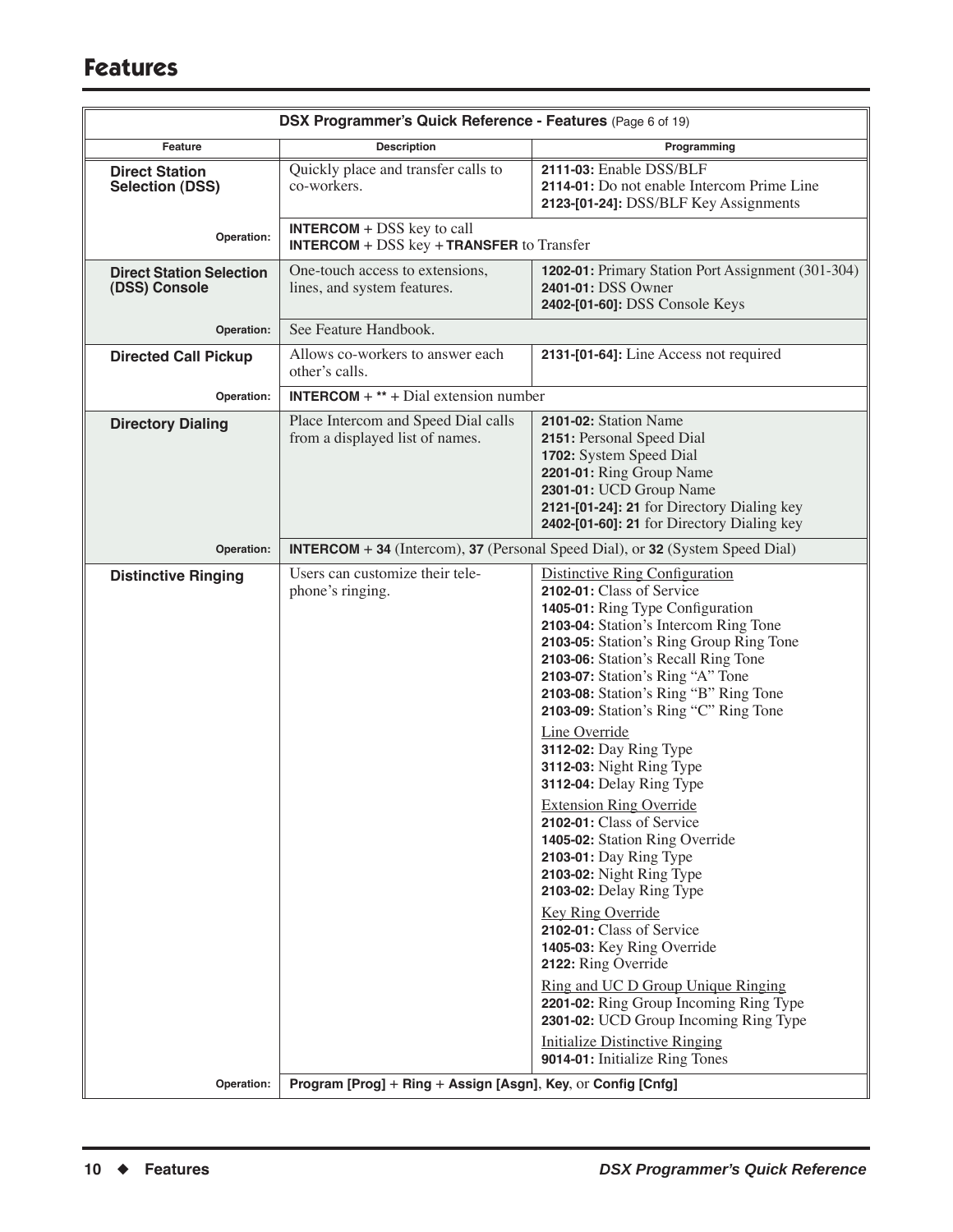# Features

| DSX Programmer's Quick Reference - Features (Page 6 of 19) | | |
|---|---|---|
| **Feature** | **Description** | **Programming** |
| **Direct Station Selection (DSS)** | Quickly place and transfer calls to co-workers. | **2111-03:** Enable DSS/BLF<br>**2114-01:** Do not enable Intercom Prime Line<br>**2123-[01-24]:** DSS/BLF Key Assignments |
| **Operation:** | **INTERCOM** + DSS key to call<br>**INTERCOM** + DSS key + **TRANSFER** to Transfer | |
| **Direct Station Selection (DSS) Console** | One-touch access to extensions, lines, and system features. | **1202-01:** Primary Station Port Assignment (301-304)<br>**2401-01:** DSS Owner<br>**2402-[01-60]:** DSS Console Keys |
| **Operation:** | See Feature Handbook. | |
| **Directed Call Pickup** | Allows co-workers to answer each other's calls. | **2131-[01-64]:** Line Access not required |
| **Operation:** | **INTERCOM** + ** + Dial extension number | |
| **Directory Dialing** | Place Intercom and Speed Dial calls from a displayed list of names. | **2101-02:** Station Name<br>**2151:** Personal Speed Dial<br>**1702:** System Speed Dial<br>**2201-01:** Ring Group Name<br>**2301-01:** UCD Group Name<br>**2121-[01-24]: 21** for Directory Dialing key<br>**2402-[01-60]: 21** for Directory Dialing key |
| **Operation:** | **INTERCOM** + **34** (Intercom), **37** (Personal Speed Dial), or **32** (System Speed Dial) | |
| **Distinctive Ringing** | Users can customize their telephone's ringing. | Distinctive Ring Configuration<br>**2102-01:** Class of Service<br>**1405-01:** Ring Type Configuration<br>**2103-04:** Station's Intercom Ring Tone<br>**2103-05:** Station's Ring Group Ring Tone<br>**2103-06:** Station's Recall Ring Tone<br>**2103-07:** Station's Ring "A" Tone<br>**2103-08:** Station's Ring "B" Ring Tone<br>**2103-09:** Station's Ring "C" Ring Tone<br>Line Override<br>**3112-02:** Day Ring Type<br>**3112-03:** Night Ring Type<br>**3112-04:** Delay Ring Type<br>Extension Ring Override<br>**2102-01:** Class of Service<br>**1405-02:** Station Ring Override<br>**2103-01:** Day Ring Type<br>**2103-02:** Night Ring Type<br>**2103-02:** Delay Ring Type<br>Key Ring Override<br>**2102-01:** Class of Service<br>**1405-03:** Key Ring Override<br>**2122:** Ring Override<br>Ring and UC D Group Unique Ringing<br>**2201-02:** Ring Group Incoming Ring Type<br>**2301-02:** UCD Group Incoming Ring Type<br>Initialize Distinctive Ringing<br>**9014-01:** Initialize Ring Tones |
| **Operation:** | **Program [Prog]** + **Ring** + **Assign [Asgn]**, **Key**, or **Config [Cnfg]** | |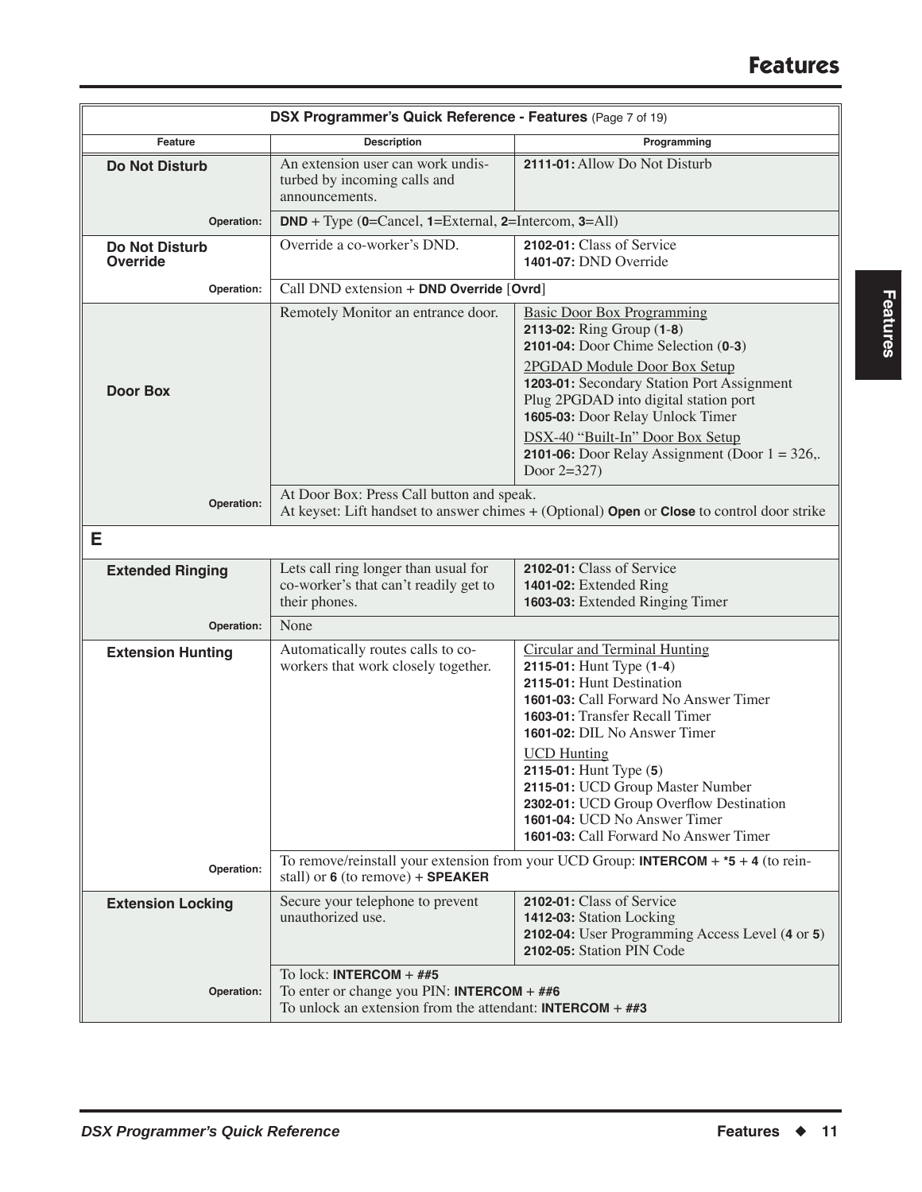# Features

| DSX Programmer's Quick Reference - Features (Page 7 of 19) | | |
|---|---|---|
| **Feature** | **Description** | **Programming** |
| **Do Not Disturb** | An extension user can work undisturbed by incoming calls and announcements. | **2111-01:** Allow Do Not Disturb |
| **Operation:** | **DND** + Type (**0**=Cancel, **1**=External, **2**=Intercom, **3**=All) | |
| **Do Not Disturb Override** | Override a co-worker's DND. | **2102-01:** Class of Service<br>**1401-07:** DND Override |
| **Operation:** | Call DND extension + **DND Override** [**Ovrd**] | |
| **Door Box** | Remotely Monitor an entrance door. | Basic Door Box Programming<br>**2113-02:** Ring Group (**1**-**8**)<br>**2101-04:** Door Chime Selection (**0**-**3**)<br>2PGDAD Module Door Box Setup<br>**1203-01:** Secondary Station Port Assignment<br>Plug 2PGDAD into digital station port<br>**1605-03:** Door Relay Unlock Timer<br>DSX-40 "Built-In" Door Box Setup<br>**2101-06:** Door Relay Assignment (Door 1 = 326,. Door 2=327) |
| **Operation:** | At Door Box: Press Call button and speak.<br>At keyset: Lift handset to answer chimes + (Optional) **Open** or **Close** to control door strike | |
| **E** | | |
| **Extended Ringing** | Lets call ring longer than usual for co-worker's that can't readily get to their phones. | **2102-01:** Class of Service<br>**1401-02:** Extended Ring<br>**1603-03:** Extended Ringing Timer |
| **Operation:** | None | |
| **Extension Hunting** | Automatically routes calls to co-workers that work closely together. | Circular and Terminal Hunting<br>**2115-01:** Hunt Type (**1**-**4**)<br>**2115-01:** Hunt Destination<br>**1601-03:** Call Forward No Answer Timer<br>**1603-01:** Transfer Recall Timer<br>**1601-02:** DIL No Answer Timer<br>UCD Hunting<br>**2115-01:** Hunt Type (**5**)<br>**2115-01:** UCD Group Master Number<br>**2302-01:** UCD Group Overflow Destination<br>**1601-04:** UCD No Answer Timer<br>**1601-03:** Call Forward No Answer Timer |
| **Operation:** | To remove/reinstall your extension from your UCD Group: **INTERCOM** + ***5** + **4** (to reinstall) or **6** (to remove) + **SPEAKER** | |
| **Extension Locking** | Secure your telephone to prevent unauthorized use. | **2102-01:** Class of Service<br>**1412-03:** Station Locking<br>**2102-04:** User Programming Access Level (**4** or **5**)<br>**2102-05:** Station PIN Code |
| **Operation:** | To lock: **INTERCOM** + **##5**<br>To enter or change you PIN: **INTERCOM** + **##6**<br>To unlock an extension from the attendant: **INTERCOM** + **##3** | |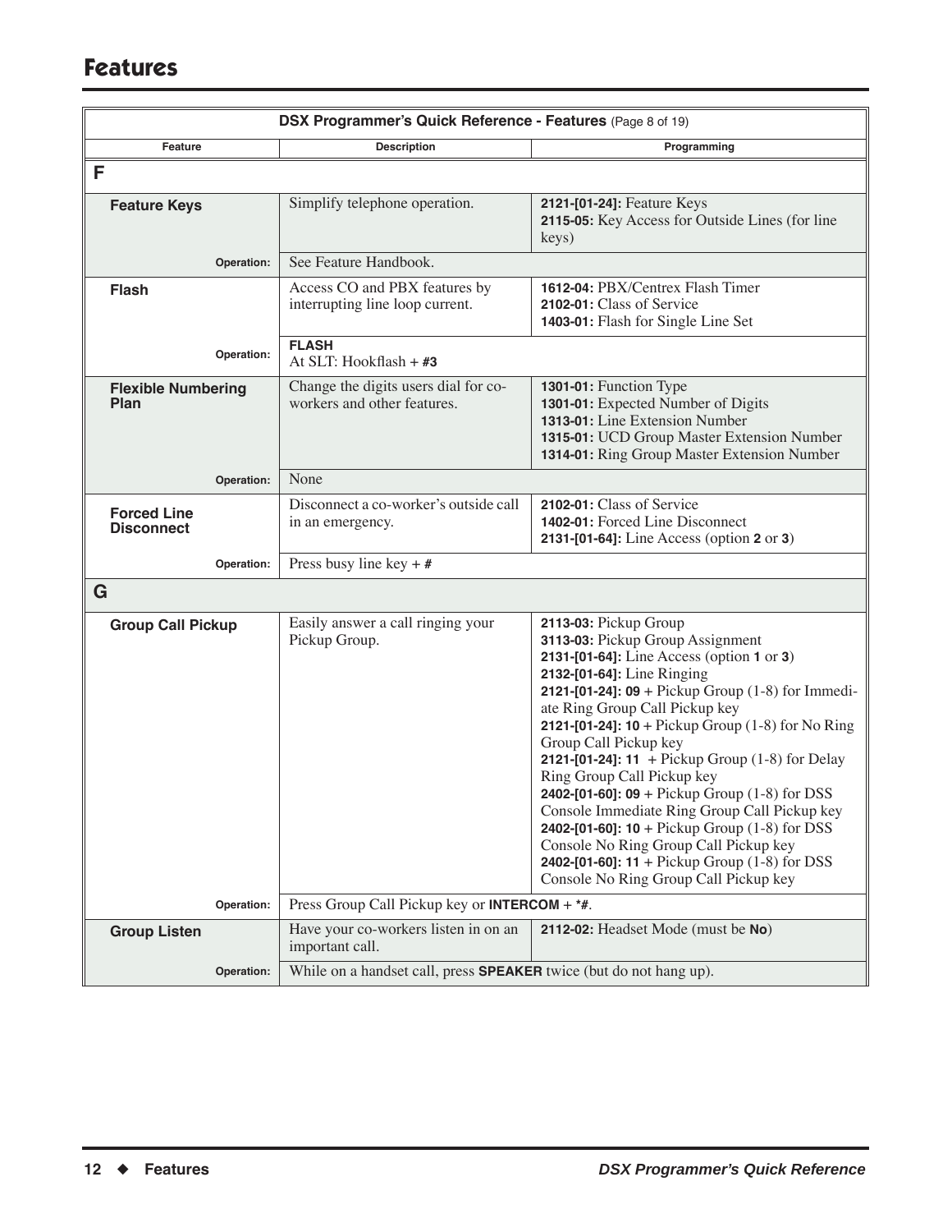# Features

| DSX Programmer's Quick Reference - Features (Page 8 of 19) | | |
|---|---|---|
| **Feature** | **Description** | **Programming** |
| **F** | | |
| **Feature Keys** | Simplify telephone operation. | **2121-[01-24]:** Feature Keys<br>**2115-05:** Key Access for Outside Lines (for line keys) |
| **Operation:** | See Feature Handbook. | |
| **Flash** | Access CO and PBX features by interrupting line loop current. | **1612-04:** PBX/Centrex Flash Timer<br>**2102-01:** Class of Service<br>**1403-01:** Flash for Single Line Set |
| **Operation:** | **FLASH**<br>At SLT: Hookflash + **#3** | |
| **Flexible Numbering Plan** | Change the digits users dial for co-workers and other features. | **1301-01:** Function Type<br>**1301-01:** Expected Number of Digits<br>**1313-01:** Line Extension Number<br>**1315-01:** UCD Group Master Extension Number<br>**1314-01:** Ring Group Master Extension Number |
| **Operation:** | None | |
| **Forced Line Disconnect** | Disconnect a co-worker's outside call in an emergency. | **2102-01:** Class of Service<br>**1402-01:** Forced Line Disconnect<br>**2131-[01-64]:** Line Access (option **2** or **3**) |
| **Operation:** | Press busy line key + **#** | |
| **G** | | |
| **Group Call Pickup** | Easily answer a call ringing your Pickup Group. | **2113-03:** Pickup Group<br>**3113-03:** Pickup Group Assignment<br>**2131-[01-64]:** Line Access (option **1** or **3**)<br>**2132-[01-64]:** Line Ringing<br>**2121-[01-24]: 09** + Pickup Group (1-8) for Immediate Ring Group Call Pickup key<br>**2121-[01-24]: 10** + Pickup Group (1-8) for No Ring Group Call Pickup key<br>**2121-[01-24]: 11** + Pickup Group (1-8) for Delay Ring Group Call Pickup key<br>**2402-[01-60]: 09** + Pickup Group (1-8) for DSS Console Immediate Ring Group Call Pickup key<br>**2402-[01-60]: 10** + Pickup Group (1-8) for DSS Console No Ring Group Call Pickup key<br>**2402-[01-60]: 11** + Pickup Group (1-8) for DSS Console No Ring Group Call Pickup key |
| **Operation:** | Press Group Call Pickup key or **INTERCOM** + ***#**. | |
| **Group Listen** | Have your co-workers listen in on an important call. | **2112-02:** Headset Mode (must be **No**) |
| **Operation:** | While on a handset call, press **SPEAKER** twice (but do not hang up). | |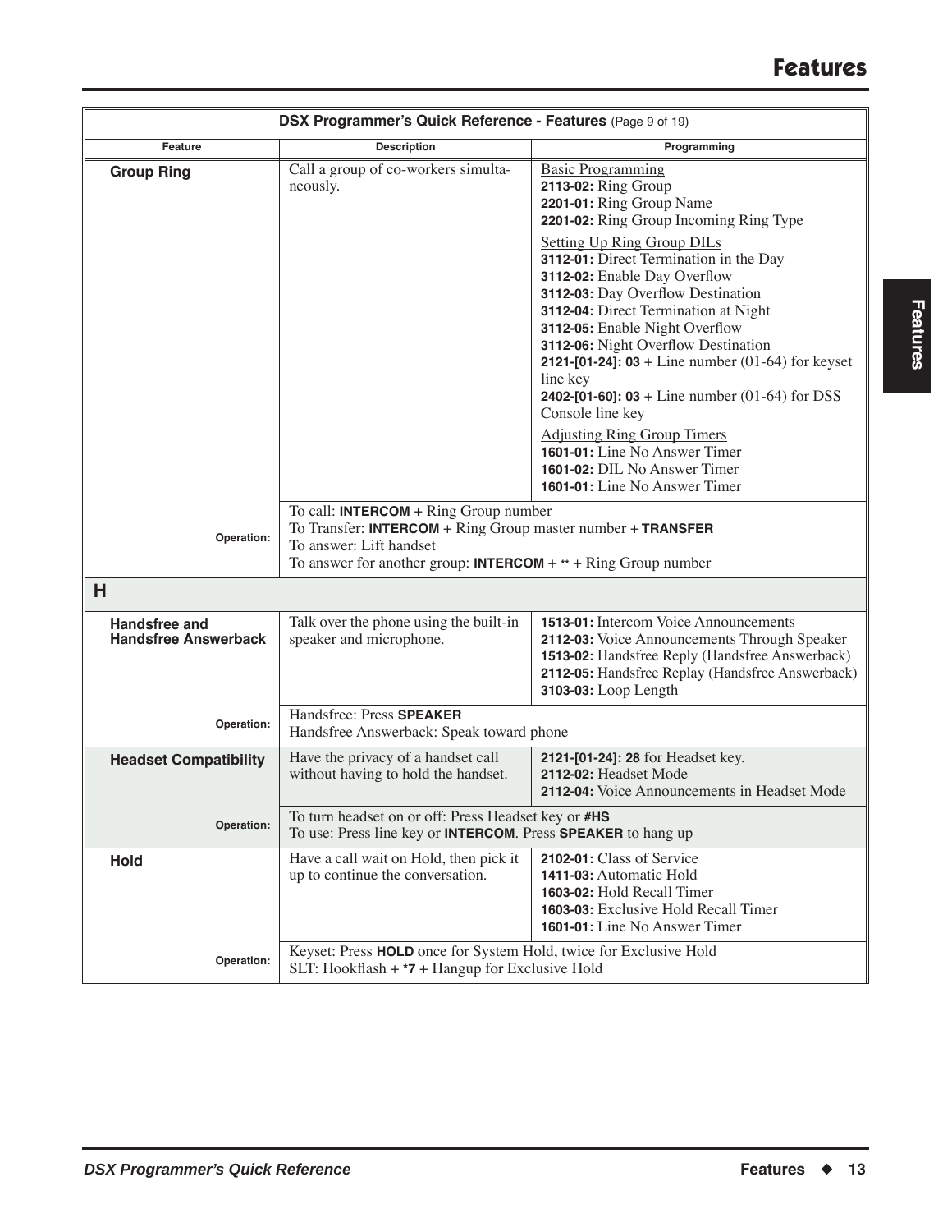| DSX Programmer's Quick Reference - Features (Page 9 of 19) | | |
|---|---|---|
| **Feature** | **Description** | **Programming** |
| **Group Ring** | Call a group of co-workers simultaneously. | Basic Programming<br>**2113-02:** Ring Group<br>**2201-01:** Ring Group Name<br>**2201-02:** Ring Group Incoming Ring Type<br><br>Setting Up Ring Group DILs<br>**3112-01:** Direct Termination in the Day<br>**3112-02:** Enable Day Overflow<br>**3112-03:** Day Overflow Destination<br>**3112-04:** Direct Termination at Night<br>**3112-05:** Enable Night Overflow<br>**3112-06:** Night Overflow Destination<br>**2121-[01-24]: 03** + Line number (01-64) for keyset line key<br>**2402-[01-60]: 03** + Line number (01-64) for DSS Console line key<br><br>Adjusting Ring Group Timers<br>**1601-01:** Line No Answer Timer<br>**1601-02:** DIL No Answer Timer<br>**1601-01:** Line No Answer Timer |
| **Operation:** | To call: **INTERCOM** + Ring Group number<br>To Transfer: **INTERCOM** + Ring Group master number + **TRANSFER**<br>To answer: Lift handset<br>To answer for another group: **INTERCOM** + ** + Ring Group number | |
| **H** | | |
| **Handsfree and Handsfree Answerback** | Talk over the phone using the built-in speaker and microphone. | **1513-01:** Intercom Voice Announcements<br>**2112-03:** Voice Announcements Through Speaker<br>**1513-02:** Handsfree Reply (Handsfree Answerback)<br>**2112-05:** Handsfree Replay (Handsfree Answerback)<br>**3103-03:** Loop Length |
| **Operation:** | Handsfree: Press **SPEAKER**<br>Handsfree Answerback: Speak toward phone | |
| **Headset Compatibility** | Have the privacy of a handset call without having to hold the handset. | **2121-[01-24]: 28** for Headset key.<br>**2112-02:** Headset Mode<br>**2112-04:** Voice Announcements in Headset Mode |
| **Operation:** | To turn headset on or off: Press Headset key or **#HS**<br>To use: Press line key or **INTERCOM**. Press **SPEAKER** to hang up | |
| **Hold** | Have a call wait on Hold, then pick it up to continue the conversation. | **2102-01:** Class of Service<br>**1411-03:** Automatic Hold<br>**1603-02:** Hold Recall Timer<br>**1603-03:** Exclusive Hold Recall Timer<br>**1601-01:** Line No Answer Timer |
| **Operation:** | Keyset: Press **HOLD** once for System Hold, twice for Exclusive Hold<br>SLT: Hookflash + ***7** + Hangup for Exclusive Hold | |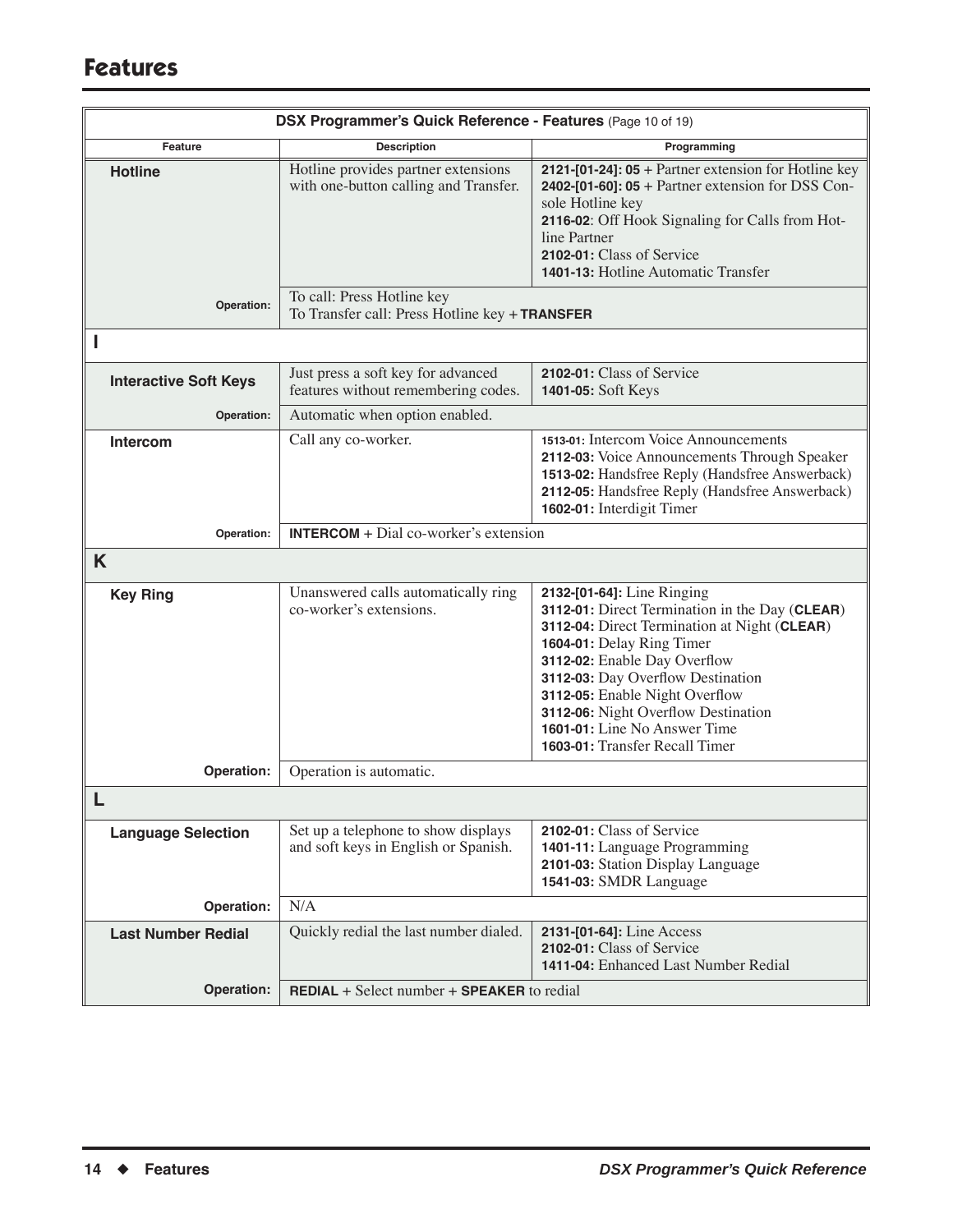# Features

| DSX Programmer's Quick Reference - Features (Page 10 of 19) | | |
|---|---|---|
| **Feature** | **Description** | **Programming** |
| **Hotline** | Hotline provides partner extensions with one-button calling and Transfer. | **2121-[01-24]: 05** + Partner extension for Hotline key<br>**2402-[01-60]: 05** + Partner extension for DSS Console Hotline key<br>**2116-02**: Off Hook Signaling for Calls from Hotline Partner<br>**2102-01:** Class of Service<br>**1401-13:** Hotline Automatic Transfer |
| **Operation:** | To call: Press Hotline key<br>To Transfer call: Press Hotline key + **TRANSFER** | |
| **I** | | |
| **Interactive Soft Keys** | Just press a soft key for advanced features without remembering codes. | **2102-01:** Class of Service<br>**1401-05:** Soft Keys |
| **Operation:** | Automatic when option enabled. | |
| **Intercom** | Call any co-worker. | **1513-01:** Intercom Voice Announcements<br>**2112-03:** Voice Announcements Through Speaker<br>**1513-02:** Handsfree Reply (Handsfree Answerback)<br>**2112-05:** Handsfree Reply (Handsfree Answerback)<br>**1602-01:** Interdigit Timer |
| **Operation:** | **INTERCOM** + Dial co-worker's extension | |
| **K** | | |
| **Key Ring** | Unanswered calls automatically ring co-worker's extensions. | **2132-[01-64]:** Line Ringing<br>**3112-01:** Direct Termination in the Day (**CLEAR**)<br>**3112-04:** Direct Termination at Night (**CLEAR**)<br>**1604-01:** Delay Ring Timer<br>**3112-02:** Enable Day Overflow<br>**3112-03:** Day Overflow Destination<br>**3112-05:** Enable Night Overflow<br>**3112-06:** Night Overflow Destination<br>**1601-01:** Line No Answer Time<br>**1603-01:** Transfer Recall Timer |
| **Operation:** | Operation is automatic. | |
| **L** | | |
| **Language Selection** | Set up a telephone to show displays and soft keys in English or Spanish. | **2102-01:** Class of Service<br>**1401-11:** Language Programming<br>**2101-03:** Station Display Language<br>**1541-03:** SMDR Language |
| **Operation:** | N/A | |
| **Last Number Redial** | Quickly redial the last number dialed. | **2131-[01-64]:** Line Access<br>**2102-01:** Class of Service<br>**1411-04:** Enhanced Last Number Redial |
| **Operation:** | **REDIAL** + Select number + **SPEAKER** to redial | |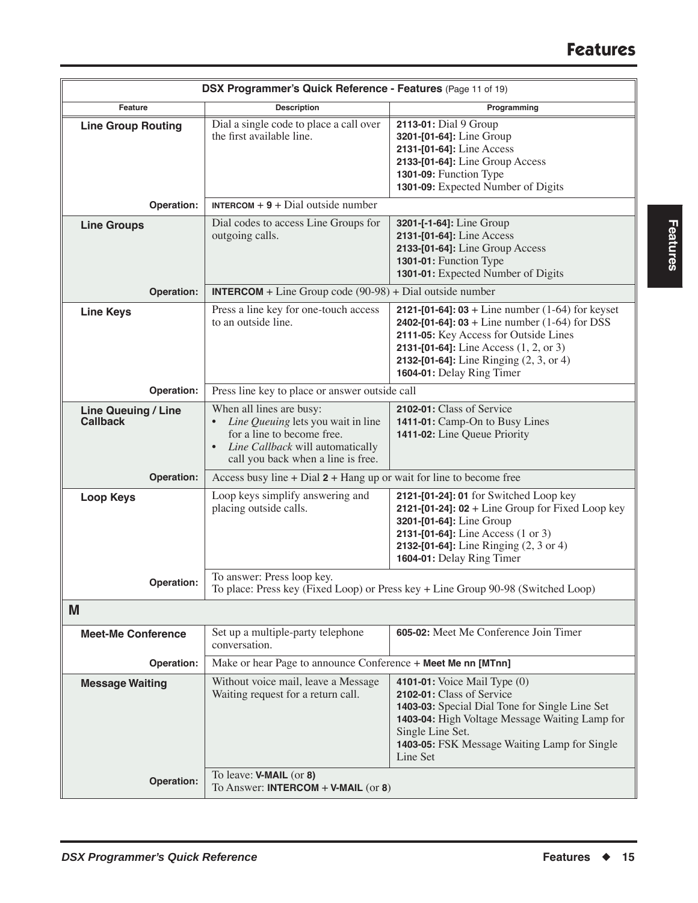# Features

| DSX Programmer's Quick Reference - Features (Page 11 of 19) | | |
|---|---|---|
| **Feature** | **Description** | **Programming** |
| **Line Group Routing** | Dial a single code to place a call over the first available line. | **2113-01:** Dial 9 Group<br>**3201-[01-64]:** Line Group<br>**2131-[01-64]:** Line Access<br>**2133-[01-64]:** Line Group Access<br>**1301-09:** Function Type<br>**1301-09:** Expected Number of Digits |
| **Operation:** | **INTERCOM** + **9** + Dial outside number | |
| **Line Groups** | Dial codes to access Line Groups for outgoing calls. | **3201-[-1-64]:** Line Group<br>**2131-[01-64]:** Line Access<br>**2133-[01-64]:** Line Group Access<br>**1301-01:** Function Type<br>**1301-01:** Expected Number of Digits |
| **Operation:** | **INTERCOM** + Line Group code (90-98) + Dial outside number | |
| **Line Keys** | Press a line key for one-touch access to an outside line. | **2121-[01-64]: 03** + Line number (1-64) for keyset<br>**2402-[01-64]: 03** + Line number (1-64) for DSS<br>**2111-05:** Key Access for Outside Lines<br>**2131-[01-64]:** Line Access (1, 2, or 3)<br>**2132-[01-64]:** Line Ringing (2, 3, or 4)<br>**1604-01:** Delay Ring Timer |
| **Operation:** | Press line key to place or answer outside call | |
| **Line Queuing / Line Callback** | When all lines are busy:<br>• *Line Queuing* lets you wait in line for a line to become free.<br>• *Line Callback* will automatically call you back when a line is free. | **2102-01:** Class of Service<br>**1411-01:** Camp-On to Busy Lines<br>**1411-02:** Line Queue Priority |
| **Operation:** | Access busy line + Dial **2** + Hang up or wait for line to become free | |
| **Loop Keys** | Loop keys simplify answering and placing outside calls. | **2121-[01-24]: 01** for Switched Loop key<br>**2121-[01-24]: 02** + Line Group for Fixed Loop key<br>**3201-[01-64]:** Line Group<br>**2131-[01-64]:** Line Access (1 or 3)<br>**2132-[01-64]:** Line Ringing (2, 3 or 4)<br>**1604-01:** Delay Ring Timer |
| **Operation:** | To answer: Press loop key.<br>To place: Press key (Fixed Loop) or Press key + Line Group 90-98 (Switched Loop) | |
| **M** | | |
| **Meet-Me Conference** | Set up a multiple-party telephone conversation. | **605-02:** Meet Me Conference Join Timer |
| **Operation:** | Make or hear Page to announce Conference + **Meet Me nn [MTnn]** | |
| **Message Waiting** | Without voice mail, leave a Message Waiting request for a return call. | **4101-01:** Voice Mail Type (0)<br>**2102-01:** Class of Service<br>**1403-03:** Special Dial Tone for Single Line Set<br>**1403-04:** High Voltage Message Waiting Lamp for Single Line Set.<br>**1403-05:** FSK Message Waiting Lamp for Single Line Set |
| **Operation:** | To leave: **V-MAIL** (or **8)**<br>To Answer: **INTERCOM** + **V-MAIL** (or **8**) | |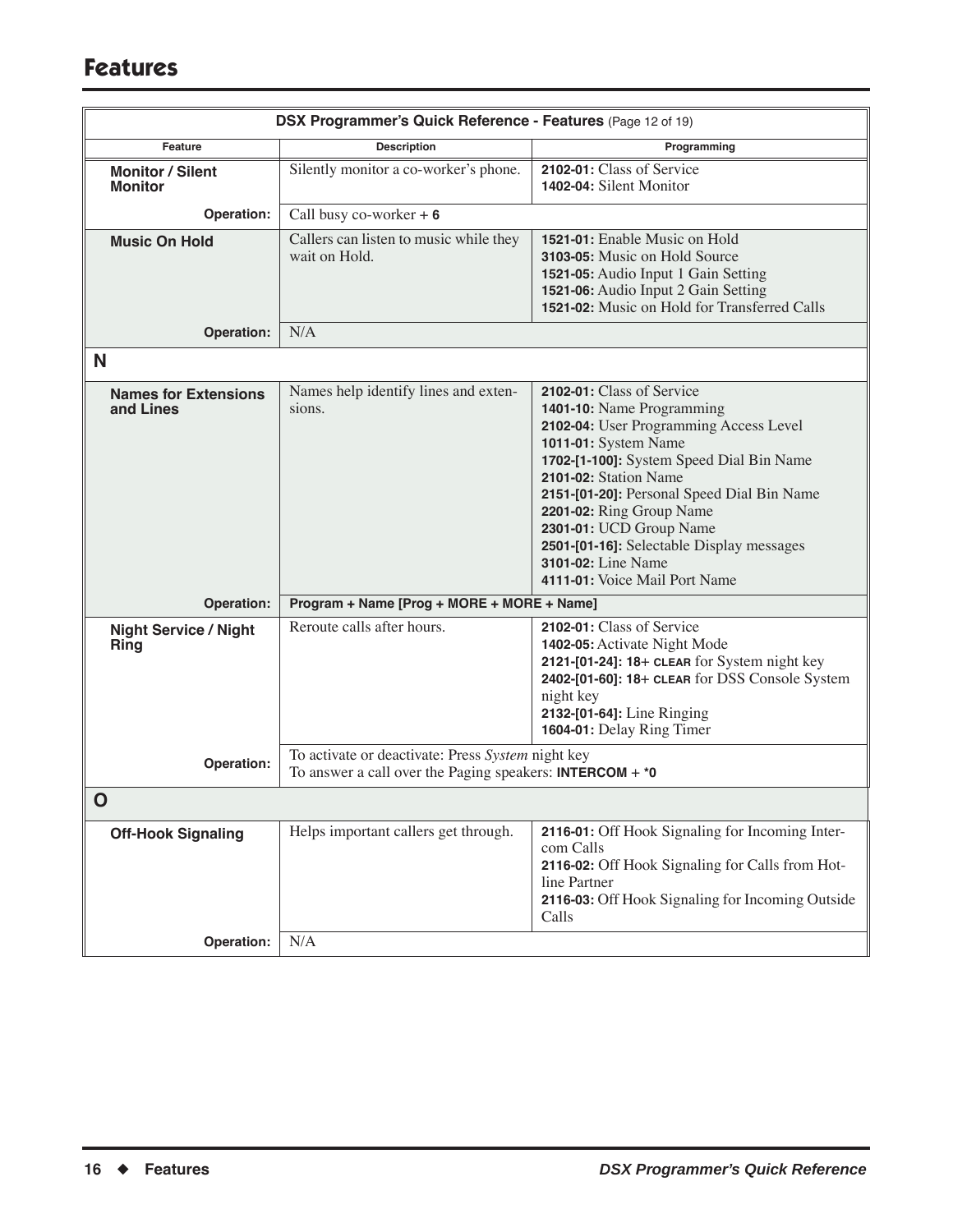# Features

| DSX Programmer's Quick Reference - Features (Page 12 of 19) | | |
|---|---|---|
| **Feature** | **Description** | **Programming** |
| **Monitor / Silent Monitor** | Silently monitor a co-worker's phone. | **2102-01:** Class of Service<br>**1402-04:** Silent Monitor |
| **Operation:** | Call busy co-worker + **6** | |
| **Music On Hold** | Callers can listen to music while they wait on Hold. | **1521-01:** Enable Music on Hold<br>**3103-05:** Music on Hold Source<br>**1521-05:** Audio Input 1 Gain Setting<br>**1521-06:** Audio Input 2 Gain Setting<br>**1521-02:** Music on Hold for Transferred Calls |
| **Operation:** | N/A | |
| **N** | | |
| **Names for Extensions and Lines** | Names help identify lines and extensions. | **2102-01:** Class of Service<br>**1401-10:** Name Programming<br>**2102-04:** User Programming Access Level<br>**1011-01:** System Name<br>**1702-[1-100]:** System Speed Dial Bin Name<br>**2101-02:** Station Name<br>**2151-[01-20]:** Personal Speed Dial Bin Name<br>**2201-02:** Ring Group Name<br>**2301-01:** UCD Group Name<br>**2501-[01-16]:** Selectable Display messages<br>**3101-02:** Line Name<br>**4111-01:** Voice Mail Port Name |
| **Operation:** | **Program + Name [Prog + MORE + MORE + Name]** | |
| **Night Service / Night Ring** | Reroute calls after hours. | **2102-01:** Class of Service<br>**1402-05:** Activate Night Mode<br>**2121-[01-24]: 18+ CLEAR** for System night key<br>**2402-[01-60]: 18+ CLEAR** for DSS Console System night key<br>**2132-[01-64]:** Line Ringing<br>**1604-01:** Delay Ring Timer |
| **Operation:** | To activate or deactivate: Press *System* night key<br>To answer a call over the Paging speakers: **INTERCOM + *0** | |
| **O** | | |
| **Off-Hook Signaling** | Helps important callers get through. | **2116-01:** Off Hook Signaling for Incoming Intercom Calls<br>**2116-02:** Off Hook Signaling for Calls from Hotline Partner<br>**2116-03:** Off Hook Signaling for Incoming Outside Calls |
| **Operation:** | N/A | |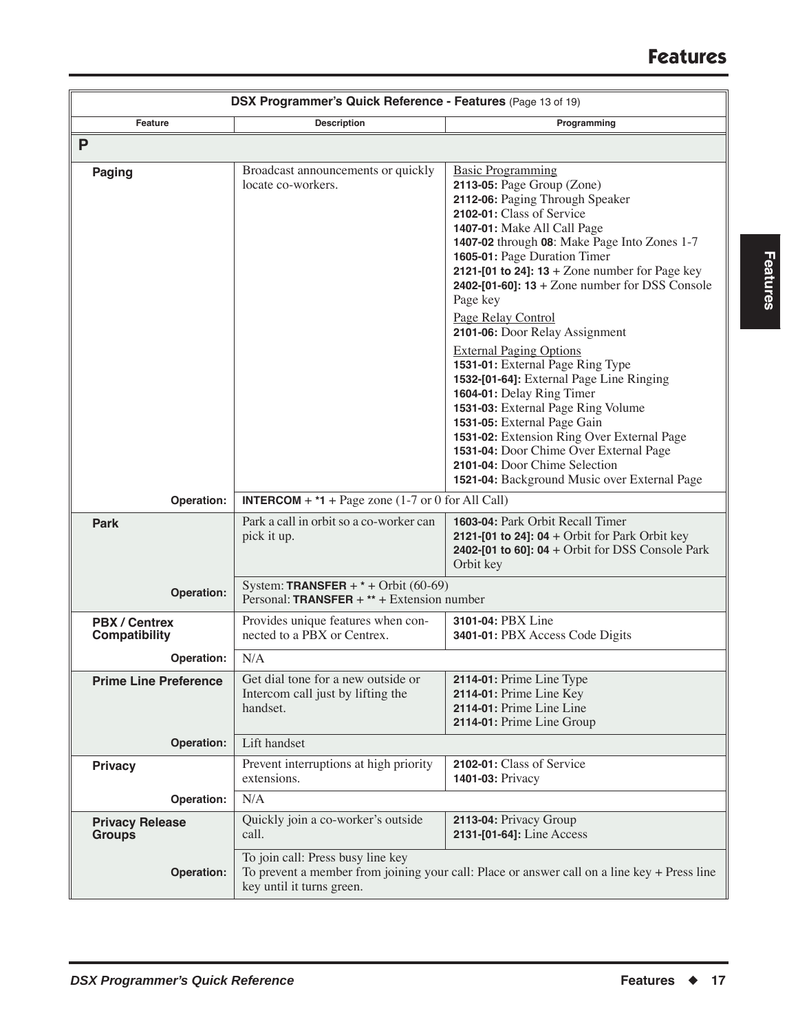# Features

| DSX Programmer's Quick Reference - Features (Page 13 of 19) | | |
|---|---|---|
| **Feature** | **Description** | **Programming** |
| **P** | | |
| **Paging** | Broadcast announcements or quickly locate co-workers. | Basic Programming<br>**2113-05:** Page Group (Zone)<br>**2112-06:** Paging Through Speaker<br>**2102-01:** Class of Service<br>**1407-01:** Make All Call Page<br>**1407-02** through **08**: Make Page Into Zones 1-7<br>**1605-01:** Page Duration Timer<br>**2121-[01 to 24]: 13** + Zone number for Page key<br>**2402-[01-60]: 13** + Zone number for DSS Console Page key<br>Page Relay Control<br>**2101-06:** Door Relay Assignment<br>External Paging Options<br>**1531-01:** External Page Ring Type<br>**1532-[01-64]:** External Page Line Ringing<br>**1604-01:** Delay Ring Timer<br>**1531-03:** External Page Ring Volume<br>**1531-05:** External Page Gain<br>**1531-02:** Extension Ring Over External Page<br>**1531-04:** Door Chime Over External Page<br>**2101-04:** Door Chime Selection<br>**1521-04:** Background Music over External Page |
| **Operation:** | **INTERCOM** + ***1** + Page zone (1-7 or 0 for All Call) | |
| **Park** | Park a call in orbit so a co-worker can pick it up. | **1603-04:** Park Orbit Recall Timer<br>**2121-[01 to 24]: 04** + Orbit for Park Orbit key<br>**2402-[01 to 60]: 04** + Orbit for DSS Console Park Orbit key |
| **Operation:** | System: **TRANSFER** + ***** + Orbit (60-69)<br>Personal: **TRANSFER** + ****** + Extension number | |
| **PBX / Centrex Compatibility** | Provides unique features when connected to a PBX or Centrex. | **3101-04:** PBX Line<br>**3401-01:** PBX Access Code Digits |
| **Operation:** | N/A | |
| **Prime Line Preference** | Get dial tone for a new outside or Intercom call just by lifting the handset. | **2114-01:** Prime Line Type<br>**2114-01:** Prime Line Key<br>**2114-01:** Prime Line Line<br>**2114-01:** Prime Line Group |
| **Operation:** | Lift handset | |
| **Privacy** | Prevent interruptions at high priority extensions. | **2102-01:** Class of Service<br>**1401-03:** Privacy |
| **Operation:** | N/A | |
| **Privacy Release Groups** | Quickly join a co-worker's outside call. | **2113-04:** Privacy Group<br>**2131-[01-64]:** Line Access |
| **Operation:** | To join call: Press busy line key<br>To prevent a member from joining your call: Place or answer call on a line key + Press line key until it turns green. | |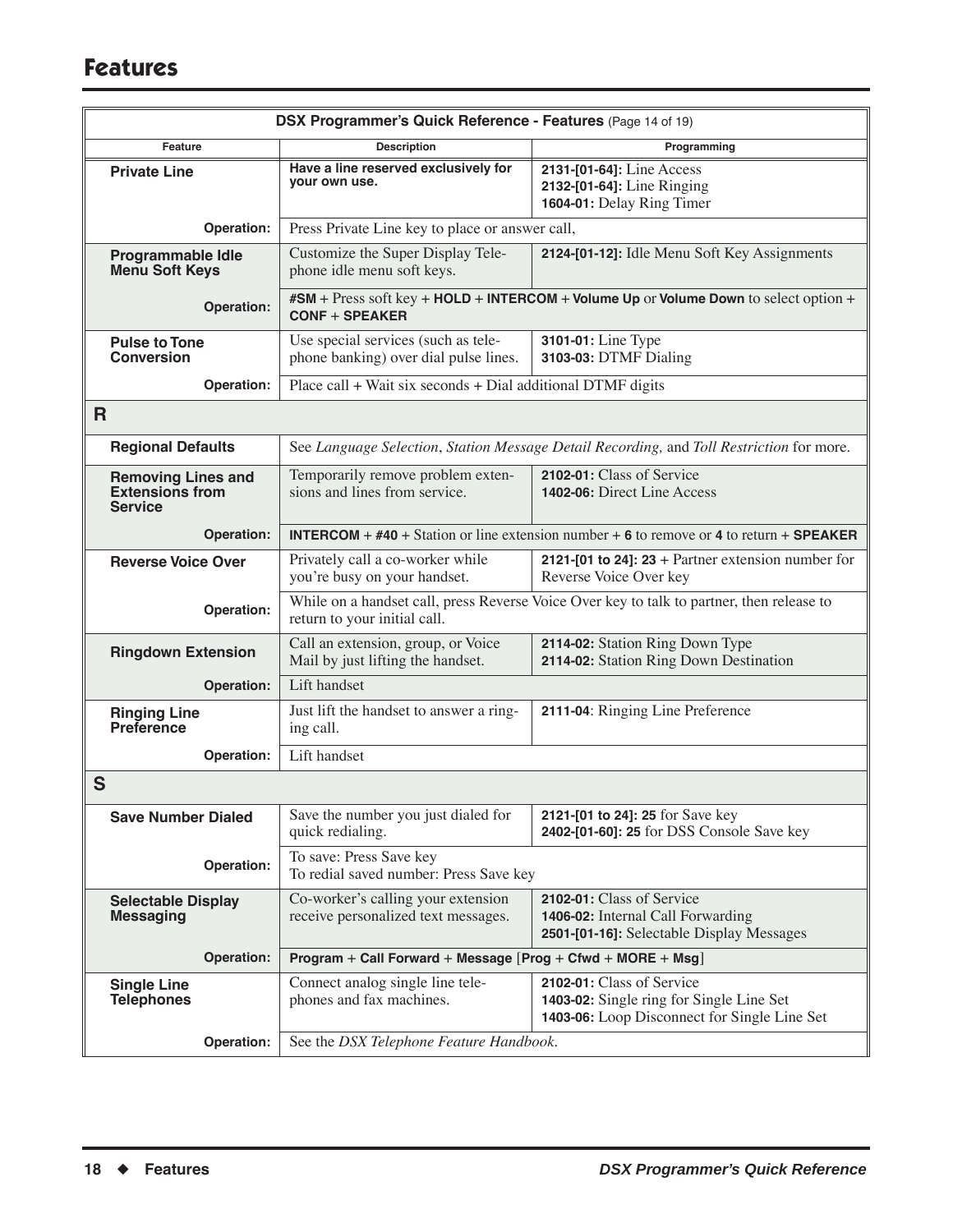# Features

| DSX Programmer's Quick Reference - Features (Page 14 of 19) | | |
|---|---|---|
| **Feature** | **Description** | **Programming** |
| **Private Line** | **Have a line reserved exclusively for your own use.** | **2131-[01-64]:** Line Access<br>**2132-[01-64]:** Line Ringing<br>**1604-01:** Delay Ring Timer |
| **Operation:** | Press Private Line key to place or answer call, | |
| **Programmable Idle Menu Soft Keys** | Customize the Super Display Telephone idle menu soft keys. | **2124-[01-12]:** Idle Menu Soft Key Assignments |
| **Operation:** | **#SM** + Press soft key + **HOLD** + **INTERCOM** + **Volume Up** or **Volume Down** to select option + **CONF** + **SPEAKER** | |
| **Pulse to Tone Conversion** | Use special services (such as telephone banking) over dial pulse lines. | **3101-01:** Line Type<br>**3103-03:** DTMF Dialing |
| **Operation:** | Place call + Wait six seconds + Dial additional DTMF digits | |
| **R** | | |
| **Regional Defaults** | See *Language Selection*, *Station Message Detail Recording,* and *Toll Restriction* for more. | |
| **Removing Lines and Extensions from Service** | Temporarily remove problem extensions and lines from service. | **2102-01:** Class of Service<br>**1402-06:** Direct Line Access |
| **Operation:** | **INTERCOM** + **#40** + Station or line extension number + **6** to remove or **4** to return + **SPEAKER** | |
| **Reverse Voice Over** | Privately call a co-worker while you're busy on your handset. | **2121-[01 to 24]: 23** + Partner extension number for Reverse Voice Over key |
| **Operation:** | While on a handset call, press Reverse Voice Over key to talk to partner, then release to return to your initial call. | |
| **Ringdown Extension** | Call an extension, group, or Voice Mail by just lifting the handset. | **2114-02:** Station Ring Down Type<br>**2114-02:** Station Ring Down Destination |
| **Operation:** | Lift handset | |
| **Ringing Line Preference** | Just lift the handset to answer a ringing call. | **2111-04**: Ringing Line Preference |
| **Operation:** | Lift handset | |
| **S** | | |
| **Save Number Dialed** | Save the number you just dialed for quick redialing. | **2121-[01 to 24]: 25** for Save key<br>**2402-[01-60]: 25** for DSS Console Save key |
| **Operation:** | To save: Press Save key<br>To redial saved number: Press Save key | |
| **Selectable Display Messaging** | Co-worker's calling your extension receive personalized text messages. | **2102-01:** Class of Service<br>**1406-02:** Internal Call Forwarding<br>**2501-[01-16]:** Selectable Display Messages |
| **Operation:** | **Program** + **Call Forward** + **Message** [**Prog** + **Cfwd** + **MORE** + **Msg**] | |
| **Single Line Telephones** | Connect analog single line telephones and fax machines. | **2102-01:** Class of Service<br>**1403-02:** Single ring for Single Line Set<br>**1403-06:** Loop Disconnect for Single Line Set |
| **Operation:** | See the *DSX Telephone Feature Handbook.* | |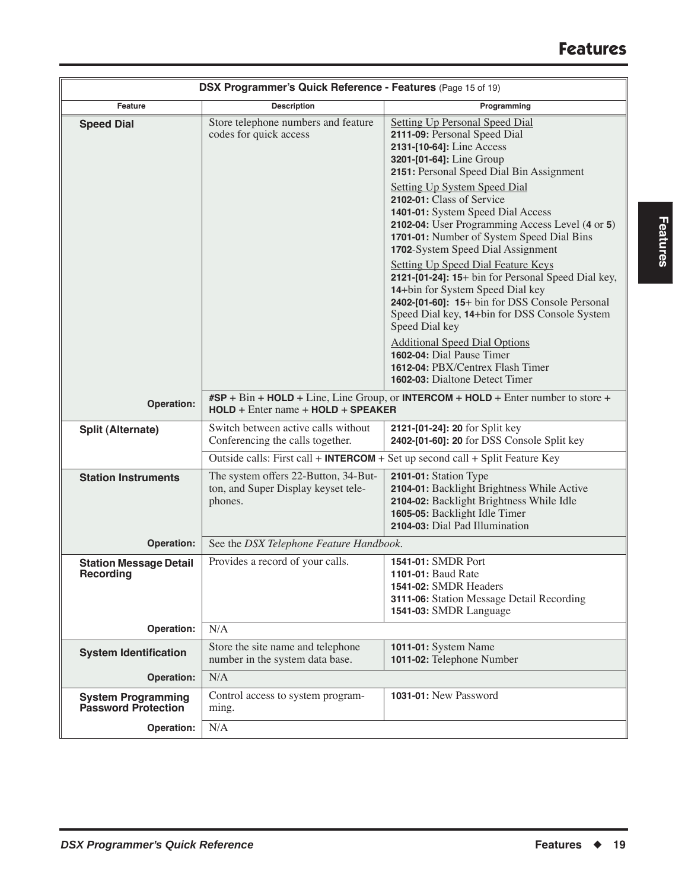**DSX Programmer's Quick Reference - Features** (Page 15 of 19)

| Feature | Description | Programming |
|---|---|---|
| **Speed Dial** | Store telephone numbers and feature codes for quick access | Setting Up Personal Speed Dial<br>**2111-09:** Personal Speed Dial<br>**2131-[10-64]:** Line Access<br>**3201-[01-64]:** Line Group<br>**2151:** Personal Speed Dial Bin Assignment<br>Setting Up System Speed Dial<br>**2102-01:** Class of Service<br>**1401-01:** System Speed Dial Access<br>**2102-04:** User Programming Access Level (**4** or **5**)<br>**1701-01:** Number of System Speed Dial Bins<br>**1702**-System Speed Dial Assignment<br>Setting Up Speed Dial Feature Keys<br>**2121-[01-24]: 15+** bin for Personal Speed Dial key, **14+**bin for System Speed Dial key<br>**2402-[01-60]: 15+** bin for DSS Console Personal Speed Dial key, **14+**bin for DSS Console System Speed Dial key<br>Additional Speed Dial Options<br>**1602-04:** Dial Pause Timer<br>**1612-04:** PBX/Centrex Flash Timer<br>**1602-03:** Dialtone Detect Timer |
| **Operation:** | **#SP** + Bin + **HOLD** + Line, Line Group, or **INTERCOM** + **HOLD** + Enter number to store + **HOLD** + Enter name + **HOLD** + **SPEAKER** | |
| **Split (Alternate)** | Switch between active calls without Conferencing the calls together. | **2121-[01-24]: 20** for Split key<br>**2402-[01-60]: 20** for DSS Console Split key |
| | Outside calls: First call + **INTERCOM** + Set up second call + Split Feature Key | |
| **Station Instruments** | The system offers 22-Button, 34-Button, and Super Display keyset telephones. | **2101-01:** Station Type<br>**2104-01:** Backlight Brightness While Active<br>**2104-02:** Backlight Brightness While Idle<br>**1605-05:** Backlight Idle Timer<br>**2104-03:** Dial Pad Illumination |
| **Operation:** | See the *DSX Telephone Feature Handbook*. | |
| **Station Message Detail Recording** | Provides a record of your calls. | **1541-01:** SMDR Port<br>**1101-01:** Baud Rate<br>**1541-02:** SMDR Headers<br>**3111-06:** Station Message Detail Recording<br>**1541-03:** SMDR Language |
| **Operation:** | N/A | |
| **System Identification** | Store the site name and telephone number in the system data base. | **1011-01:** System Name<br>**1011-02:** Telephone Number |
| **Operation:** | N/A | |
| **System Programming Password Protection** | Control access to system programming. | **1031-01:** New Password |
| **Operation:** | N/A | |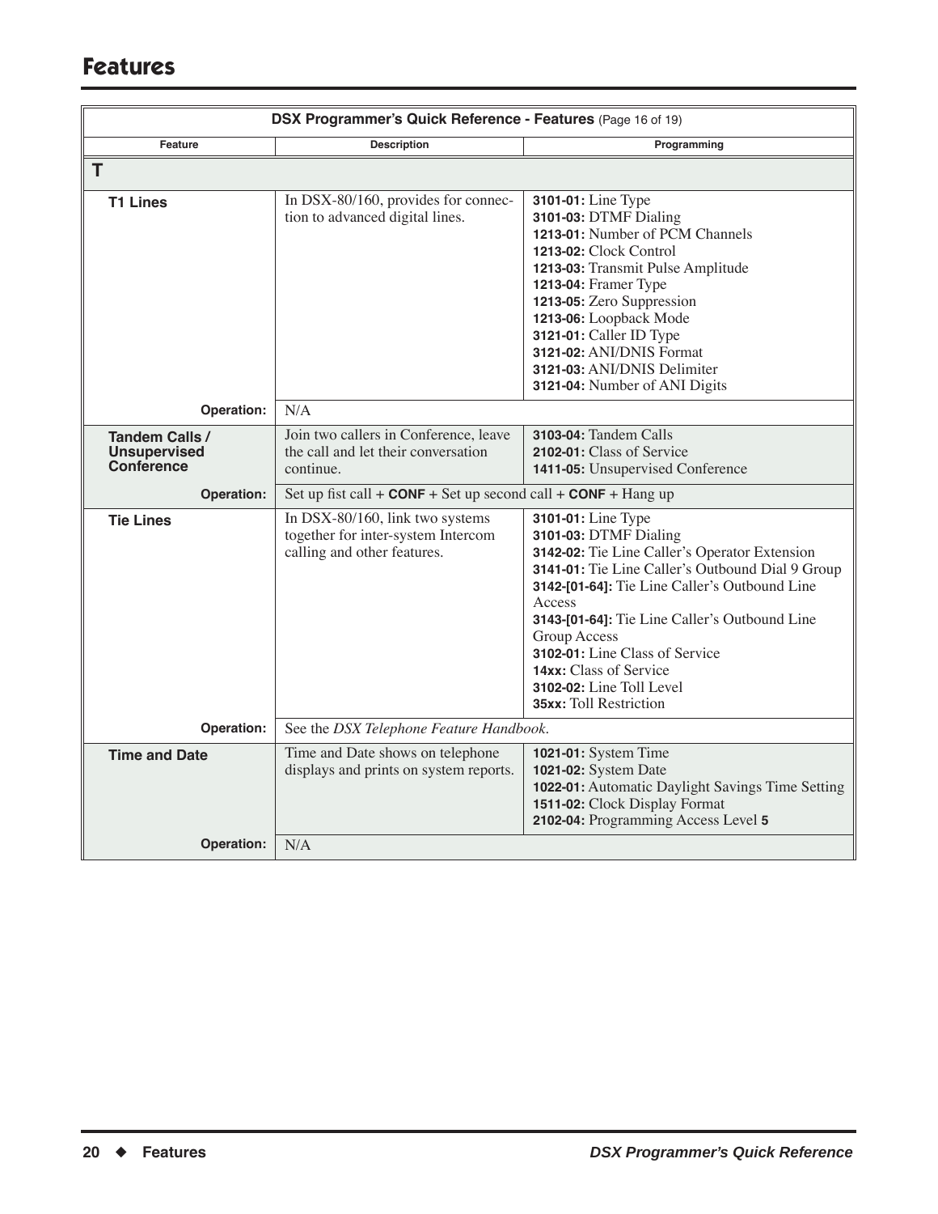# Features

| DSX Programmer's Quick Reference - Features (Page 16 of 19) | | |
|---|---|---|
| **Feature** | **Description** | **Programming** |
| **T** | | |
| **T1 Lines** | In DSX-80/160, provides for connection to advanced digital lines. | **3101-01:** Line Type<br>**3101-03:** DTMF Dialing<br>**1213-01:** Number of PCM Channels<br>**1213-02:** Clock Control<br>**1213-03:** Transmit Pulse Amplitude<br>**1213-04:** Framer Type<br>**1213-05:** Zero Suppression<br>**1213-06:** Loopback Mode<br>**3121-01:** Caller ID Type<br>**3121-02:** ANI/DNIS Format<br>**3121-03:** ANI/DNIS Delimiter<br>**3121-04:** Number of ANI Digits |
| **Operation:** | N/A | |
| **Tandem Calls / Unsupervised Conference** | Join two callers in Conference, leave the call and let their conversation continue. | **3103-04:** Tandem Calls<br>**2102-01:** Class of Service<br>**1411-05:** Unsupervised Conference |
| **Operation:** | Set up fist call + **CONF** + Set up second call + **CONF** + Hang up | |
| **Tie Lines** | In DSX-80/160, link two systems together for inter-system Intercom calling and other features. | **3101-01:** Line Type<br>**3101-03:** DTMF Dialing<br>**3142-02:** Tie Line Caller's Operator Extension<br>**3141-01:** Tie Line Caller's Outbound Dial 9 Group<br>**3142-[01-64]:** Tie Line Caller's Outbound Line Access<br>**3143-[01-64]:** Tie Line Caller's Outbound Line Group Access<br>**3102-01:** Line Class of Service<br>**14xx:** Class of Service<br>**3102-02:** Line Toll Level<br>**35xx:** Toll Restriction |
| **Operation:** | See the *DSX Telephone Feature Handbook*. | |
| **Time and Date** | Time and Date shows on telephone displays and prints on system reports. | **1021-01:** System Time<br>**1021-02:** System Date<br>**1022-01:** Automatic Daylight Savings Time Setting<br>**1511-02:** Clock Display Format<br>**2102-04:** Programming Access Level **5** |
| **Operation:** | N/A | |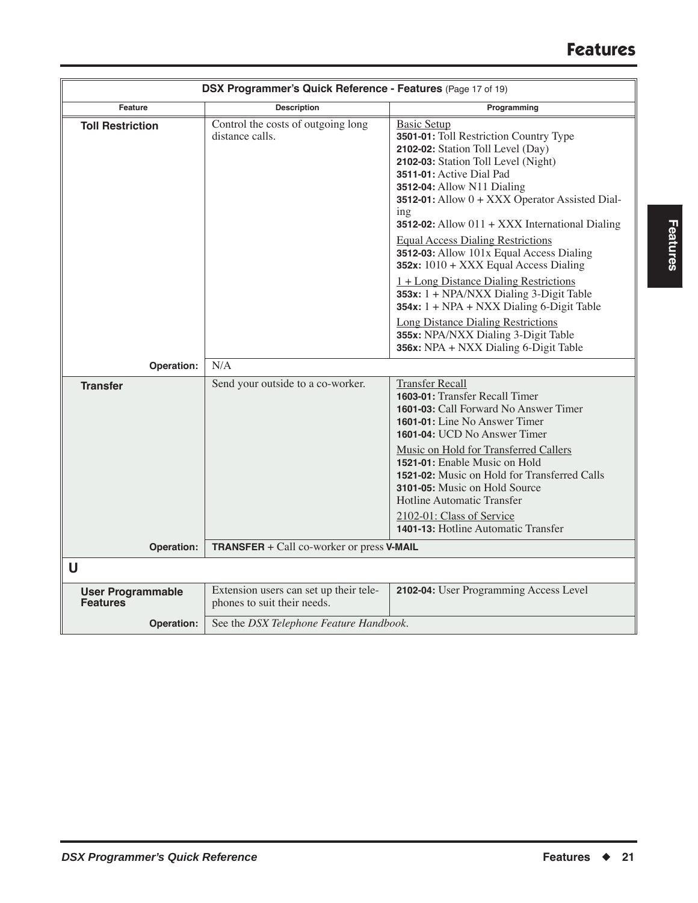# Features

| DSX Programmer's Quick Reference - Features (Page 17 of 19) | | |
|---|---|---|
| **Feature** | **Description** | **Programming** |
| **Toll Restriction** | Control the costs of outgoing long distance calls. | Basic Setup<br>**3501-01:** Toll Restriction Country Type<br>**2102-02:** Station Toll Level (Day)<br>**2102-03:** Station Toll Level (Night)<br>**3511-01:** Active Dial Pad<br>**3512-04:** Allow N11 Dialing<br>**3512-01:** Allow 0 + XXX Operator Assisted Dialing<br>**3512-02:** Allow 011 + XXX International Dialing<br><br>Equal Access Dialing Restrictions<br>**3512-03:** Allow 101x Equal Access Dialing<br>**352x:** 1010 + XXX Equal Access Dialing<br><br>1 + Long Distance Dialing Restrictions<br>**353x:** 1 + NPA/NXX Dialing 3-Digit Table<br>**354x:** 1 + NPA + NXX Dialing 6-Digit Table<br><br>Long Distance Dialing Restrictions<br>**355x:** NPA/NXX Dialing 3-Digit Table<br>**356x:** NPA + NXX Dialing 6-Digit Table |
| **Operation:** | N/A | |
| **Transfer** | Send your outside to a co-worker. | Transfer Recall<br>**1603-01:** Transfer Recall Timer<br>**1601-03:** Call Forward No Answer Timer<br>**1601-01:** Line No Answer Timer<br>**1601-04:** UCD No Answer Timer<br><br>Music on Hold for Transferred Callers<br>**1521-01:** Enable Music on Hold<br>**1521-02:** Music on Hold for Transferred Calls<br>**3101-05:** Music on Hold Source<br>Hotline Automatic Transfer<br><br>2102-01: Class of Service<br>**1401-13:** Hotline Automatic Transfer |
| **Operation:** | **TRANSFER** + Call co-worker or press **V-MAIL** | |
| **U** | | |
| **User Programmable Features** | Extension users can set up their telephones to suit their needs. | **2102-04:** User Programming Access Level |
| **Operation:** | See the *DSX Telephone Feature Handbook*. | |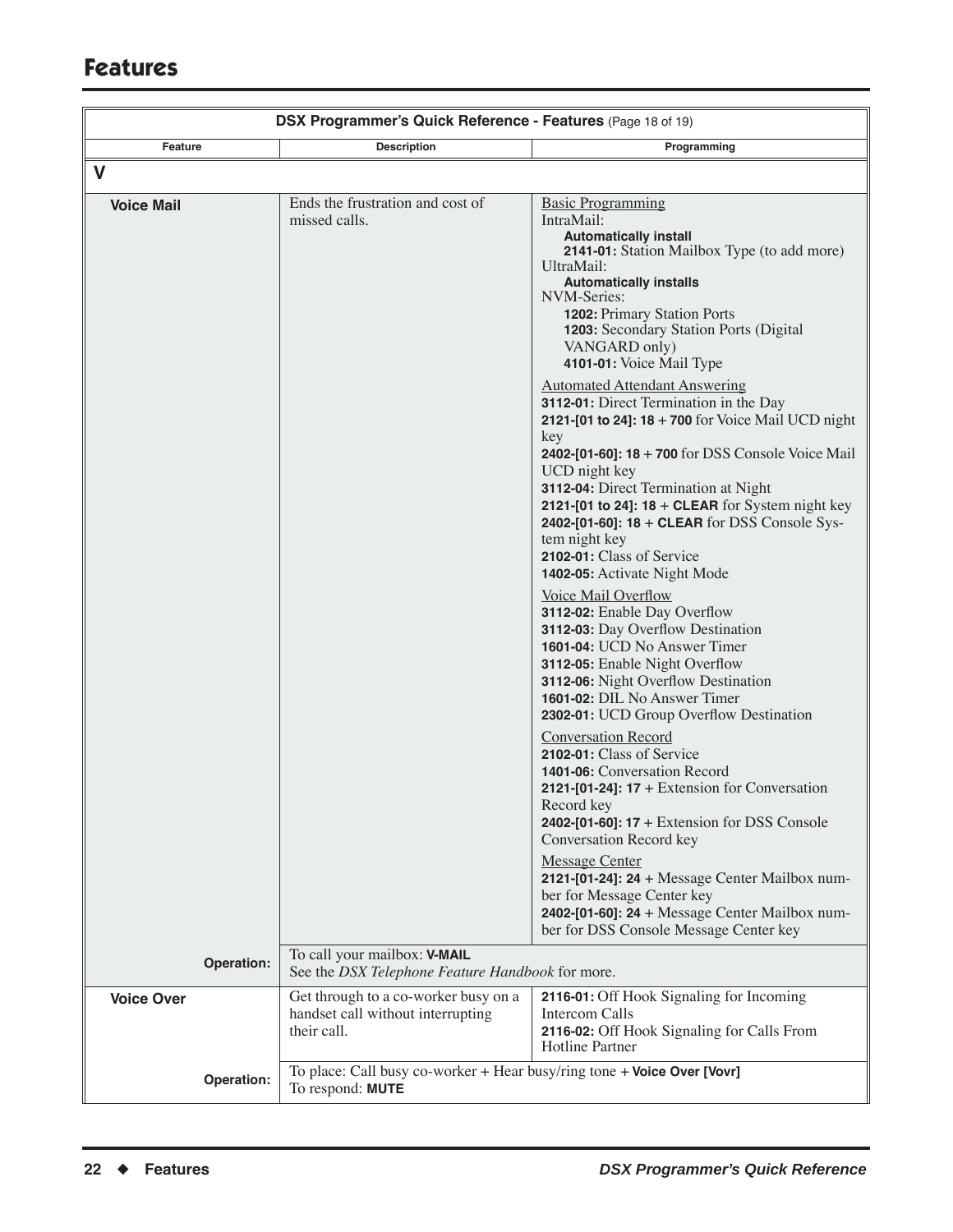# Features

| DSX Programmer's Quick Reference - Features (Page 18 of 19) | | |
|---|---|---|
| **Feature** | **Description** | **Programming** |
| **V** | | |
| **Voice Mail** | Ends the frustration and cost of missed calls. | Basic Programming<br>IntraMail:<br>**Automatically install**<br>**2141-01:** Station Mailbox Type (to add more)<br>UltraMail:<br>**Automatically installs**<br>NVM-Series:<br>**1202:** Primary Station Ports<br>**1203:** Secondary Station Ports (Digital VANGARD only)<br>**4101-01:** Voice Mail Type<br><br>Automated Attendant Answering<br>**3112-01:** Direct Termination in the Day<br>**2121-[01 to 24]: 18** + **700** for Voice Mail UCD night key<br>**2402-[01-60]: 18** + **700** for DSS Console Voice Mail UCD night key<br>**3112-04:** Direct Termination at Night<br>**2121-[01 to 24]: 18** + **CLEAR** for System night key<br>**2402-[01-60]: 18** + **CLEAR** for DSS Console System night key<br>**2102-01:** Class of Service<br>**1402-05:** Activate Night Mode<br><br>Voice Mail Overflow<br>**3112-02:** Enable Day Overflow<br>**3112-03:** Day Overflow Destination<br>**1601-04:** UCD No Answer Timer<br>**3112-05:** Enable Night Overflow<br>**3112-06:** Night Overflow Destination<br>**1601-02:** DIL No Answer Timer<br>**2302-01:** UCD Group Overflow Destination<br><br>Conversation Record<br>**2102-01:** Class of Service<br>**1401-06:** Conversation Record<br>**2121-[01-24]: 17** + Extension for Conversation Record key<br>**2402-[01-60]: 17** + Extension for DSS Console Conversation Record key<br><br>Message Center<br>**2121-[01-24]: 24** + Message Center Mailbox number for Message Center key<br>**2402-[01-60]: 24** + Message Center Mailbox number for DSS Console Message Center key |
| **Operation:** | To call your mailbox: **V-MAIL**<br>See the *DSX Telephone Feature Handbook* for more. | |
| **Voice Over** | Get through to a co-worker busy on a handset call without interrupting their call. | **2116-01:** Off Hook Signaling for Incoming Intercom Calls<br>**2116-02:** Off Hook Signaling for Calls From Hotline Partner |
| **Operation:** | To place: Call busy co-worker + Hear busy/ring tone + **Voice Over [Vovr]**<br>To respond: **MUTE** | |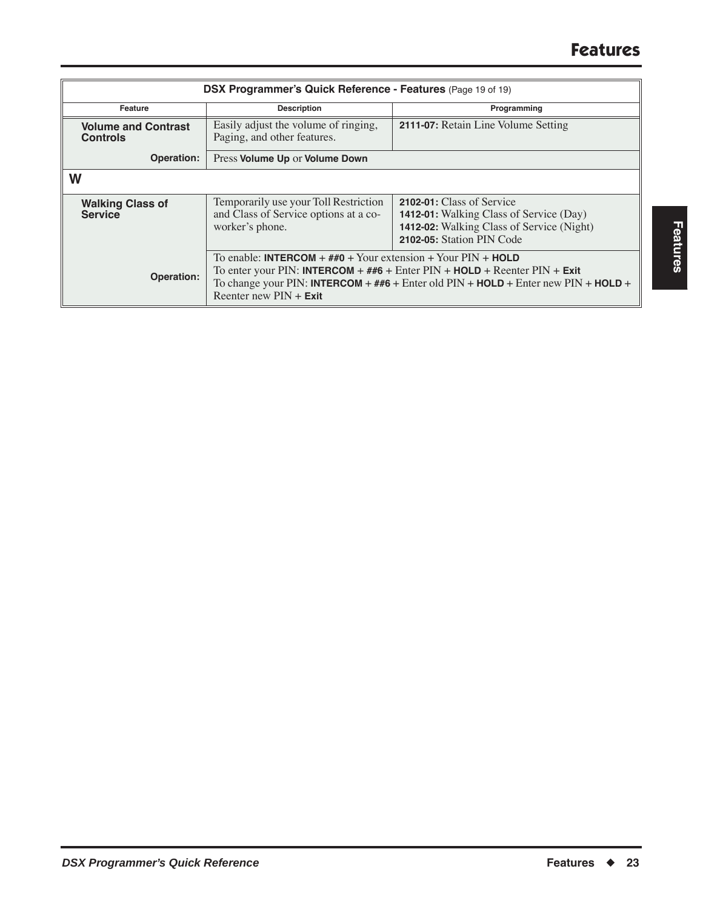| DSX Programmer's Quick Reference - Features (Page 19 of 19) | | |
|---|---|---|
| **Feature** | **Description** | **Programming** |
| **Volume and Contrast Controls** | Easily adjust the volume of ringing, Paging, and other features. | **2111-07:** Retain Line Volume Setting |
| **Operation:** | Press **Volume Up** or **Volume Down** | |
| **W** | | |
| **Walking Class of Service** | Temporarily use your Toll Restriction and Class of Service options at a co-worker's phone. | **2102-01:** Class of Service<br>**1412-01:** Walking Class of Service (Day)<br>**1412-02:** Walking Class of Service (Night)<br>**2102-05:** Station PIN Code |
| **Operation:** | To enable: **INTERCOM** + **##0** + Your extension + Your PIN + **HOLD**<br>To enter your PIN: **INTERCOM** + **##6** + Enter PIN + **HOLD** + Reenter PIN + **Exit**<br>To change your PIN: **INTERCOM** + **##6** + Enter old PIN + **HOLD** + Enter new PIN + **HOLD** + Reenter new PIN + **Exit** | |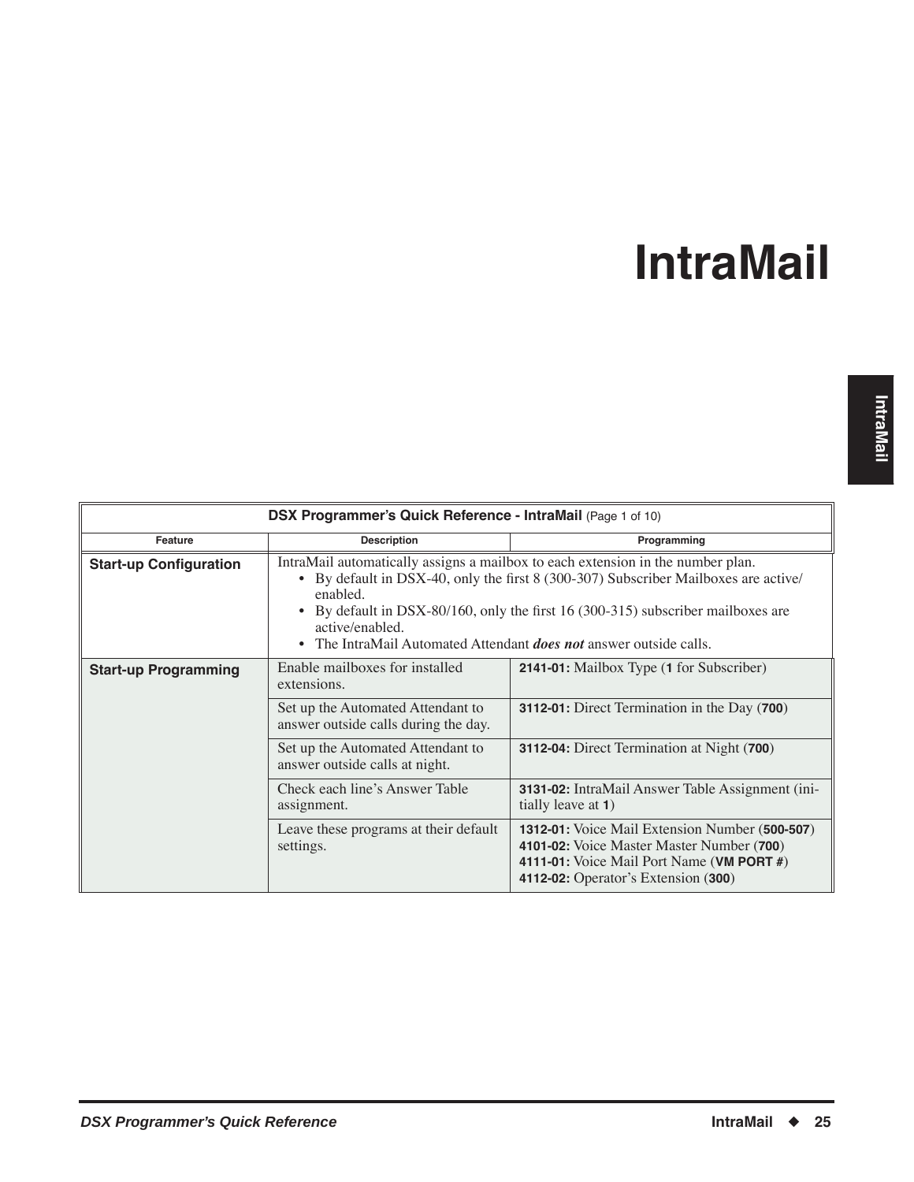# IntraMail

| DSX Programmer's Quick Reference - IntraMail (Page 1 of 10) | | |
|---|---|---|
| **Feature** | **Description** | **Programming** |
| **Start-up Configuration** | IntraMail automatically assigns a mailbox to each extension in the number plan.<br>• By default in DSX-40, only the first 8 (300-307) Subscriber Mailboxes are active/enabled.<br>• By default in DSX-80/160, only the first 16 (300-315) subscriber mailboxes are active/enabled.<br>• The IntraMail Automated Attendant ***does not*** answer outside calls. | |
| **Start-up Programming** | Enable mailboxes for installed extensions. | **2141-01:** Mailbox Type (**1** for Subscriber) |
| | Set up the Automated Attendant to answer outside calls during the day. | **3112-01:** Direct Termination in the Day (**700**) |
| | Set up the Automated Attendant to answer outside calls at night. | **3112-04:** Direct Termination at Night (**700**) |
| | Check each line's Answer Table assignment. | **3131-02:** IntraMail Answer Table Assignment (initially leave at **1**) |
| | Leave these programs at their default settings. | **1312-01:** Voice Mail Extension Number (**500-507**)<br>**4101-02:** Voice Master Master Number (**700**)<br>**4111-01:** Voice Mail Port Name (**VM PORT #**)<br>**4112-02:** Operator's Extension (**300**) |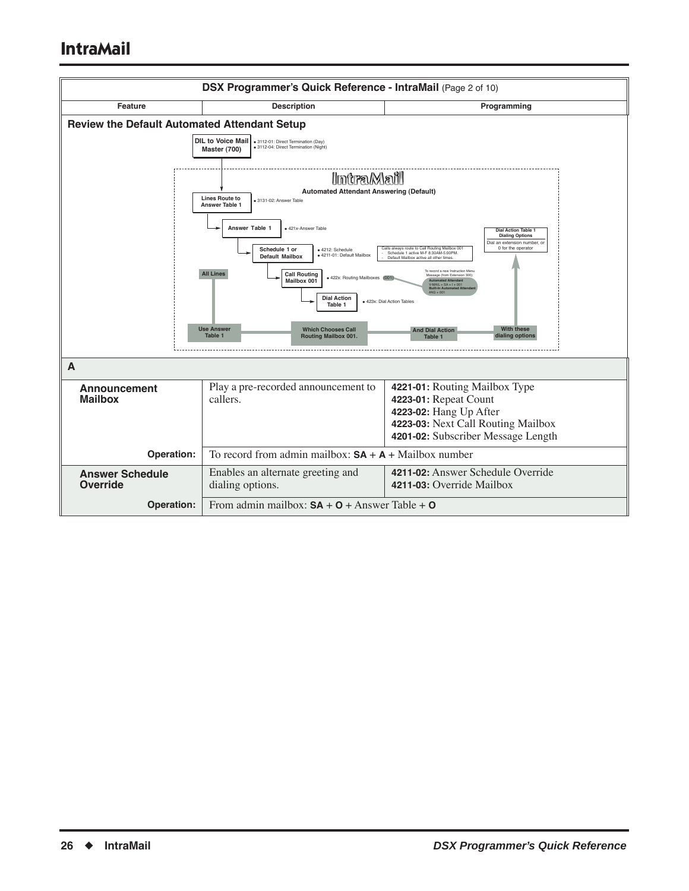## DSX Programmer's Quick Reference - IntraMail (Page 2 of 10)

| Feature | Description | Programming |
|---|---|---|

### Review the Default Automated Attendant Setup

DIL to Voice Mail Master (700)
- 3112-01: Direct Termination (Day)
- 3112-04: Direct Termination (Night)

IntraMail

Automated Attendant Answering (Default)

Lines Route to Answer Table 1
- 3131-02: Answer Table

Answer Table 1
- 421x-Answer Table

Schedule 1 or Default Mailbox
- 4212: Schedule
- 4211-01: Default Mailbox

Calls always route to Call Routing Mailbox 001
- Schedule 1 active M-F 8:30AM-5:00PM.
- Default Mailbox active all other times.

Call Routing Mailbox 001
- 422x: Routing Mailboxes (001)

To record a new Instruction Menu Message (from Extension 300):
Automated Attendant
V-MAIL + SA + I + 001
Built-In Automated Attendant
#AG + 001

Dial Action Table 1
- 423x: Dial Action Tables

Dial Action Table 1 Dialing Options
Dial an extension number, or 0 for the operator

All Lines

Use Answer Table 1 → Which Chooses Call Routing Mailbox 001. → And Dial Action Table 1 → With these dialing options

### A

| Feature | Description | Programming |
|---|---|---|
| **Announcement Mailbox** | Play a pre-recorded announcement to callers. | **4221-01:** Routing Mailbox Type<br>**4223-01:** Repeat Count<br>**4223-02:** Hang Up After<br>**4223-03:** Next Call Routing Mailbox<br>**4201-02:** Subscriber Message Length |
| **Operation:** | To record from admin mailbox: **SA** + **A** + Mailbox number | |
| **Answer Schedule Override** | Enables an alternate greeting and dialing options. | **4211-02:** Answer Schedule Override<br>**4211-03:** Override Mailbox |
| **Operation:** | From admin mailbox: **SA** + **O** + Answer Table + **O** | |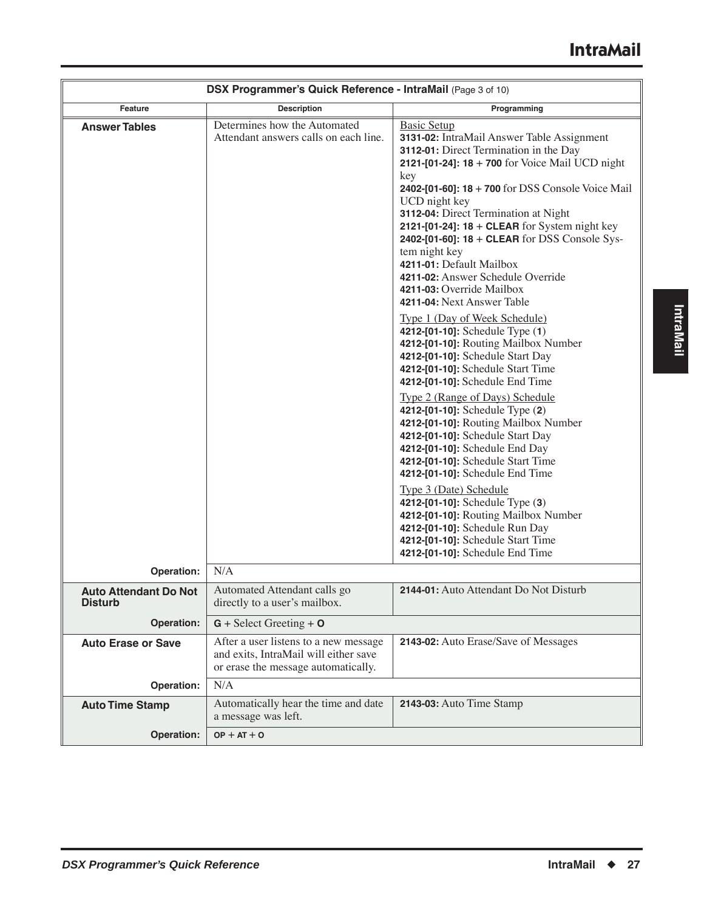| DSX Programmer's Quick Reference - IntraMail (Page 3 of 10) | | |
|---|---|---|
| **Feature** | **Description** | **Programming** |
| **Answer Tables** | Determines how the Automated Attendant answers calls on each line. | Basic Setup<br>**3131-02:** IntraMail Answer Table Assignment<br>**3112-01:** Direct Termination in the Day<br>**2121-[01-24]: 18 + 700** for Voice Mail UCD night key<br>**2402-[01-60]: 18 + 700** for DSS Console Voice Mail UCD night key<br>**3112-04:** Direct Termination at Night<br>**2121-[01-24]: 18 + CLEAR** for System night key<br>**2402-[01-60]: 18 + CLEAR** for DSS Console System night key<br>**4211-01:** Default Mailbox<br>**4211-02:** Answer Schedule Override<br>**4211-03:** Override Mailbox<br>**4211-04:** Next Answer Table<br><br>Type 1 (Day of Week Schedule)<br>**4212-[01-10]:** Schedule Type (**1**)<br>**4212-[01-10]:** Routing Mailbox Number<br>**4212-[01-10]:** Schedule Start Day<br>**4212-[01-10]:** Schedule Start Time<br>**4212-[01-10]:** Schedule End Time<br><br>Type 2 (Range of Days) Schedule<br>**4212-[01-10]:** Schedule Type (**2**)<br>**4212-[01-10]:** Routing Mailbox Number<br>**4212-[01-10]:** Schedule Start Day<br>**4212-[01-10]:** Schedule End Day<br>**4212-[01-10]:** Schedule Start Time<br>**4212-[01-10]:** Schedule End Time<br><br>Type 3 (Date) Schedule<br>**4212-[01-10]:** Schedule Type (**3**)<br>**4212-[01-10]:** Routing Mailbox Number<br>**4212-[01-10]:** Schedule Run Day<br>**4212-[01-10]:** Schedule Start Time<br>**4212-[01-10]:** Schedule End Time |
| **Operation:** | N/A | |
| **Auto Attendant Do Not Disturb** | Automated Attendant calls go directly to a user's mailbox. | **2144-01:** Auto Attendant Do Not Disturb |
| **Operation:** | **G** + Select Greeting + **O** | |
| **Auto Erase or Save** | After a user listens to a new message and exits, IntraMail will either save or erase the message automatically. | **2143-02:** Auto Erase/Save of Messages |
| **Operation:** | N/A | |
| **Auto Time Stamp** | Automatically hear the time and date a message was left. | **2143-03:** Auto Time Stamp |
| **Operation:** | **OP + AT + O** | |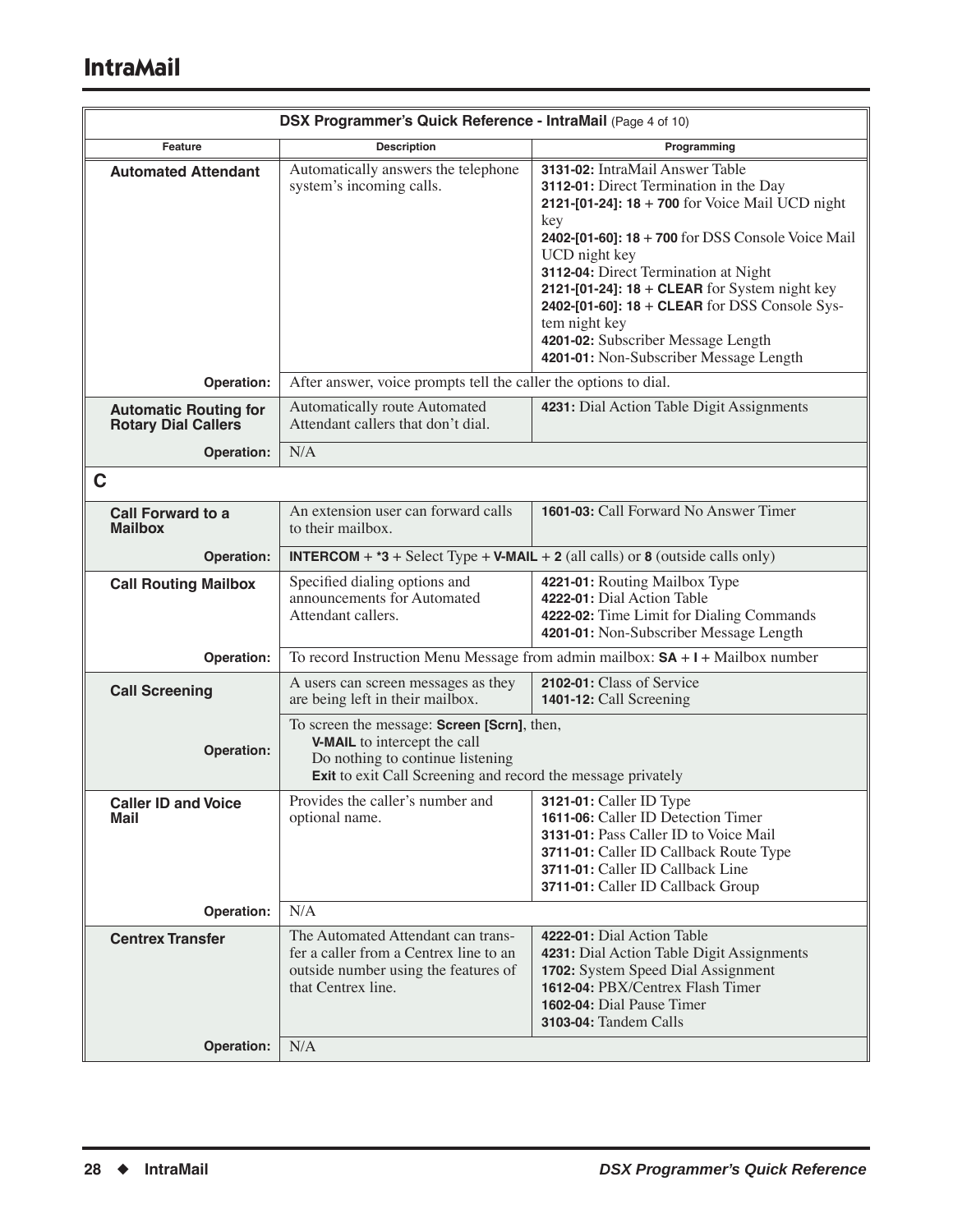# IntraMail

| DSX Programmer's Quick Reference - IntraMail (Page 4 of 10) | | |
|---|---|---|
| **Feature** | **Description** | **Programming** |
| **Automated Attendant** | Automatically answers the telephone system's incoming calls. | **3131-02:** IntraMail Answer Table<br>**3112-01:** Direct Termination in the Day<br>**2121-[01-24]: 18** + **700** for Voice Mail UCD night key<br>**2402-[01-60]: 18** + **700** for DSS Console Voice Mail UCD night key<br>**3112-04:** Direct Termination at Night<br>**2121-[01-24]: 18** + **CLEAR** for System night key<br>**2402-[01-60]: 18** + **CLEAR** for DSS Console System night key<br>**4201-02:** Subscriber Message Length<br>**4201-01:** Non-Subscriber Message Length |
| **Operation:** | After answer, voice prompts tell the caller the options to dial. | |
| **Automatic Routing for Rotary Dial Callers** | Automatically route Automated Attendant callers that don't dial. | **4231:** Dial Action Table Digit Assignments |
| **Operation:** | N/A | |
| **C** | | |
| **Call Forward to a Mailbox** | An extension user can forward calls to their mailbox. | **1601-03:** Call Forward No Answer Timer |
| **Operation:** | **INTERCOM** + ***3** + Select Type + **V-MAIL** + **2** (all calls) or **8** (outside calls only) | |
| **Call Routing Mailbox** | Specified dialing options and announcements for Automated Attendant callers. | **4221-01:** Routing Mailbox Type<br>**4222-01:** Dial Action Table<br>**4222-02:** Time Limit for Dialing Commands<br>**4201-01:** Non-Subscriber Message Length |
| **Operation:** | To record Instruction Menu Message from admin mailbox: **SA** + **I** + Mailbox number | |
| **Call Screening** | A users can screen messages as they are being left in their mailbox. | **2102-01:** Class of Service<br>**1401-12:** Call Screening |
| **Operation:** | To screen the message: **Screen [Scrn]**, then,<br>**V-MAIL** to intercept the call<br>Do nothing to continue listening<br>**Exit** to exit Call Screening and record the message privately | |
| **Caller ID and Voice Mail** | Provides the caller's number and optional name. | **3121-01:** Caller ID Type<br>**1611-06:** Caller ID Detection Timer<br>**3131-01:** Pass Caller ID to Voice Mail<br>**3711-01:** Caller ID Callback Route Type<br>**3711-01:** Caller ID Callback Line<br>**3711-01:** Caller ID Callback Group |
| **Operation:** | N/A | |
| **Centrex Transfer** | The Automated Attendant can transfer a caller from a Centrex line to an outside number using the features of that Centrex line. | **4222-01:** Dial Action Table<br>**4231:** Dial Action Table Digit Assignments<br>**1702:** System Speed Dial Assignment<br>**1612-04:** PBX/Centrex Flash Timer<br>**1602-04:** Dial Pause Timer<br>**3103-04:** Tandem Calls |
| **Operation:** | N/A | |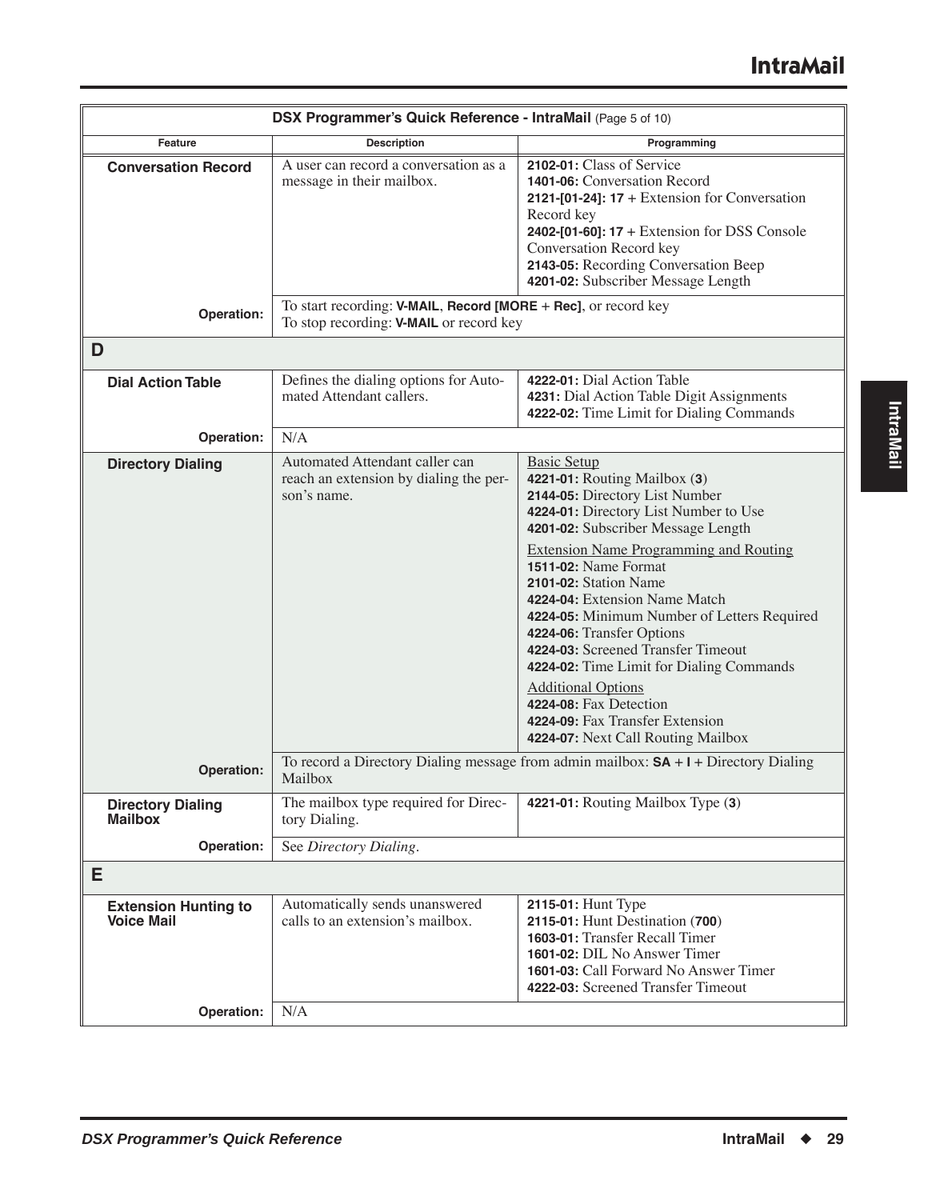| DSX Programmer's Quick Reference - IntraMail (Page 5 of 10) | | |
|---|---|---|
| **Feature** | **Description** | **Programming** |
| **Conversation Record** | A user can record a conversation as a message in their mailbox. | **2102-01:** Class of Service<br>**1401-06:** Conversation Record<br>**2121-[01-24]: 17** + Extension for Conversation Record key<br>**2402-[01-60]: 17** + Extension for DSS Console Conversation Record key<br>**2143-05:** Recording Conversation Beep<br>**4201-02:** Subscriber Message Length |
| **Operation:** | To start recording: **V-MAIL**, **Record [MORE** + **Rec]**, or record key<br>To stop recording: **V-MAIL** or record key | |
| **D** | | |
| **Dial Action Table** | Defines the dialing options for Automated Attendant callers. | **4222-01:** Dial Action Table<br>**4231:** Dial Action Table Digit Assignments<br>**4222-02:** Time Limit for Dialing Commands |
| **Operation:** | N/A | |
| **Directory Dialing** | Automated Attendant caller can reach an extension by dialing the person's name. | Basic Setup<br>**4221-01:** Routing Mailbox (**3**)<br>**2144-05:** Directory List Number<br>**4224-01:** Directory List Number to Use<br>**4201-02:** Subscriber Message Length<br><br>Extension Name Programming and Routing<br>**1511-02:** Name Format<br>**2101-02:** Station Name<br>**4224-04:** Extension Name Match<br>**4224-05:** Minimum Number of Letters Required<br>**4224-06:** Transfer Options<br>**4224-03:** Screened Transfer Timeout<br>**4224-02:** Time Limit for Dialing Commands<br><br>Additional Options<br>**4224-08:** Fax Detection<br>**4224-09:** Fax Transfer Extension<br>**4224-07:** Next Call Routing Mailbox |
| **Operation:** | To record a Directory Dialing message from admin mailbox: **SA** + **I** + Directory Dialing Mailbox | |
| **Directory Dialing Mailbox** | The mailbox type required for Directory Dialing. | **4221-01:** Routing Mailbox Type (**3**) |
| **Operation:** | See *Directory Dialing*. | |
| **E** | | |
| **Extension Hunting to Voice Mail** | Automatically sends unanswered calls to an extension's mailbox. | **2115-01:** Hunt Type<br>**2115-01:** Hunt Destination (**700**)<br>**1603-01:** Transfer Recall Timer<br>**1601-02:** DIL No Answer Timer<br>**1601-03:** Call Forward No Answer Timer<br>**4222-03:** Screened Transfer Timeout |
| **Operation:** | N/A | |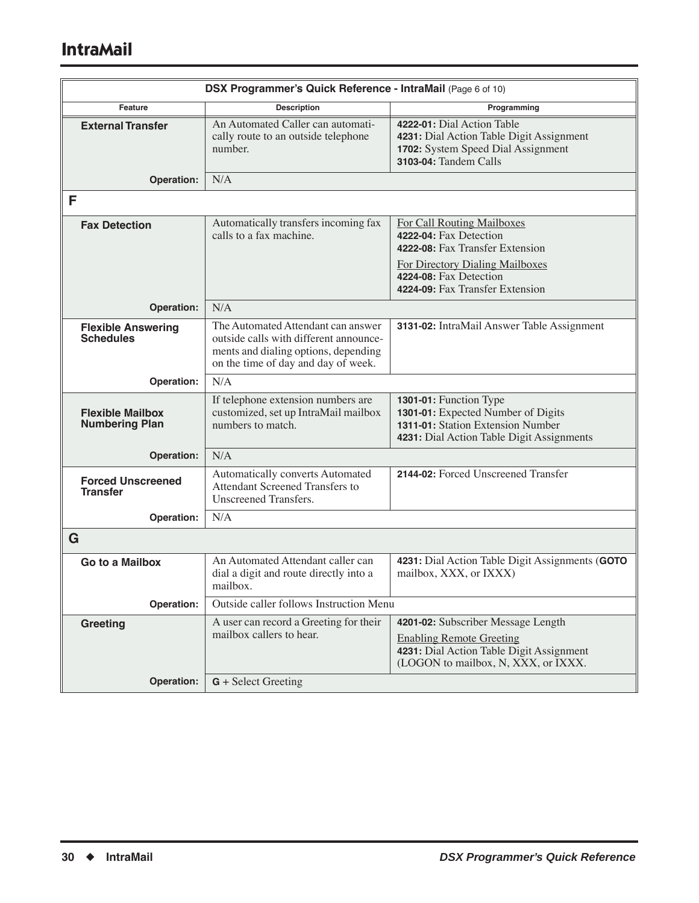| DSX Programmer's Quick Reference - IntraMail (Page 6 of 10) | | |
|---|---|---|
| **Feature** | **Description** | **Programming** |
| **External Transfer** | An Automated Caller can automatically route to an outside telephone number. | **4222-01:** Dial Action Table<br>**4231:** Dial Action Table Digit Assignment<br>**1702:** System Speed Dial Assignment<br>**3103-04:** Tandem Calls |
| **Operation:** | N/A | |
| **F** | | |
| **Fax Detection** | Automatically transfers incoming fax calls to a fax machine. | For Call Routing Mailboxes<br>**4222-04:** Fax Detection<br>**4222-08:** Fax Transfer Extension<br>For Directory Dialing Mailboxes<br>**4224-08:** Fax Detection<br>**4224-09:** Fax Transfer Extension |
| **Operation:** | N/A | |
| **Flexible Answering Schedules** | The Automated Attendant can answer outside calls with different announcements and dialing options, depending on the time of day and day of week. | **3131-02:** IntraMail Answer Table Assignment |
| **Operation:** | N/A | |
| **Flexible Mailbox Numbering Plan** | If telephone extension numbers are customized, set up IntraMail mailbox numbers to match. | **1301-01:** Function Type<br>**1301-01:** Expected Number of Digits<br>**1311-01:** Station Extension Number<br>**4231:** Dial Action Table Digit Assignments |
| **Operation:** | N/A | |
| **Forced Unscreened Transfer** | Automatically converts Automated Attendant Screened Transfers to Unscreened Transfers. | **2144-02:** Forced Unscreened Transfer |
| **Operation:** | N/A | |
| **G** | | |
| **Go to a Mailbox** | An Automated Attendant caller can dial a digit and route directly into a mailbox. | **4231:** Dial Action Table Digit Assignments (**GOTO** mailbox, XXX, or IXXX) |
| **Operation:** | Outside caller follows Instruction Menu | |
| **Greeting** | A user can record a Greeting for their mailbox callers to hear. | **4201-02:** Subscriber Message Length<br>Enabling Remote Greeting<br>**4231:** Dial Action Table Digit Assignment (LOGON to mailbox, N, XXX, or IXXX. |
| **Operation:** | **G** + Select Greeting | |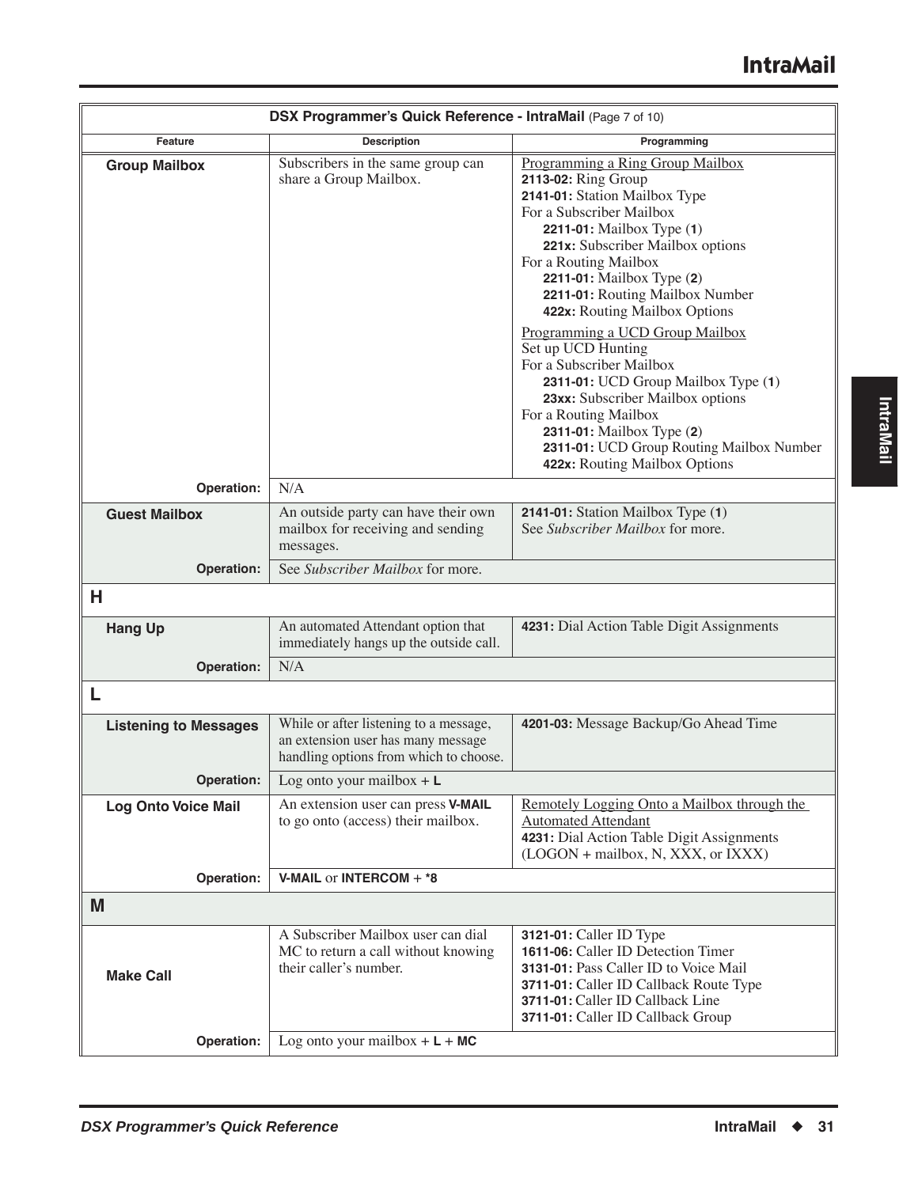## DSX Programmer's Quick Reference - IntraMail (Page 7 of 10)

| Feature | Description | Programming |
|---|---|---|
| **Group Mailbox** | Subscribers in the same group can share a Group Mailbox. | Programming a Ring Group Mailbox<br>**2113-02:** Ring Group<br>**2141-01:** Station Mailbox Type<br>For a Subscriber Mailbox<br>**2211-01:** Mailbox Type (**1**)<br>**221x:** Subscriber Mailbox options<br>For a Routing Mailbox<br>**2211-01:** Mailbox Type (**2**)<br>**2211-01:** Routing Mailbox Number<br>**422x:** Routing Mailbox Options<br><br>Programming a UCD Group Mailbox<br>Set up UCD Hunting<br>For a Subscriber Mailbox<br>**2311-01:** UCD Group Mailbox Type (**1**)<br>**23xx:** Subscriber Mailbox options<br>For a Routing Mailbox<br>**2311-01:** Mailbox Type (**2**)<br>**2311-01:** UCD Group Routing Mailbox Number<br>**422x:** Routing Mailbox Options |
| **Operation:** | N/A | |
| **Guest Mailbox** | An outside party can have their own mailbox for receiving and sending messages. | **2141-01:** Station Mailbox Type (**1**)<br>See *Subscriber Mailbox* for more. |
| **Operation:** | See *Subscriber Mailbox* for more. | |
| **H** | | |
| **Hang Up** | An automated Attendant option that immediately hangs up the outside call. | **4231:** Dial Action Table Digit Assignments |
| **Operation:** | N/A | |
| **L** | | |
| **Listening to Messages** | While or after listening to a message, an extension user has many message handling options from which to choose. | **4201-03:** Message Backup/Go Ahead Time |
| **Operation:** | Log onto your mailbox + **L** | |
| **Log Onto Voice Mail** | An extension user can press **V-MAIL** to go onto (access) their mailbox. | Remotely Logging Onto a Mailbox through the Automated Attendant<br>**4231:** Dial Action Table Digit Assignments (LOGON + mailbox, N, XXX, or IXXX) |
| **Operation:** | **V-MAIL** or **INTERCOM** + ***8** | |
| **M** | | |
| **Make Call** | A Subscriber Mailbox user can dial MC to return a call without knowing their caller's number. | **3121-01:** Caller ID Type<br>**1611-06:** Caller ID Detection Timer<br>**3131-01:** Pass Caller ID to Voice Mail<br>**3711-01:** Caller ID Callback Route Type<br>**3711-01:** Caller ID Callback Line<br>**3711-01:** Caller ID Callback Group |
| **Operation:** | Log onto your mailbox + **L** + **MC** | |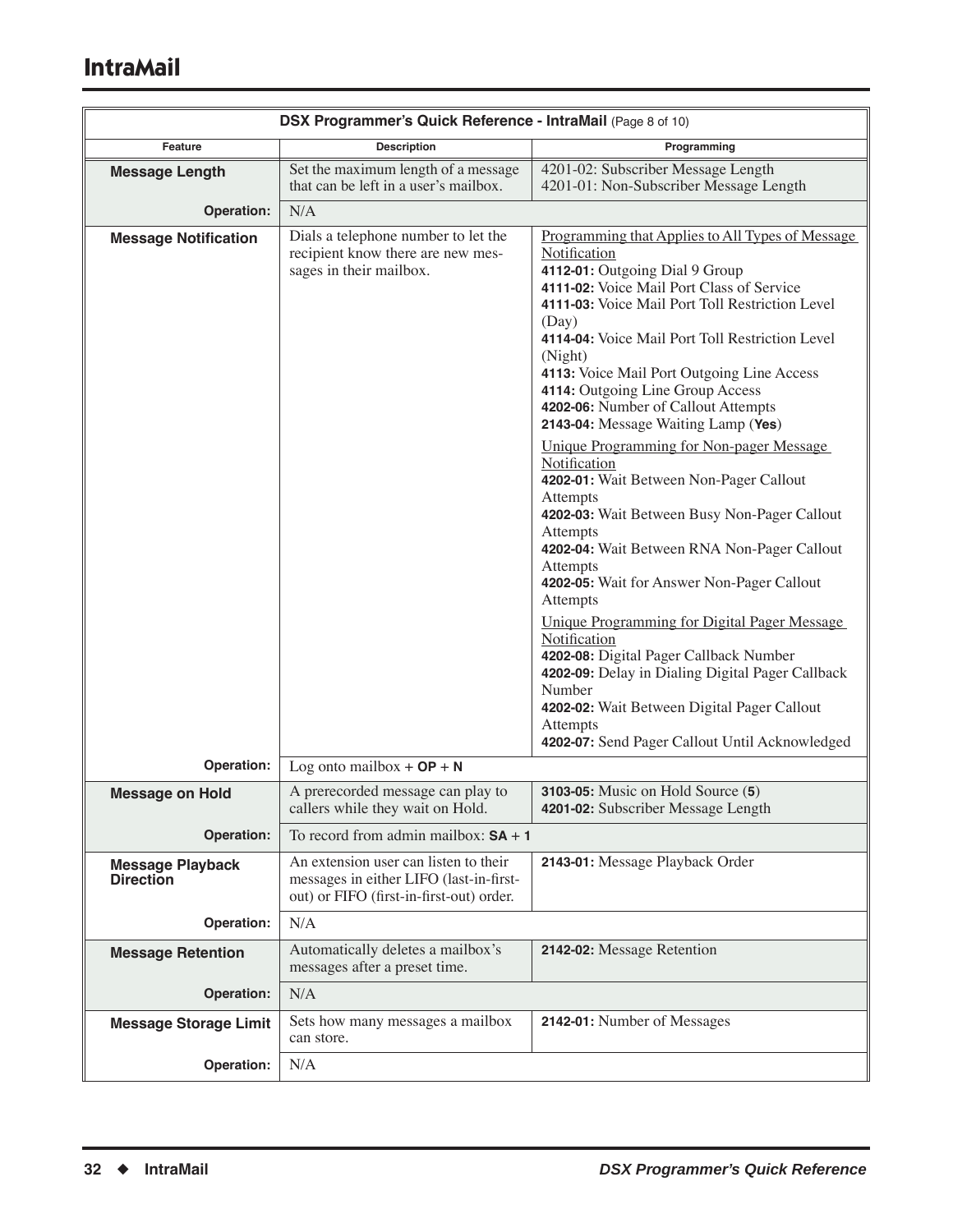| DSX Programmer's Quick Reference - IntraMail (Page 8 of 10) | | |
|---|---|---|
| **Feature** | **Description** | **Programming** |
| **Message Length** | Set the maximum length of a message that can be left in a user's mailbox. | 4201-02: Subscriber Message Length<br>4201-01: Non-Subscriber Message Length |
| **Operation:** | N/A | |
| **Message Notification** | Dials a telephone number to let the recipient know there are new messages in their mailbox. | <u>Programming that Applies to All Types of Message Notification</u><br>**4112-01:** Outgoing Dial 9 Group<br>**4111-02:** Voice Mail Port Class of Service<br>**4111-03:** Voice Mail Port Toll Restriction Level (Day)<br>**4114-04:** Voice Mail Port Toll Restriction Level (Night)<br>**4113:** Voice Mail Port Outgoing Line Access<br>**4114:** Outgoing Line Group Access<br>**4202-06:** Number of Callout Attempts<br>**2143-04:** Message Waiting Lamp (**Yes**)<br><u>Unique Programming for Non-pager Message Notification</u><br>**4202-01:** Wait Between Non-Pager Callout Attempts<br>**4202-03:** Wait Between Busy Non-Pager Callout Attempts<br>**4202-04:** Wait Between RNA Non-Pager Callout Attempts<br>**4202-05:** Wait for Answer Non-Pager Callout Attempts<br><u>Unique Programming for Digital Pager Message Notification</u><br>**4202-08:** Digital Pager Callback Number<br>**4202-09:** Delay in Dialing Digital Pager Callback Number<br>**4202-02:** Wait Between Digital Pager Callout Attempts<br>**4202-07:** Send Pager Callout Until Acknowledged |
| **Operation:** | Log onto mailbox + **OP** + **N** | |
| **Message on Hold** | A prerecorded message can play to callers while they wait on Hold. | **3103-05:** Music on Hold Source (**5**)<br>**4201-02:** Subscriber Message Length |
| **Operation:** | To record from admin mailbox: **SA + 1** | |
| **Message Playback Direction** | An extension user can listen to their messages in either LIFO (last-in-first-out) or FIFO (first-in-first-out) order. | **2143-01:** Message Playback Order |
| **Operation:** | N/A | |
| **Message Retention** | Automatically deletes a mailbox's messages after a preset time. | **2142-02:** Message Retention |
| **Operation:** | N/A | |
| **Message Storage Limit** | Sets how many messages a mailbox can store. | **2142-01:** Number of Messages |
| **Operation:** | N/A | |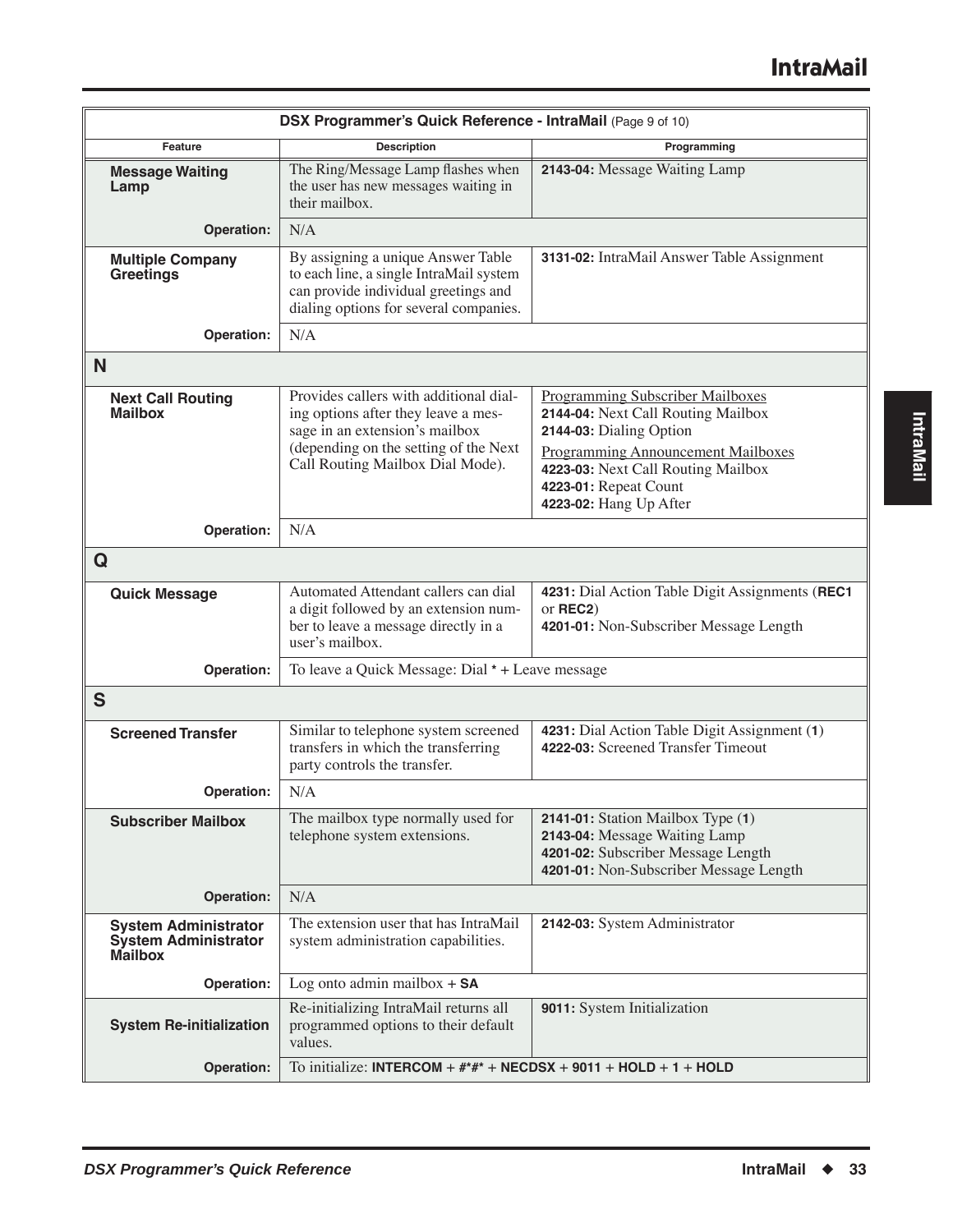| DSX Programmer's Quick Reference - IntraMail (Page 9 of 10) | | |
|---|---|---|
| **Feature** | **Description** | **Programming** |
| **Message Waiting Lamp** | The Ring/Message Lamp flashes when the user has new messages waiting in their mailbox. | **2143-04:** Message Waiting Lamp |
| **Operation:** | N/A | |
| **Multiple Company Greetings** | By assigning a unique Answer Table to each line, a single IntraMail system can provide individual greetings and dialing options for several companies. | **3131-02:** IntraMail Answer Table Assignment |
| **Operation:** | N/A | |
| **N** | | |
| **Next Call Routing Mailbox** | Provides callers with additional dialing options after they leave a message in an extension's mailbox (depending on the setting of the Next Call Routing Mailbox Dial Mode). | Programming Subscriber Mailboxes<br>**2144-04:** Next Call Routing Mailbox<br>**2144-03:** Dialing Option<br>Programming Announcement Mailboxes<br>**4223-03:** Next Call Routing Mailbox<br>**4223-01:** Repeat Count<br>**4223-02:** Hang Up After |
| **Operation:** | N/A | |
| **Q** | | |
| **Quick Message** | Automated Attendant callers can dial a digit followed by an extension number to leave a message directly in a user's mailbox. | **4231:** Dial Action Table Digit Assignments (**REC1** or **REC2**)<br>**4201-01:** Non-Subscriber Message Length |
| **Operation:** | To leave a Quick Message: Dial * + Leave message | |
| **S** | | |
| **Screened Transfer** | Similar to telephone system screened transfers in which the transferring party controls the transfer. | **4231:** Dial Action Table Digit Assignment (**1**)<br>**4222-03:** Screened Transfer Timeout |
| **Operation:** | N/A | |
| **Subscriber Mailbox** | The mailbox type normally used for telephone system extensions. | **2141-01:** Station Mailbox Type (**1**)<br>**2143-04:** Message Waiting Lamp<br>**4201-02:** Subscriber Message Length<br>**4201-01:** Non-Subscriber Message Length |
| **Operation:** | N/A | |
| **System Administrator System Administrator Mailbox** | The extension user that has IntraMail system administration capabilities. | **2142-03:** System Administrator |
| **Operation:** | Log onto admin mailbox + **SA** | |
| **System Re-initialization** | Re-initializing IntraMail returns all programmed options to their default values. | **9011:** System Initialization |
| **Operation:** | To initialize: **INTERCOM** + **#*#*** + **NECDSX** + **9011** + **HOLD** + **1** + **HOLD** | |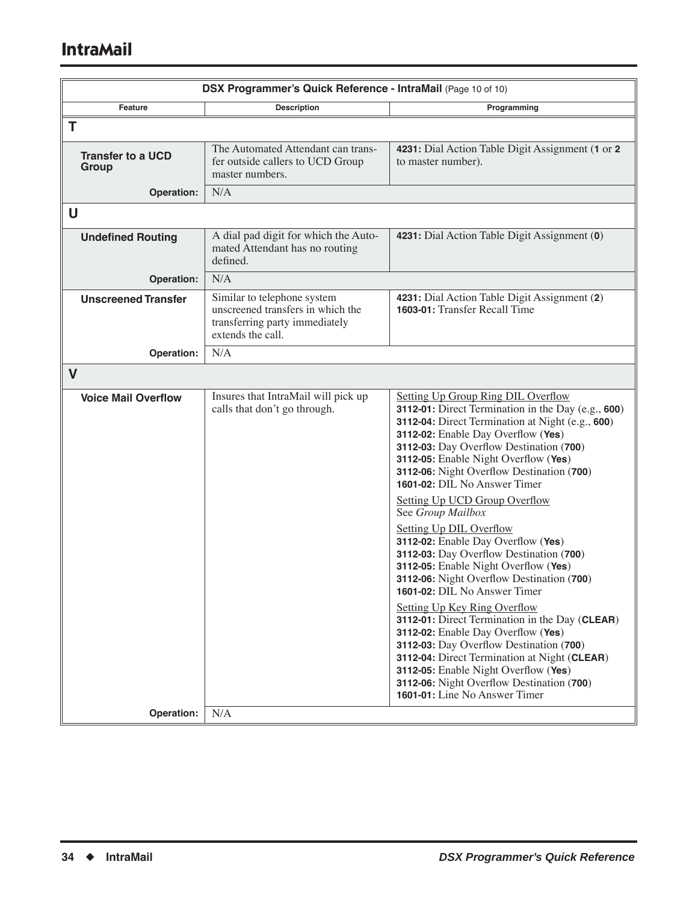## IntraMail

| DSX Programmer's Quick Reference - IntraMail (Page 10 of 10) | | |
|---|---|---|
| **Feature** | **Description** | **Programming** |
| **T** | | |
| **Transfer to a UCD Group** | The Automated Attendant can transfer outside callers to UCD Group master numbers. | **4231:** Dial Action Table Digit Assignment (**1** or **2** to master number). |
| **Operation:** | N/A | |
| **U** | | |
| **Undefined Routing** | A dial pad digit for which the Automated Attendant has no routing defined. | **4231:** Dial Action Table Digit Assignment (**0**) |
| **Operation:** | N/A | |
| **Unscreened Transfer** | Similar to telephone system unscreened transfers in which the transferring party immediately extends the call. | **4231:** Dial Action Table Digit Assignment (**2**)<br>**1603-01:** Transfer Recall Time |
| **Operation:** | N/A | |
| **V** | | |
| **Voice Mail Overflow** | Insures that IntraMail will pick up calls that don't go through. | Setting Up Group Ring DIL Overflow<br>**3112-01:** Direct Termination in the Day (e.g., **600**)<br>**3112-04:** Direct Termination at Night (e.g., **600**)<br>**3112-02:** Enable Day Overflow (**Yes**)<br>**3112-03:** Day Overflow Destination (**700**)<br>**3112-05:** Enable Night Overflow (**Yes**)<br>**3112-06:** Night Overflow Destination (**700**)<br>**1601-02:** DIL No Answer Timer<br><br>Setting Up UCD Group Overflow<br>See *Group Mailbox*<br><br>Setting Up DIL Overflow<br>**3112-02:** Enable Day Overflow (**Yes**)<br>**3112-03:** Day Overflow Destination (**700**)<br>**3112-05:** Enable Night Overflow (**Yes**)<br>**3112-06:** Night Overflow Destination (**700**)<br>**1601-02:** DIL No Answer Timer<br><br>Setting Up Key Ring Overflow<br>**3112-01:** Direct Termination in the Day (**CLEAR**)<br>**3112-02:** Enable Day Overflow (**Yes**)<br>**3112-03:** Day Overflow Destination (**700**)<br>**3112-04:** Direct Termination at Night (**CLEAR**)<br>**3112-05:** Enable Night Overflow (**Yes**)<br>**3112-06:** Night Overflow Destination (**700**)<br>**1601-01:** Line No Answer Timer |
| **Operation:** | N/A | |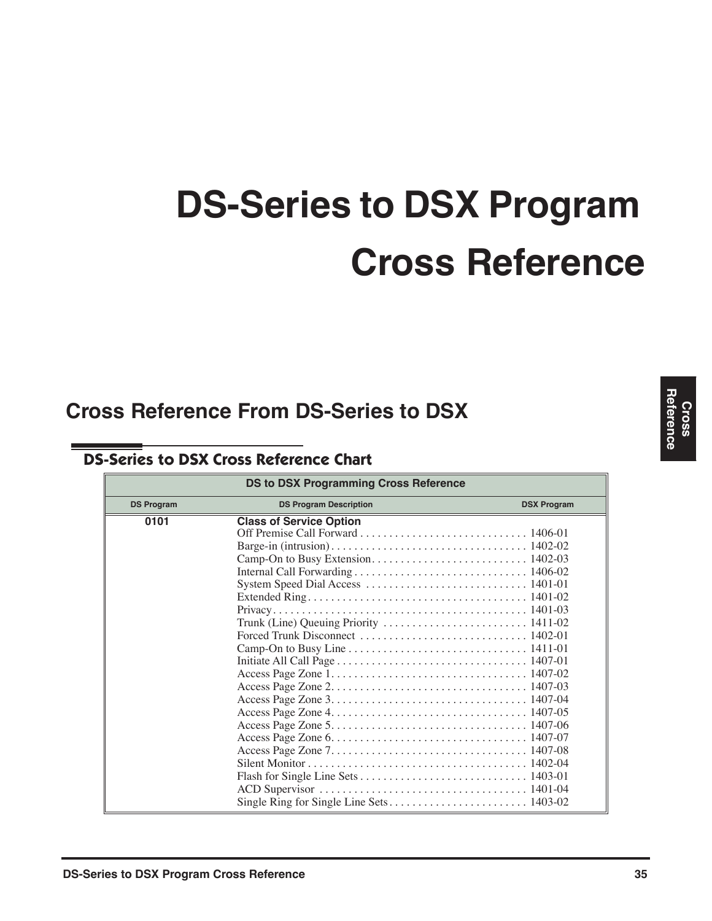# DS-Series to DSX Program Cross Reference

## Cross Reference From DS-Series to DSX

### DS-Series to DSX Cross Reference Chart

| DS to DSX Programming Cross Reference | | |
|---|---|---|
| **DS Program** | **DS Program Description** | **DSX Program** |
| **0101** | **Class of Service Option** | |
| | Off Premise Call Forward | 1406-01 |
| | Barge-in (intrusion) | 1402-02 |
| | Camp-On to Busy Extension | 1402-03 |
| | Internal Call Forwarding | 1406-02 |
| | System Speed Dial Access | 1401-01 |
| | Extended Ring | 1401-02 |
| | Privacy | 1401-03 |
| | Trunk (Line) Queuing Priority | 1411-02 |
| | Forced Trunk Disconnect | 1402-01 |
| | Camp-On to Busy Line | 1411-01 |
| | Initiate All Call Page | 1407-01 |
| | Access Page Zone 1 | 1407-02 |
| | Access Page Zone 2 | 1407-03 |
| | Access Page Zone 3 | 1407-04 |
| | Access Page Zone 4 | 1407-05 |
| | Access Page Zone 5 | 1407-06 |
| | Access Page Zone 6 | 1407-07 |
| | Access Page Zone 7 | 1407-08 |
| | Silent Monitor | 1402-04 |
| | Flash for Single Line Sets | 1403-01 |
| | ACD Supervisor | 1401-04 |
| | Single Ring for Single Line Sets | 1403-02 |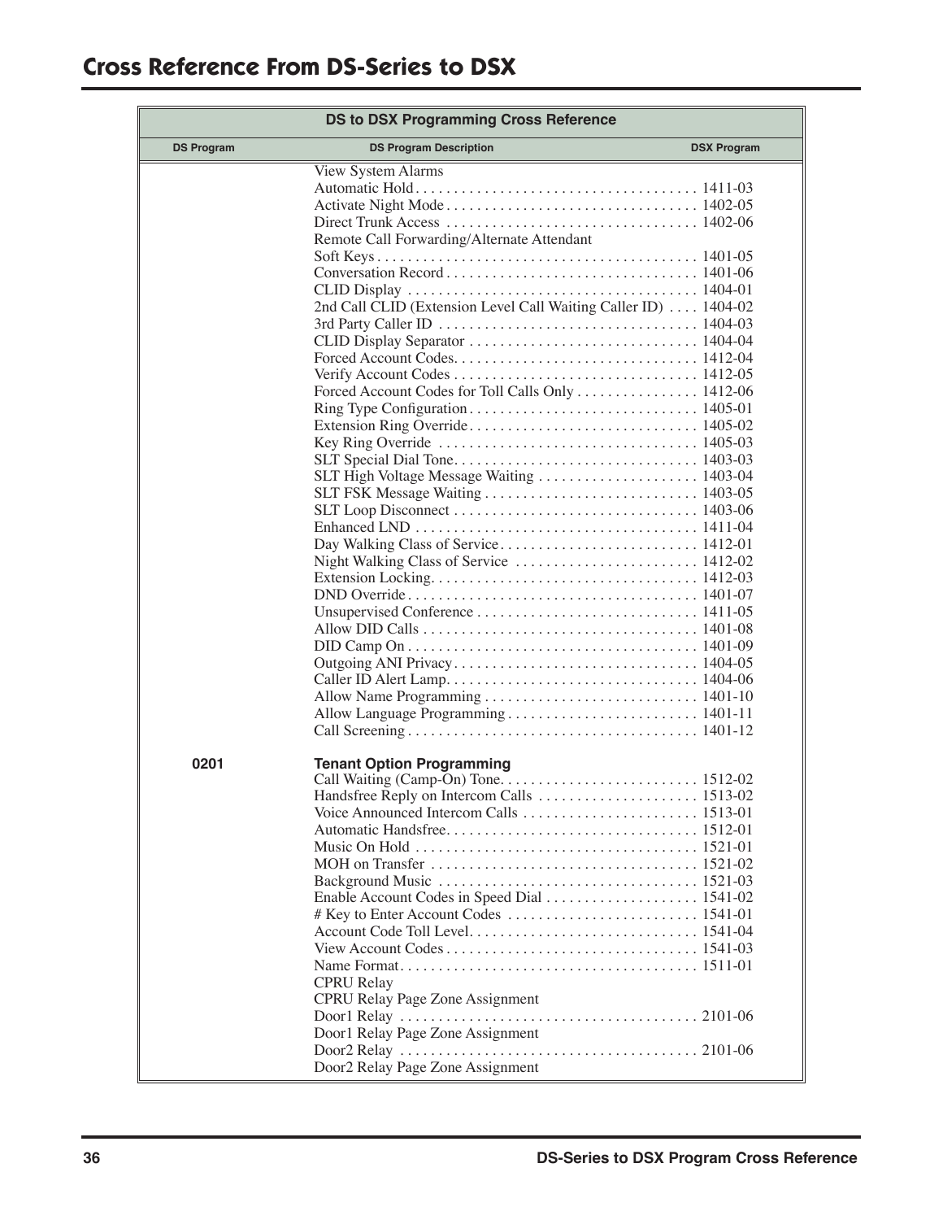# Cross Reference From DS-Series to DSX

| DS to DSX Programming Cross Reference | | |
|---|---|---|
| **DS Program** | **DS Program Description** | **DSX Program** |
| | View System Alarms | |
| | Automatic Hold | 1411-03 |
| | Activate Night Mode | 1402-05 |
| | Direct Trunk Access | 1402-06 |
| | Remote Call Forwarding/Alternate Attendant | |
| | Soft Keys | 1401-05 |
| | Conversation Record | 1401-06 |
| | CLID Display | 1404-01 |
| | 2nd Call CLID (Extension Level Call Waiting Caller ID) | 1404-02 |
| | 3rd Party Caller ID | 1404-03 |
| | CLID Display Separator | 1404-04 |
| | Forced Account Codes | 1412-04 |
| | Verify Account Codes | 1412-05 |
| | Forced Account Codes for Toll Calls Only | 1412-06 |
| | Ring Type Configuration | 1405-01 |
| | Extension Ring Override | 1405-02 |
| | Key Ring Override | 1405-03 |
| | SLT Special Dial Tone | 1403-03 |
| | SLT High Voltage Message Waiting | 1403-04 |
| | SLT FSK Message Waiting | 1403-05 |
| | SLT Loop Disconnect | 1403-06 |
| | Enhanced LND | 1411-04 |
| | Day Walking Class of Service | 1412-01 |
| | Night Walking Class of Service | 1412-02 |
| | Extension Locking | 1412-03 |
| | DND Override | 1401-07 |
| | Unsupervised Conference | 1411-05 |
| | Allow DID Calls | 1401-08 |
| | DID Camp On | 1401-09 |
| | Outgoing ANI Privacy | 1404-05 |
| | Caller ID Alert Lamp | 1404-06 |
| | Allow Name Programming | 1401-10 |
| | Allow Language Programming | 1401-11 |
| | Call Screening | 1401-12 |
| **0201** | **Tenant Option Programming** | |
| | Call Waiting (Camp-On) Tone | 1512-02 |
| | Handsfree Reply on Intercom Calls | 1513-02 |
| | Voice Announced Intercom Calls | 1513-01 |
| | Automatic Handsfree | 1512-01 |
| | Music On Hold | 1521-01 |
| | MOH on Transfer | 1521-02 |
| | Background Music | 1521-03 |
| | Enable Account Codes in Speed Dial | 1541-02 |
| | # Key to Enter Account Codes | 1541-01 |
| | Account Code Toll Level | 1541-04 |
| | View Account Codes | 1541-03 |
| | Name Format | 1511-01 |
| | CPRU Relay | |
| | CPRU Relay Page Zone Assignment | |
| | Door1 Relay | 2101-06 |
| | Door1 Relay Page Zone Assignment | |
| | Door2 Relay | 2101-06 |
| | Door2 Relay Page Zone Assignment | |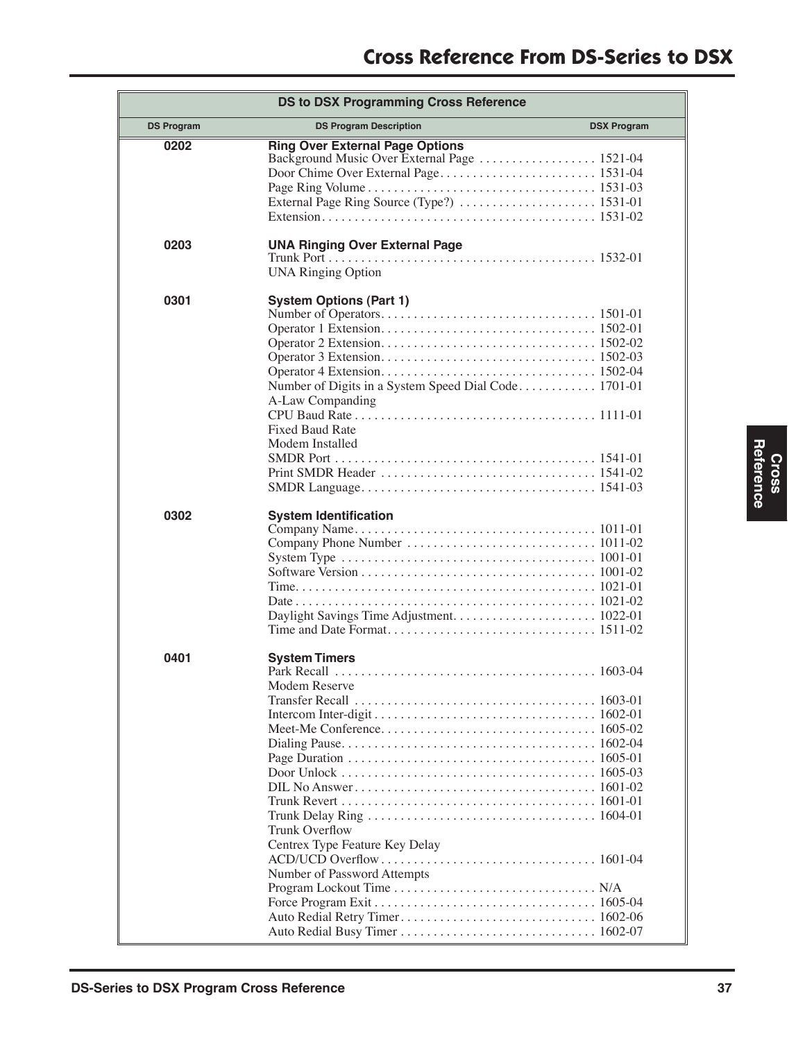# Cross Reference From DS-Series to DSX

| DS to DSX Programming Cross Reference | | |
|---|---|---|
| **DS Program** | **DS Program Description** | **DSX Program** |
| **0202** | **Ring Over External Page Options** | |
| | Background Music Over External Page | 1521-04 |
| | Door Chime Over External Page | 1531-04 |
| | Page Ring Volume | 1531-03 |
| | External Page Ring Source (Type?) | 1531-01 |
| | Extension | 1531-02 |
| **0203** | **UNA Ringing Over External Page** | |
| | Trunk Port | 1532-01 |
| | UNA Ringing Option | |
| **0301** | **System Options (Part 1)** | |
| | Number of Operators | 1501-01 |
| | Operator 1 Extension | 1502-01 |
| | Operator 2 Extension | 1502-02 |
| | Operator 3 Extension | 1502-03 |
| | Operator 4 Extension | 1502-04 |
| | Number of Digits in a System Speed Dial Code | 1701-01 |
| | A-Law Companding | |
| | CPU Baud Rate | 1111-01 |
| | Fixed Baud Rate | |
| | Modem Installed | |
| | SMDR Port | 1541-01 |
| | Print SMDR Header | 1541-02 |
| | SMDR Language | 1541-03 |
| **0302** | **System Identification** | |
| | Company Name | 1011-01 |
| | Company Phone Number | 1011-02 |
| | System Type | 1001-01 |
| | Software Version | 1001-02 |
| | Time | 1021-01 |
| | Date | 1021-02 |
| | Daylight Savings Time Adjustment | 1022-01 |
| | Time and Date Format | 1511-02 |
| **0401** | **System Timers** | |
| | Park Recall | 1603-04 |
| | Modem Reserve | |
| | Transfer Recall | 1603-01 |
| | Intercom Inter-digit | 1602-01 |
| | Meet-Me Conference | 1605-02 |
| | Dialing Pause | 1602-04 |
| | Page Duration | 1605-01 |
| | Door Unlock | 1605-03 |
| | DIL No Answer | 1601-02 |
| | Trunk Revert | 1601-01 |
| | Trunk Delay Ring | 1604-01 |
| | Trunk Overflow | |
| | Centrex Type Feature Key Delay | |
| | ACD/UCD Overflow | 1601-04 |
| | Number of Password Attempts | |
| | Program Lockout Time | N/A |
| | Force Program Exit | 1605-04 |
| | Auto Redial Retry Timer | 1602-06 |
| | Auto Redial Busy Timer | 1602-07 |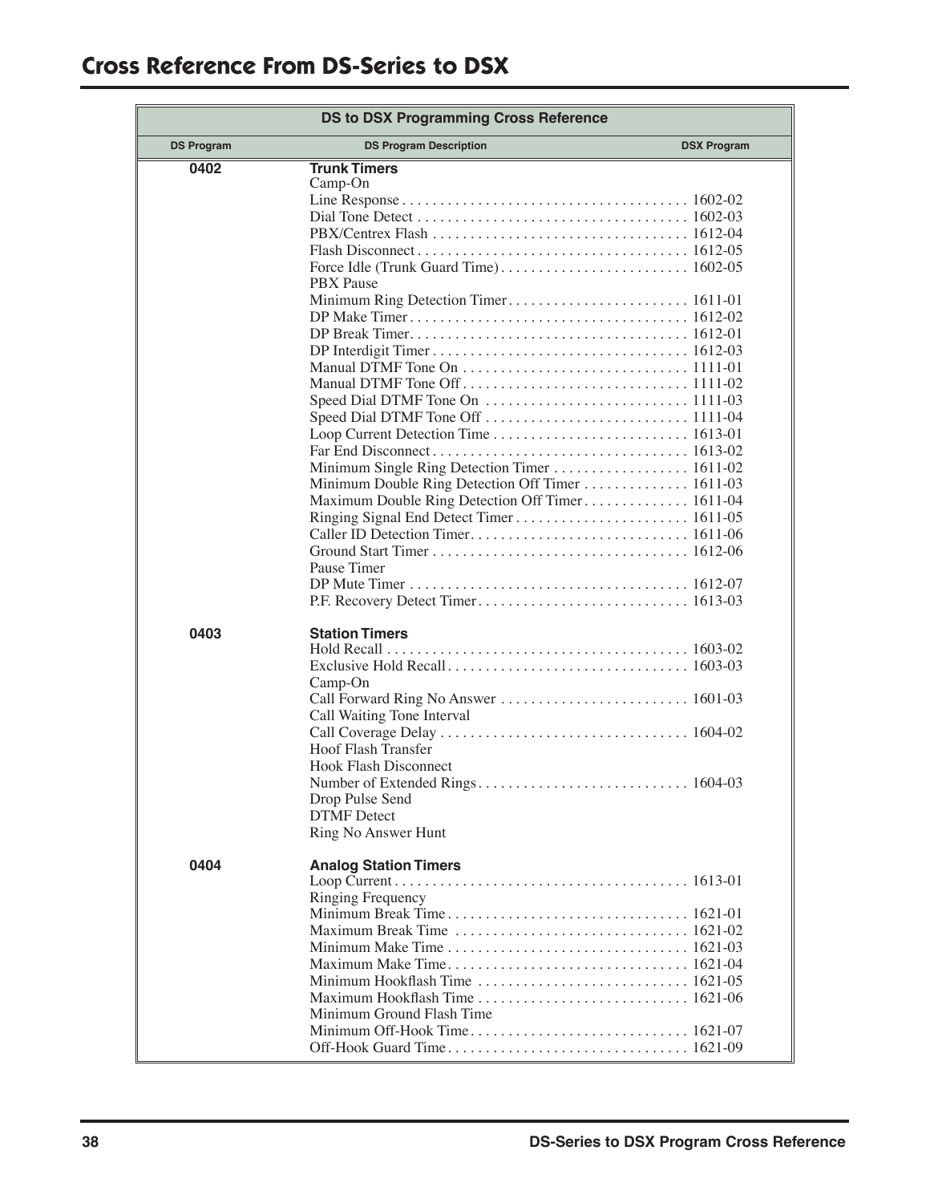# Cross Reference From DS-Series to DSX

**DS to DSX Programming Cross Reference**

| DS Program | DS Program Description | DSX Program |
|---|---|---|
| **0402** | **Trunk Timers** | |
| | Camp-On | |
| | Line Response | 1602-02 |
| | Dial Tone Detect | 1602-03 |
| | PBX/Centrex Flash | 1612-04 |
| | Flash Disconnect | 1612-05 |
| | Force Idle (Trunk Guard Time) | 1602-05 |
| | PBX Pause | |
| | Minimum Ring Detection Timer | 1611-01 |
| | DP Make Timer | 1612-02 |
| | DP Break Timer | 1612-01 |
| | DP Interdigit Timer | 1612-03 |
| | Manual DTMF Tone On | 1111-01 |
| | Manual DTMF Tone Off | 1111-02 |
| | Speed Dial DTMF Tone On | 1111-03 |
| | Speed Dial DTMF Tone Off | 1111-04 |
| | Loop Current Detection Time | 1613-01 |
| | Far End Disconnect | 1613-02 |
| | Minimum Single Ring Detection Timer | 1611-02 |
| | Minimum Double Ring Detection Off Timer | 1611-03 |
| | Maximum Double Ring Detection Off Timer | 1611-04 |
| | Ringing Signal End Detect Timer | 1611-05 |
| | Caller ID Detection Timer | 1611-06 |
| | Ground Start Timer | 1612-06 |
| | Pause Timer | |
| | DP Mute Timer | 1612-07 |
| | P.F. Recovery Detect Timer | 1613-03 |
| **0403** | **Station Timers** | |
| | Hold Recall | 1603-02 |
| | Exclusive Hold Recall | 1603-03 |
| | Camp-On | |
| | Call Forward Ring No Answer | 1601-03 |
| | Call Waiting Tone Interval | |
| | Call Coverage Delay | 1604-02 |
| | Hoof Flash Transfer | |
| | Hook Flash Disconnect | |
| | Number of Extended Rings | 1604-03 |
| | Drop Pulse Send | |
| | DTMF Detect | |
| | Ring No Answer Hunt | |
| **0404** | **Analog Station Timers** | |
| | Loop Current | 1613-01 |
| | Ringing Frequency | |
| | Minimum Break Time | 1621-01 |
| | Maximum Break Time | 1621-02 |
| | Minimum Make Time | 1621-03 |
| | Maximum Make Time | 1621-04 |
| | Minimum Hookflash Time | 1621-05 |
| | Maximum Hookflash Time | 1621-06 |
| | Minimum Ground Flash Time | |
| | Minimum Off-Hook Time | 1621-07 |
| | Off-Hook Guard Time | 1621-09 |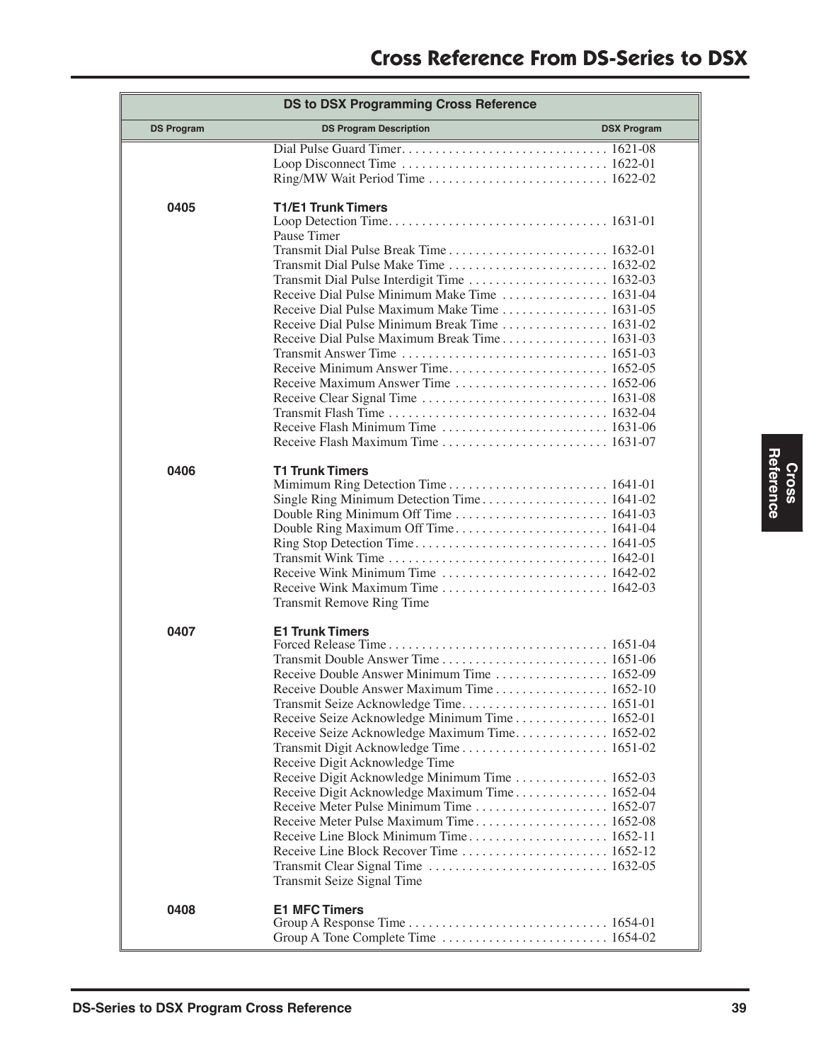| DS Program | DS Program Description | DSX Program |
|---|---|---|
| | Dial Pulse Guard Timer | 1621-08 |
| | Loop Disconnect Time | 1622-01 |
| | Ring/MW Wait Period Time | 1622-02 |
| **0405** | **T1/E1 Trunk Timers** | |
| | Loop Detection Time | 1631-01 |
| | Pause Timer | |
| | Transmit Dial Pulse Break Time | 1632-01 |
| | Transmit Dial Pulse Make Time | 1632-02 |
| | Transmit Dial Pulse Interdigit Time | 1632-03 |
| | Receive Dial Pulse Minimum Make Time | 1631-04 |
| | Receive Dial Pulse Maximum Make Time | 1631-05 |
| | Receive Dial Pulse Minimum Break Time | 1631-02 |
| | Receive Dial Pulse Maximum Break Time | 1631-03 |
| | Transmit Answer Time | 1651-03 |
| | Receive Minimum Answer Time | 1652-05 |
| | Receive Maximum Answer Time | 1652-06 |
| | Receive Clear Signal Time | 1631-08 |
| | Transmit Flash Time | 1632-04 |
| | Receive Flash Minimum Time | 1631-06 |
| | Receive Flash Maximum Time | 1631-07 |
| **0406** | **T1 Trunk Timers** | |
| | Mimimum Ring Detection Time | 1641-01 |
| | Single Ring Minimum Detection Time | 1641-02 |
| | Double Ring Minimum Off Time | 1641-03 |
| | Double Ring Maximum Off Time | 1641-04 |
| | Ring Stop Detection Time | 1641-05 |
| | Transmit Wink Time | 1642-01 |
| | Receive Wink Minimum Time | 1642-02 |
| | Receive Wink Maximum Time | 1642-03 |
| | Transmit Remove Ring Time | |
| **0407** | **E1 Trunk Timers** | |
| | Forced Release Time | 1651-04 |
| | Transmit Double Answer Time | 1651-06 |
| | Receive Double Answer Minimum Time | 1652-09 |
| | Receive Double Answer Maximum Time | 1652-10 |
| | Transmit Seize Acknowledge Time | 1651-01 |
| | Receive Seize Acknowledge Minimum Time | 1652-01 |
| | Receive Seize Acknowledge Maximum Time | 1652-02 |
| | Transmit Digit Acknowledge Time | 1651-02 |
| | Receive Digit Acknowledge Time | |
| | Receive Digit Acknowledge Minimum Time | 1652-03 |
| | Receive Digit Acknowledge Maximum Time | 1652-04 |
| | Receive Meter Pulse Minimum Time | 1652-07 |
| | Receive Meter Pulse Maximum Time | 1652-08 |
| | Receive Line Block Minimum Time | 1652-11 |
| | Receive Line Block Recover Time | 1652-12 |
| | Transmit Clear Signal Time | 1632-05 |
| | Transmit Seize Signal Time | |
| **0408** | **E1 MFC Timers** | |
| | Group A Response Time | 1654-01 |
| | Group A Tone Complete Time | 1654-02 |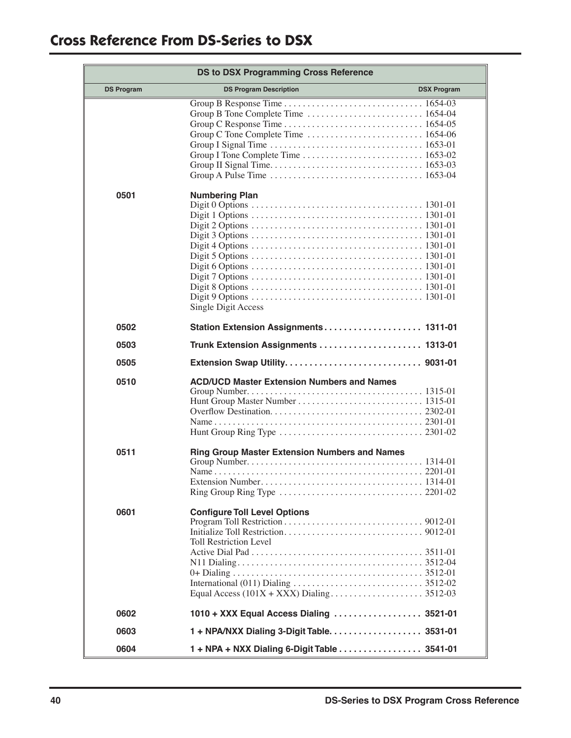# Cross Reference From DS-Series to DSX

| DS to DSX Programming Cross Reference | | |
|---|---|---|
| **DS Program** | **DS Program Description** | **DSX Program** |
| | Group B Response Time | 1654-03 |
| | Group B Tone Complete Time | 1654-04 |
| | Group C Response Time | 1654-05 |
| | Group C Tone Complete Time | 1654-06 |
| | Group I Signal Time | 1653-01 |
| | Group I Tone Complete Time | 1653-02 |
| | Group II Signal Time | 1653-03 |
| | Group A Pulse Time | 1653-04 |
| **0501** | **Numbering Plan** | |
| | Digit 0 Options | 1301-01 |
| | Digit 1 Options | 1301-01 |
| | Digit 2 Options | 1301-01 |
| | Digit 3 Options | 1301-01 |
| | Digit 4 Options | 1301-01 |
| | Digit 5 Options | 1301-01 |
| | Digit 6 Options | 1301-01 |
| | Digit 7 Options | 1301-01 |
| | Digit 8 Options | 1301-01 |
| | Digit 9 Options | 1301-01 |
| | Single Digit Access | |
| **0502** | **Station Extension Assignments** | **1311-01** |
| **0503** | **Trunk Extension Assignments** | **1313-01** |
| **0505** | **Extension Swap Utility** | **9031-01** |
| **0510** | **ACD/UCD Master Extension Numbers and Names** | |
| | Group Number | 1315-01 |
| | Hunt Group Master Number | 1315-01 |
| | Overflow Destination | 2302-01 |
| | Name | 2301-01 |
| | Hunt Group Ring Type | 2301-02 |
| **0511** | **Ring Group Master Extension Numbers and Names** | |
| | Group Number | 1314-01 |
| | Name | 2201-01 |
| | Extension Number | 1314-01 |
| | Ring Group Ring Type | 2201-02 |
| **0601** | **Configure Toll Level Options** | |
| | Program Toll Restriction | 9012-01 |
| | Initialize Toll Restriction | 9012-01 |
| | Toll Restriction Level | |
| | Active Dial Pad | 3511-01 |
| | N11 Dialing | 3512-04 |
| | 0+ Dialing | 3512-01 |
| | International (011) Dialing | 3512-02 |
| | Equal Access (101X + XXX) Dialing | 3512-03 |
| **0602** | **1010 + XXX Equal Access Dialing** | **3521-01** |
| **0603** | **1 + NPA/NXX Dialing 3-Digit Table** | **3531-01** |
| **0604** | **1 + NPA + NXX Dialing 6-Digit Table** | **3541-01** |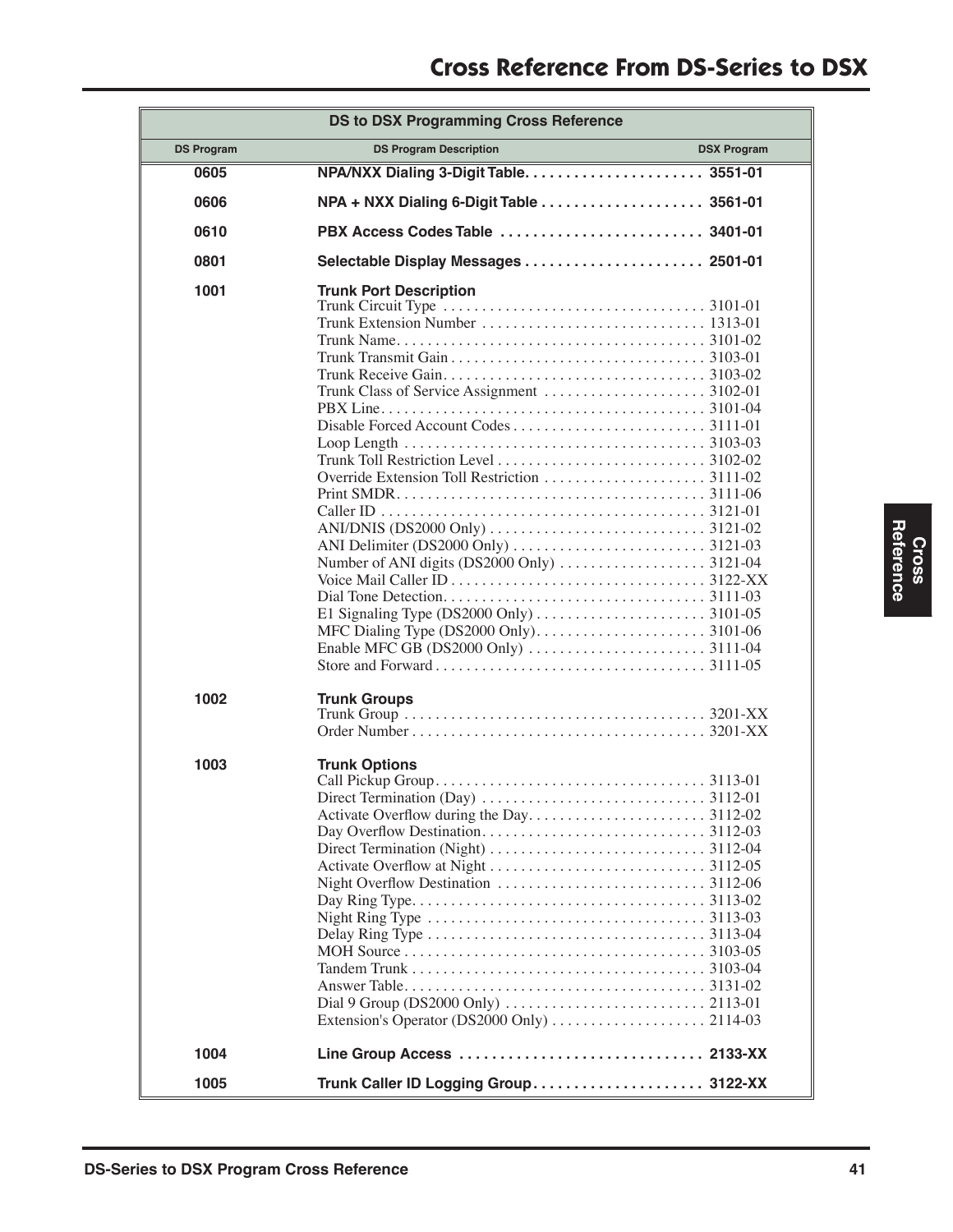# Cross Reference From DS-Series to DSX

| DS Program | DS Program Description | DSX Program |
|---|---|---|
| **0605** | **NPA/NXX Dialing 3-Digit Table** | **3551-01** |
| **0606** | **NPA + NXX Dialing 6-Digit Table** | **3561-01** |
| **0610** | **PBX Access Codes Table** | **3401-01** |
| **0801** | **Selectable Display Messages** | **2501-01** |
| **1001** | **Trunk Port Description** | |
| | Trunk Circuit Type | 3101-01 |
| | Trunk Extension Number | 1313-01 |
| | Trunk Name | 3101-02 |
| | Trunk Transmit Gain | 3103-01 |
| | Trunk Receive Gain | 3103-02 |
| | Trunk Class of Service Assignment | 3102-01 |
| | PBX Line | 3101-04 |
| | Disable Forced Account Codes | 3111-01 |
| | Loop Length | 3103-03 |
| | Trunk Toll Restriction Level | 3102-02 |
| | Override Extension Toll Restriction | 3111-02 |
| | Print SMDR | 3111-06 |
| | Caller ID | 3121-01 |
| | ANI/DNIS (DS2000 Only) | 3121-02 |
| | ANI Delimiter (DS2000 Only) | 3121-03 |
| | Number of ANI digits (DS2000 Only) | 3121-04 |
| | Voice Mail Caller ID | 3122-XX |
| | Dial Tone Detection | 3111-03 |
| | E1 Signaling Type (DS2000 Only) | 3101-05 |
| | MFC Dialing Type (DS2000 Only) | 3101-06 |
| | Enable MFC GB (DS2000 Only) | 3111-04 |
| | Store and Forward | 3111-05 |
| **1002** | **Trunk Groups** | |
| | Trunk Group | 3201-XX |
| | Order Number | 3201-XX |
| **1003** | **Trunk Options** | |
| | Call Pickup Group | 3113-01 |
| | Direct Termination (Day) | 3112-01 |
| | Activate Overflow during the Day | 3112-02 |
| | Day Overflow Destination | 3112-03 |
| | Direct Termination (Night) | 3112-04 |
| | Activate Overflow at Night | 3112-05 |
| | Night Overflow Destination | 3112-06 |
| | Day Ring Type | 3113-02 |
| | Night Ring Type | 3113-03 |
| | Delay Ring Type | 3113-04 |
| | MOH Source | 3103-05 |
| | Tandem Trunk | 3103-04 |
| | Answer Table | 3131-02 |
| | Dial 9 Group (DS2000 Only) | 2113-01 |
| | Extension's Operator (DS2000 Only) | 2114-03 |
| **1004** | **Line Group Access** | **2133-XX** |
| **1005** | **Trunk Caller ID Logging Group** | **3122-XX** |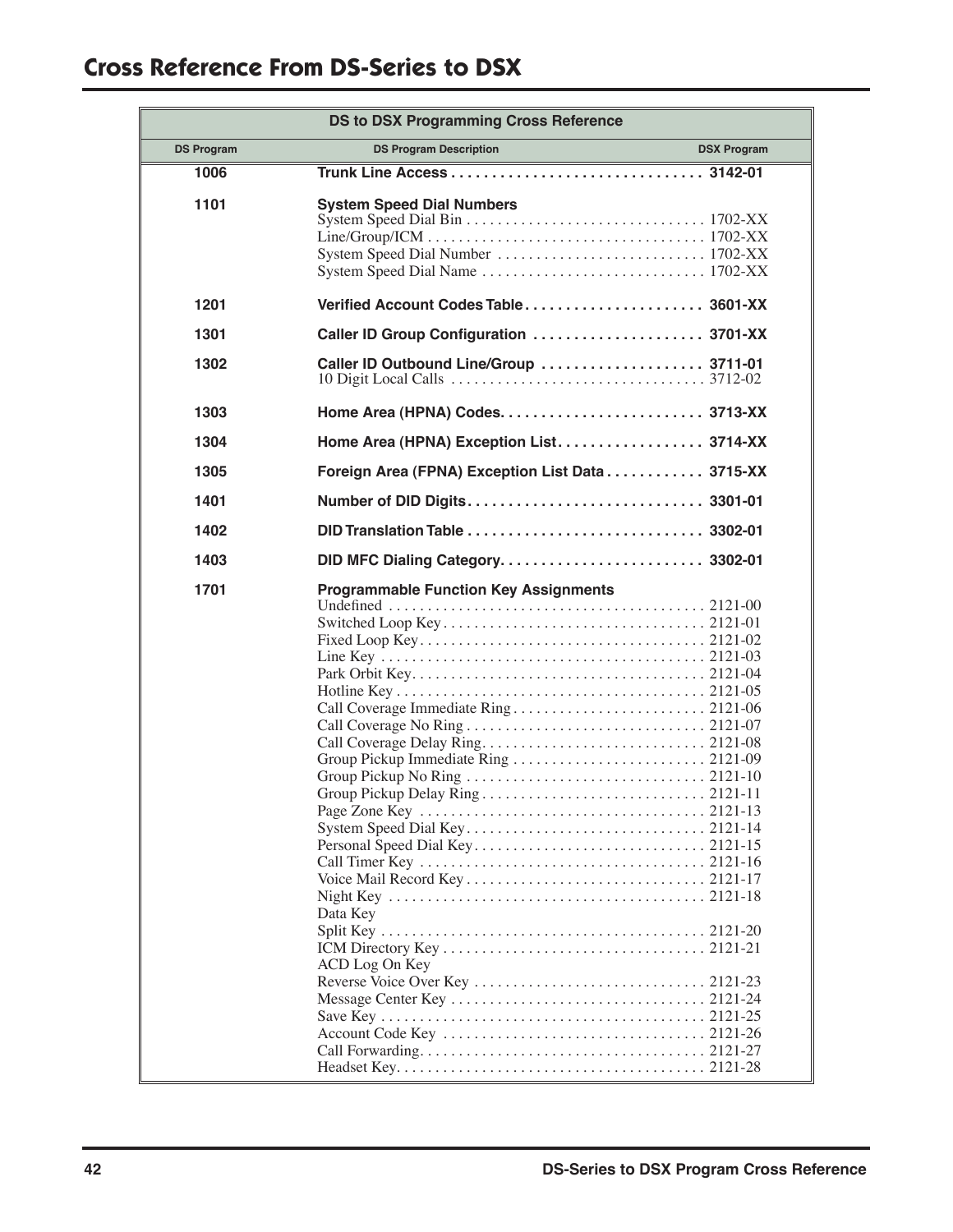# Cross Reference From DS-Series to DSX

| DS to DSX Programming Cross Reference | | |
|---|---|---|
| **DS Program** | **DS Program Description** | **DSX Program** |
| **1006** | **Trunk Line Access** | **3142-01** |
| **1101** | **System Speed Dial Numbers** | |
| | System Speed Dial Bin | 1702-XX |
| | Line/Group/ICM | 1702-XX |
| | System Speed Dial Number | 1702-XX |
| | System Speed Dial Name | 1702-XX |
| **1201** | **Verified Account Codes Table** | **3601-XX** |
| **1301** | **Caller ID Group Configuration** | **3701-XX** |
| **1302** | **Caller ID Outbound Line/Group** | **3711-01** |
| | 10 Digit Local Calls | 3712-02 |
| **1303** | **Home Area (HPNA) Codes** | **3713-XX** |
| **1304** | **Home Area (HPNA) Exception List** | **3714-XX** |
| **1305** | **Foreign Area (FPNA) Exception List Data** | **3715-XX** |
| **1401** | **Number of DID Digits** | **3301-01** |
| **1402** | **DID Translation Table** | **3302-01** |
| **1403** | **DID MFC Dialing Category** | **3302-01** |
| **1701** | **Programmable Function Key Assignments** | |
| | Undefined | 2121-00 |
| | Switched Loop Key | 2121-01 |
| | Fixed Loop Key | 2121-02 |
| | Line Key | 2121-03 |
| | Park Orbit Key | 2121-04 |
| | Hotline Key | 2121-05 |
| | Call Coverage Immediate Ring | 2121-06 |
| | Call Coverage No Ring | 2121-07 |
| | Call Coverage Delay Ring | 2121-08 |
| | Group Pickup Immediate Ring | 2121-09 |
| | Group Pickup No Ring | 2121-10 |
| | Group Pickup Delay Ring | 2121-11 |
| | Page Zone Key | 2121-13 |
| | System Speed Dial Key | 2121-14 |
| | Personal Speed Dial Key | 2121-15 |
| | Call Timer Key | 2121-16 |
| | Voice Mail Record Key | 2121-17 |
| | Night Key | 2121-18 |
| | Data Key | |
| | Split Key | 2121-20 |
| | ICM Directory Key | 2121-21 |
| | ACD Log On Key | |
| | Reverse Voice Over Key | 2121-23 |
| | Message Center Key | 2121-24 |
| | Save Key | 2121-25 |
| | Account Code Key | 2121-26 |
| | Call Forwarding | 2121-27 |
| | Headset Key | 2121-28 |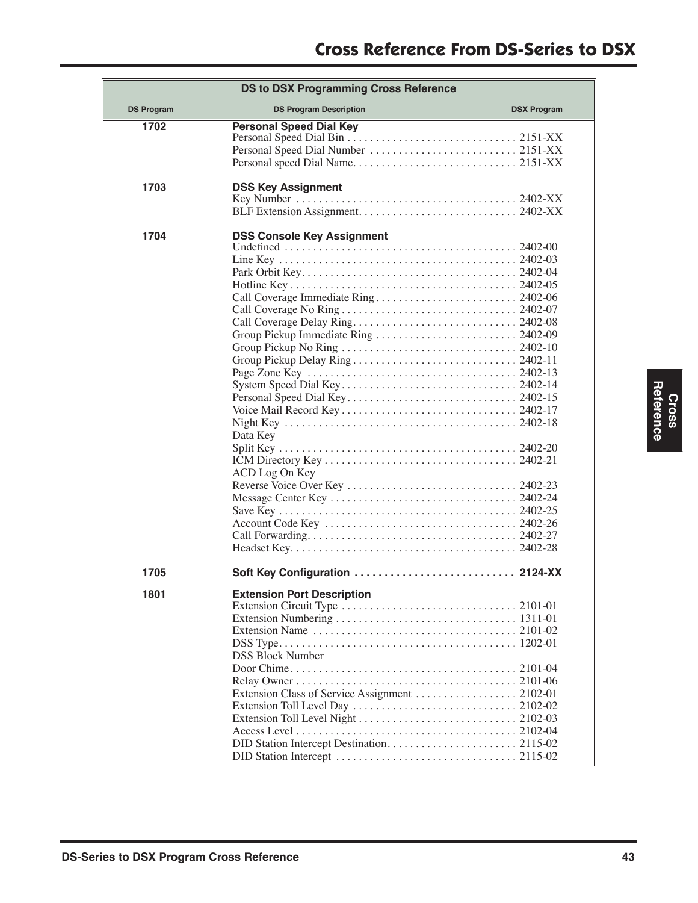# Cross Reference From DS-Series to DSX

| DS to DSX Programming Cross Reference | | |
|---|---|---|
| **DS Program** | **DS Program Description** | **DSX Program** |
| **1702** | **Personal Speed Dial Key** | |
| | Personal Speed Dial Bin | 2151-XX |
| | Personal Speed Dial Number | 2151-XX |
| | Personal speed Dial Name | 2151-XX |
| **1703** | **DSS Key Assignment** | |
| | Key Number | 2402-XX |
| | BLF Extension Assignment | 2402-XX |
| **1704** | **DSS Console Key Assignment** | |
| | Undefined | 2402-00 |
| | Line Key | 2402-03 |
| | Park Orbit Key | 2402-04 |
| | Hotline Key | 2402-05 |
| | Call Coverage Immediate Ring | 2402-06 |
| | Call Coverage No Ring | 2402-07 |
| | Call Coverage Delay Ring | 2402-08 |
| | Group Pickup Immediate Ring | 2402-09 |
| | Group Pickup No Ring | 2402-10 |
| | Group Pickup Delay Ring | 2402-11 |
| | Page Zone Key | 2402-13 |
| | System Speed Dial Key | 2402-14 |
| | Personal Speed Dial Key | 2402-15 |
| | Voice Mail Record Key | 2402-17 |
| | Night Key | 2402-18 |
| | Data Key | |
| | Split Key | 2402-20 |
| | ICM Directory Key | 2402-21 |
| | ACD Log On Key | |
| | Reverse Voice Over Key | 2402-23 |
| | Message Center Key | 2402-24 |
| | Save Key | 2402-25 |
| | Account Code Key | 2402-26 |
| | Call Forwarding | 2402-27 |
| | Headset Key | 2402-28 |
| **1705** | **Soft Key Configuration** | **2124-XX** |
| **1801** | **Extension Port Description** | |
| | Extension Circuit Type | 2101-01 |
| | Extension Numbering | 1311-01 |
| | Extension Name | 2101-02 |
| | DSS Type | 1202-01 |
| | DSS Block Number | |
| | Door Chime | 2101-04 |
| | Relay Owner | 2101-06 |
| | Extension Class of Service Assignment | 2102-01 |
| | Extension Toll Level Day | 2102-02 |
| | Extension Toll Level Night | 2102-03 |
| | Access Level | 2102-04 |
| | DID Station Intercept Destination | 2115-02 |
| | DID Station Intercept | 2115-02 |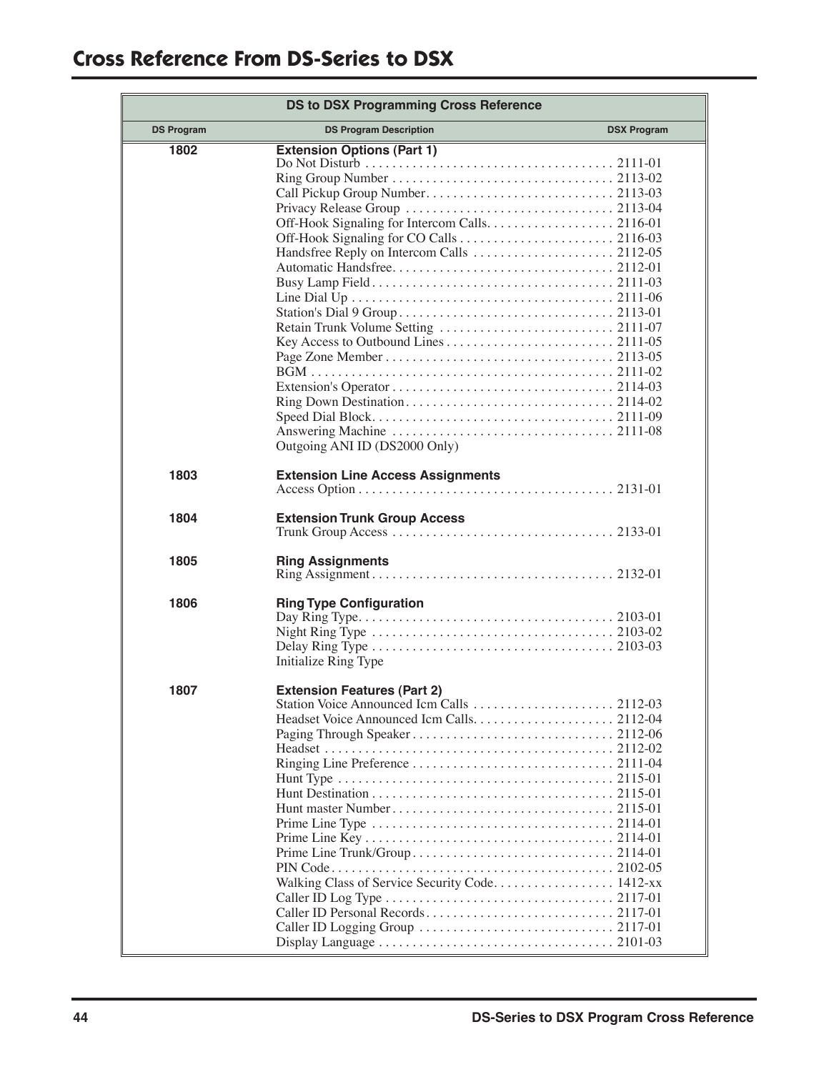# Cross Reference From DS-Series to DSX

| DS to DSX Programming Cross Reference | | |
|---|---|---|
| **DS Program** | **DS Program Description** | **DSX Program** |
| **1802** | **Extension Options (Part 1)** | |
| | Do Not Disturb | 2111-01 |
| | Ring Group Number | 2113-02 |
| | Call Pickup Group Number | 2113-03 |
| | Privacy Release Group | 2113-04 |
| | Off-Hook Signaling for Intercom Calls | 2116-01 |
| | Off-Hook Signaling for CO Calls | 2116-03 |
| | Handsfree Reply on Intercom Calls | 2112-05 |
| | Automatic Handsfree | 2112-01 |
| | Busy Lamp Field | 2111-03 |
| | Line Dial Up | 2111-06 |
| | Station's Dial 9 Group | 2113-01 |
| | Retain Trunk Volume Setting | 2111-07 |
| | Key Access to Outbound Lines | 2111-05 |
| | Page Zone Member | 2113-05 |
| | BGM | 2111-02 |
| | Extension's Operator | 2114-03 |
| | Ring Down Destination | 2114-02 |
| | Speed Dial Block | 2111-09 |
| | Answering Machine | 2111-08 |
| | Outgoing ANI ID (DS2000 Only) | |
| **1803** | **Extension Line Access Assignments** | |
| | Access Option | 2131-01 |
| **1804** | **Extension Trunk Group Access** | |
| | Trunk Group Access | 2133-01 |
| **1805** | **Ring Assignments** | |
| | Ring Assignment | 2132-01 |
| **1806** | **Ring Type Configuration** | |
| | Day Ring Type | 2103-01 |
| | Night Ring Type | 2103-02 |
| | Delay Ring Type | 2103-03 |
| | Initialize Ring Type | |
| **1807** | **Extension Features (Part 2)** | |
| | Station Voice Announced Icm Calls | 2112-03 |
| | Headset Voice Announced Icm Calls | 2112-04 |
| | Paging Through Speaker | 2112-06 |
| | Headset | 2112-02 |
| | Ringing Line Preference | 2111-04 |
| | Hunt Type | 2115-01 |
| | Hunt Destination | 2115-01 |
| | Hunt master Number | 2115-01 |
| | Prime Line Type | 2114-01 |
| | Prime Line Key | 2114-01 |
| | Prime Line Trunk/Group | 2114-01 |
| | PIN Code | 2102-05 |
| | Walking Class of Service Security Code | 1412-xx |
| | Caller ID Log Type | 2117-01 |
| | Caller ID Personal Records | 2117-01 |
| | Caller ID Logging Group | 2117-01 |
| | Display Language | 2101-03 |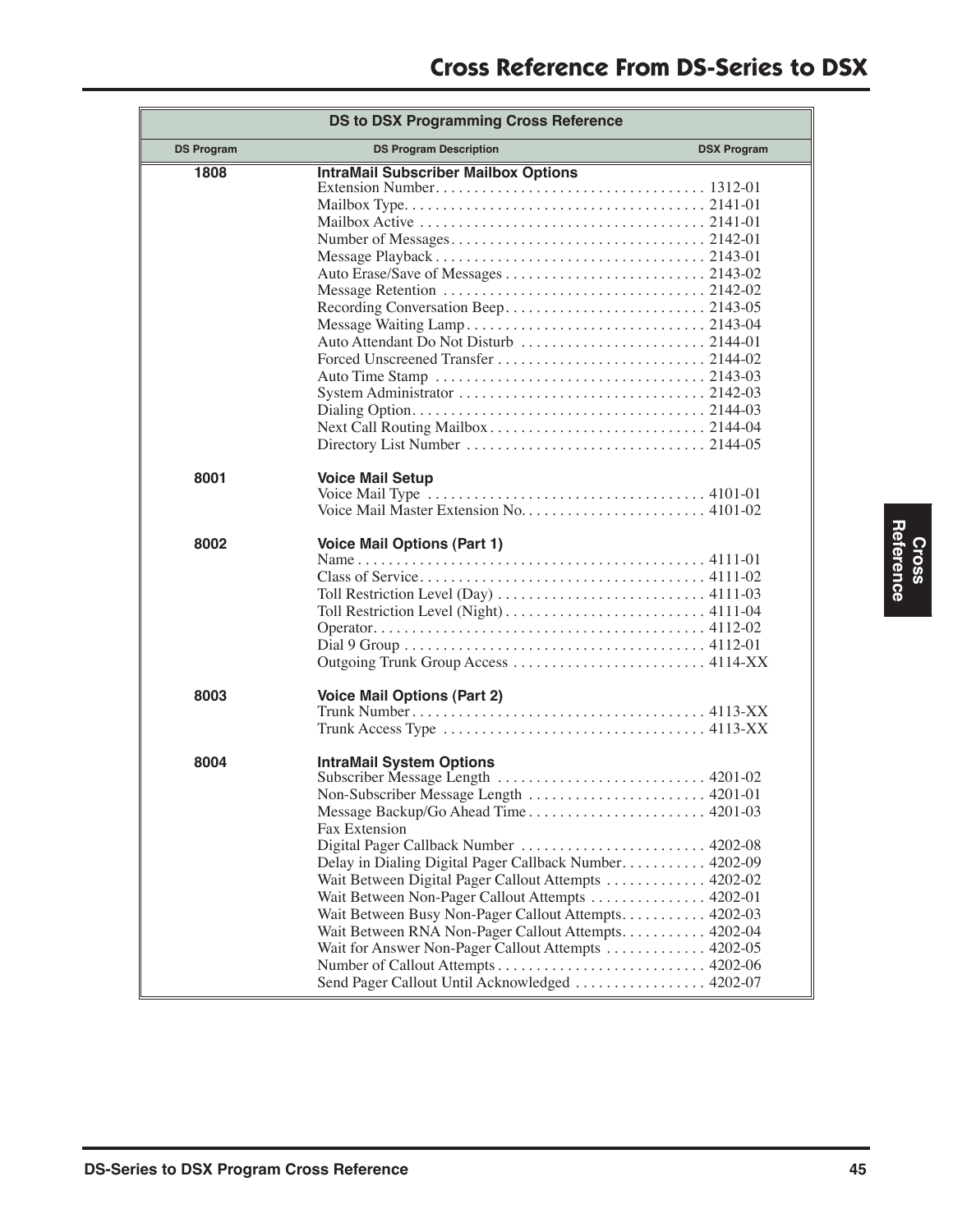# Cross Reference From DS-Series to DSX

| DS to DSX Programming Cross Reference | | |
|---|---|---|
| **DS Program** | **DS Program Description** | **DSX Program** |
| **1808** | **IntraMail Subscriber Mailbox Options** | |
| | Extension Number | 1312-01 |
| | Mailbox Type | 2141-01 |
| | Mailbox Active | 2141-01 |
| | Number of Messages | 2142-01 |
| | Message Playback | 2143-01 |
| | Auto Erase/Save of Messages | 2143-02 |
| | Message Retention | 2142-02 |
| | Recording Conversation Beep | 2143-05 |
| | Message Waiting Lamp | 2143-04 |
| | Auto Attendant Do Not Disturb | 2144-01 |
| | Forced Unscreened Transfer | 2144-02 |
| | Auto Time Stamp | 2143-03 |
| | System Administrator | 2142-03 |
| | Dialing Option | 2144-03 |
| | Next Call Routing Mailbox | 2144-04 |
| | Directory List Number | 2144-05 |
| **8001** | **Voice Mail Setup** | |
| | Voice Mail Type | 4101-01 |
| | Voice Mail Master Extension No. | 4101-02 |
| **8002** | **Voice Mail Options (Part 1)** | |
| | Name | 4111-01 |
| | Class of Service | 4111-02 |
| | Toll Restriction Level (Day) | 4111-03 |
| | Toll Restriction Level (Night) | 4111-04 |
| | Operator | 4112-02 |
| | Dial 9 Group | 4112-01 |
| | Outgoing Trunk Group Access | 4114-XX |
| **8003** | **Voice Mail Options (Part 2)** | |
| | Trunk Number | 4113-XX |
| | Trunk Access Type | 4113-XX |
| **8004** | **IntraMail System Options** | |
| | Subscriber Message Length | 4201-02 |
| | Non-Subscriber Message Length | 4201-01 |
| | Message Backup/Go Ahead Time | 4201-03 |
| | Fax Extension | |
| | Digital Pager Callback Number | 4202-08 |
| | Delay in Dialing Digital Pager Callback Number | 4202-09 |
| | Wait Between Digital Pager Callout Attempts | 4202-02 |
| | Wait Between Non-Pager Callout Attempts | 4202-01 |
| | Wait Between Busy Non-Pager Callout Attempts | 4202-03 |
| | Wait Between RNA Non-Pager Callout Attempts | 4202-04 |
| | Wait for Answer Non-Pager Callout Attempts | 4202-05 |
| | Number of Callout Attempts | 4202-06 |
| | Send Pager Callout Until Acknowledged | 4202-07 |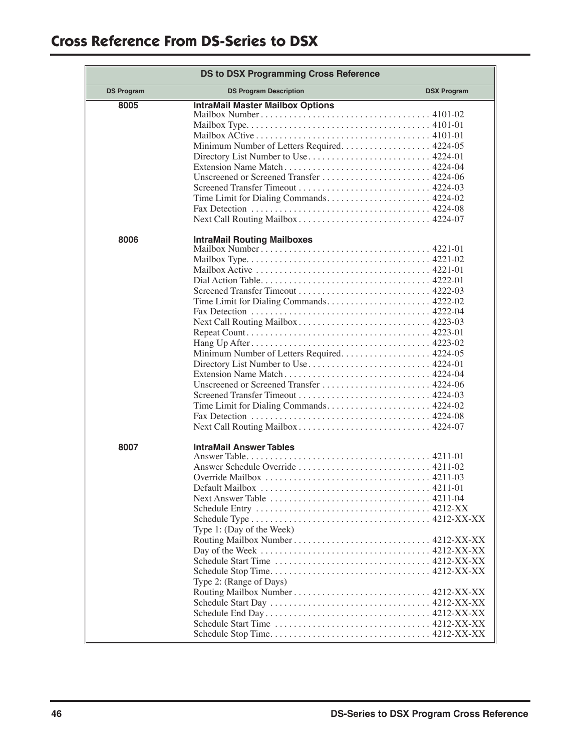# Cross Reference From DS-Series to DSX

| DS to DSX Programming Cross Reference | | |
|---|---|---|
| **DS Program** | **DS Program Description** | **DSX Program** |
| **8005** | **IntraMail Master Mailbox Options** | |
| | Mailbox Number | 4101-02 |
| | Mailbox Type | 4101-01 |
| | Mailbox ACtive | 4101-01 |
| | Minimum Number of Letters Required | 4224-05 |
| | Directory List Number to Use | 4224-01 |
| | Extension Name Match | 4224-04 |
| | Unscreened or Screened Transfer | 4224-06 |
| | Screened Transfer Timeout | 4224-03 |
| | Time Limit for Dialing Commands | 4224-02 |
| | Fax Detection | 4224-08 |
| | Next Call Routing Mailbox | 4224-07 |
| **8006** | **IntraMail Routing Mailboxes** | |
| | Mailbox Number | 4221-01 |
| | Mailbox Type | 4221-02 |
| | Mailbox Active | 4221-01 |
| | Dial Action Table | 4222-01 |
| | Screened Transfer Timeout | 4222-03 |
| | Time Limit for Dialing Commands | 4222-02 |
| | Fax Detection | 4222-04 |
| | Next Call Routing Mailbox | 4223-03 |
| | Repeat Count | 4223-01 |
| | Hang Up After | 4223-02 |
| | Minimum Number of Letters Required | 4224-05 |
| | Directory List Number to Use | 4224-01 |
| | Extension Name Match | 4224-04 |
| | Unscreened or Screened Transfer | 4224-06 |
| | Screened Transfer Timeout | 4224-03 |
| | Time Limit for Dialing Commands | 4224-02 |
| | Fax Detection | 4224-08 |
| | Next Call Routing Mailbox | 4224-07 |
| **8007** | **IntraMail Answer Tables** | |
| | Answer Table | 4211-01 |
| | Answer Schedule Override | 4211-02 |
| | Override Mailbox | 4211-03 |
| | Default Mailbox | 4211-01 |
| | Next Answer Table | 4211-04 |
| | Schedule Entry | 4212-XX |
| | Schedule Type | 4212-XX-XX |
| | Type 1: (Day of the Week) | |
| | Routing Mailbox Number | 4212-XX-XX |
| | Day of the Week | 4212-XX-XX |
| | Schedule Start Time | 4212-XX-XX |
| | Schedule Stop Time | 4212-XX-XX |
| | Type 2: (Range of Days) | |
| | Routing Mailbox Number | 4212-XX-XX |
| | Schedule Start Day | 4212-XX-XX |
| | Schedule End Day | 4212-XX-XX |
| | Schedule Start Time | 4212-XX-XX |
| | Schedule Stop Time | 4212-XX-XX |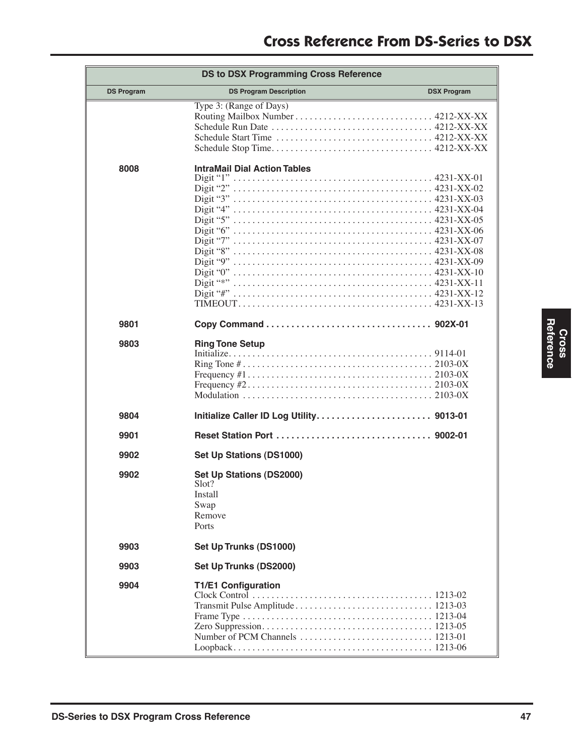# Cross Reference From DS-Series to DSX

| DS Program | DS Program Description | DSX Program |
|---|---|---|
| | Type 3: (Range of Days) | |
| | Routing Mailbox Number | 4212-XX-XX |
| | Schedule Run Date | 4212-XX-XX |
| | Schedule Start Time | 4212-XX-XX |
| | Schedule Stop Time | 4212-XX-XX |
| **8008** | **IntraMail Dial Action Tables** | |
| | Digit “1” | 4231-XX-01 |
| | Digit “2” | 4231-XX-02 |
| | Digit “3” | 4231-XX-03 |
| | Digit “4” | 4231-XX-04 |
| | Digit “5” | 4231-XX-05 |
| | Digit “6” | 4231-XX-06 |
| | Digit “7” | 4231-XX-07 |
| | Digit “8” | 4231-XX-08 |
| | Digit “9” | 4231-XX-09 |
| | Digit “0” | 4231-XX-10 |
| | Digit “*” | 4231-XX-11 |
| | Digit “#” | 4231-XX-12 |
| | TIMEOUT | 4231-XX-13 |
| **9801** | **Copy Command** | **902X-01** |
| **9803** | **Ring Tone Setup** | |
| | Initialize | 9114-01 |
| | Ring Tone # | 2103-0X |
| | Frequency #1 | 2103-0X |
| | Frequency #2 | 2103-0X |
| | Modulation | 2103-0X |
| **9804** | **Initialize Caller ID Log Utility** | **9013-01** |
| **9901** | **Reset Station Port** | **9002-01** |
| **9902** | **Set Up Stations (DS1000)** | |
| **9902** | **Set Up Stations (DS2000)** | |
| | Slot? | |
| | Install | |
| | Swap | |
| | Remove | |
| | Ports | |
| **9903** | **Set Up Trunks (DS1000)** | |
| **9903** | **Set Up Trunks (DS2000)** | |
| **9904** | **T1/E1 Configuration** | |
| | Clock Control | 1213-02 |
| | Transmit Pulse Amplitude | 1213-03 |
| | Frame Type | 1213-04 |
| | Zero Suppression | 1213-05 |
| | Number of PCM Channels | 1213-01 |
| | Loopback | 1213-06 |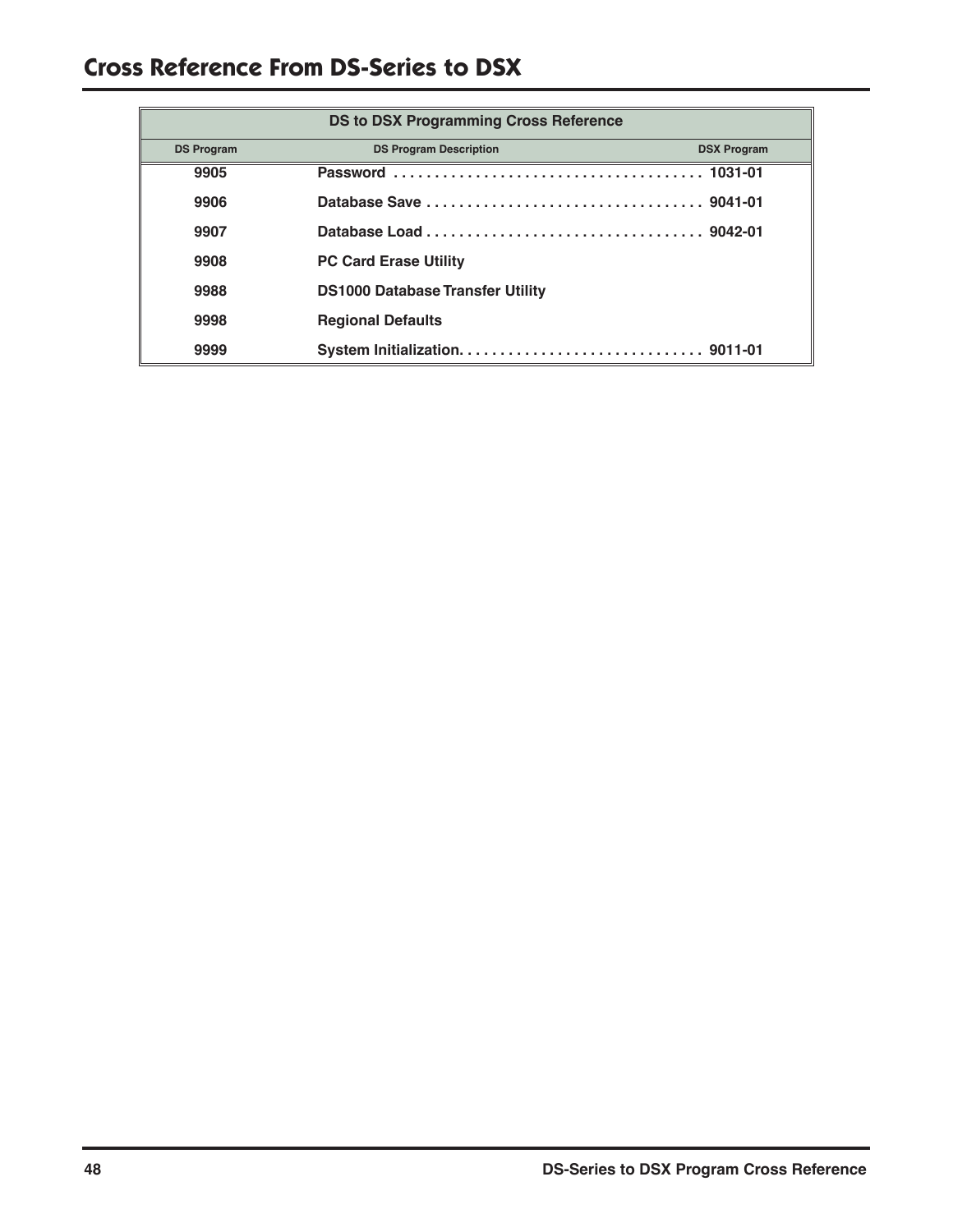# Cross Reference From DS-Series to DSX

| DS to DSX Programming Cross Reference | | |
|---|---|---|
| **DS Program** | **DS Program Description** | **DSX Program** |
| 9905 | Password | 1031-01 |
| 9906 | Database Save | 9041-01 |
| 9907 | Database Load | 9042-01 |
| 9908 | PC Card Erase Utility | |
| 9988 | DS1000 Database Transfer Utility | |
| 9998 | Regional Defaults | |
| 9999 | System Initialization | 9011-01 |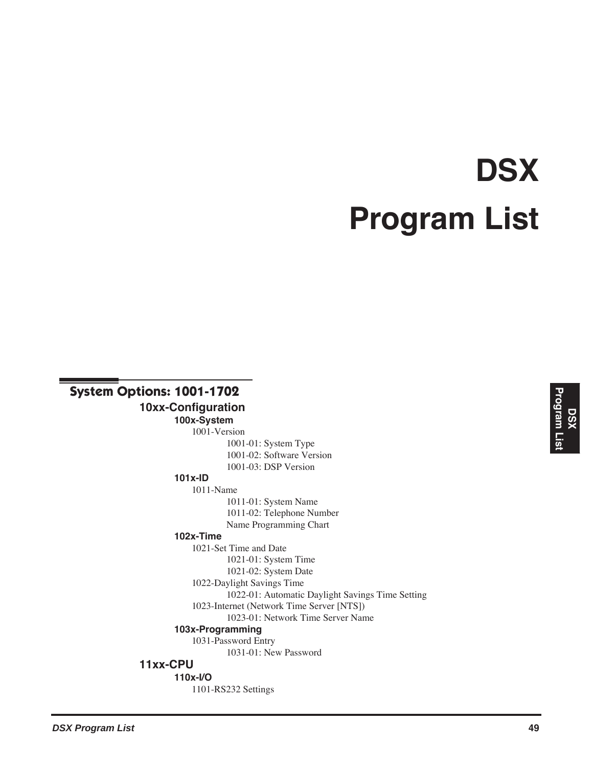# DSX

# Program List

## System Options: 1001-1702

### 10xx-Configuration

#### 100x-System

1001-Version

- 1001-01: System Type
- 1001-02: Software Version
- 1001-03: DSP Version

#### 101x-ID

1011-Name

- 1011-01: System Name
- 1011-02: Telephone Number
- Name Programming Chart

#### 102x-Time

1021-Set Time and Date

- 1021-01: System Time
- 1021-02: System Date

1022-Daylight Savings Time

- 1022-01: Automatic Daylight Savings Time Setting

1023-Internet (Network Time Server [NTS])

- 1023-01: Network Time Server Name

#### 103x-Programming

1031-Password Entry

- 1031-01: New Password

### 11xx-CPU

#### 110x-I/O

1101-RS232 Settings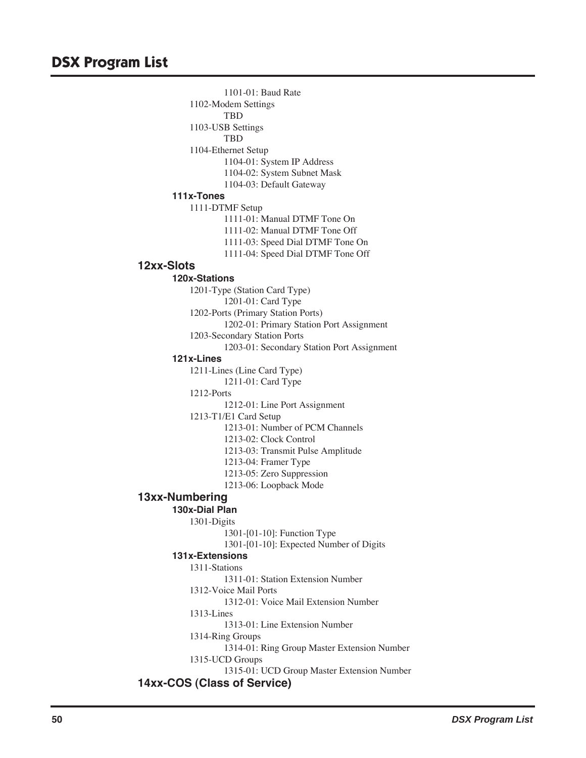1101-01: Baud Rate

1102-Modem Settings

TBD

1103-USB Settings

TBD

1104-Ethernet Setup

1104-01: System IP Address

1104-02: System Subnet Mask

1104-03: Default Gateway

### 111x-Tones

1111-DTMF Setup

1111-01: Manual DTMF Tone On

1111-02: Manual DTMF Tone Off

1111-03: Speed Dial DTMF Tone On

1111-04: Speed Dial DTMF Tone Off

## 12xx-Slots

### 120x-Stations

1201-Type (Station Card Type)

1201-01: Card Type

1202-Ports (Primary Station Ports)

1202-01: Primary Station Port Assignment

1203-Secondary Station Ports

1203-01: Secondary Station Port Assignment

### 121x-Lines

1211-Lines (Line Card Type)

1211-01: Card Type

1212-Ports

1212-01: Line Port Assignment

1213-T1/E1 Card Setup

1213-01: Number of PCM Channels

1213-02: Clock Control

1213-03: Transmit Pulse Amplitude

1213-04: Framer Type

1213-05: Zero Suppression

1213-06: Loopback Mode

## 13xx-Numbering

### 130x-Dial Plan

1301-Digits

1301-[01-10]: Function Type

1301-[01-10]: Expected Number of Digits

### 131x-Extensions

1311-Stations

1311-01: Station Extension Number

1312-Voice Mail Ports

1312-01: Voice Mail Extension Number

1313-Lines

1313-01: Line Extension Number

1314-Ring Groups

1314-01: Ring Group Master Extension Number

1315-UCD Groups

1315-01: UCD Group Master Extension Number

## 14xx-COS (Class of Service)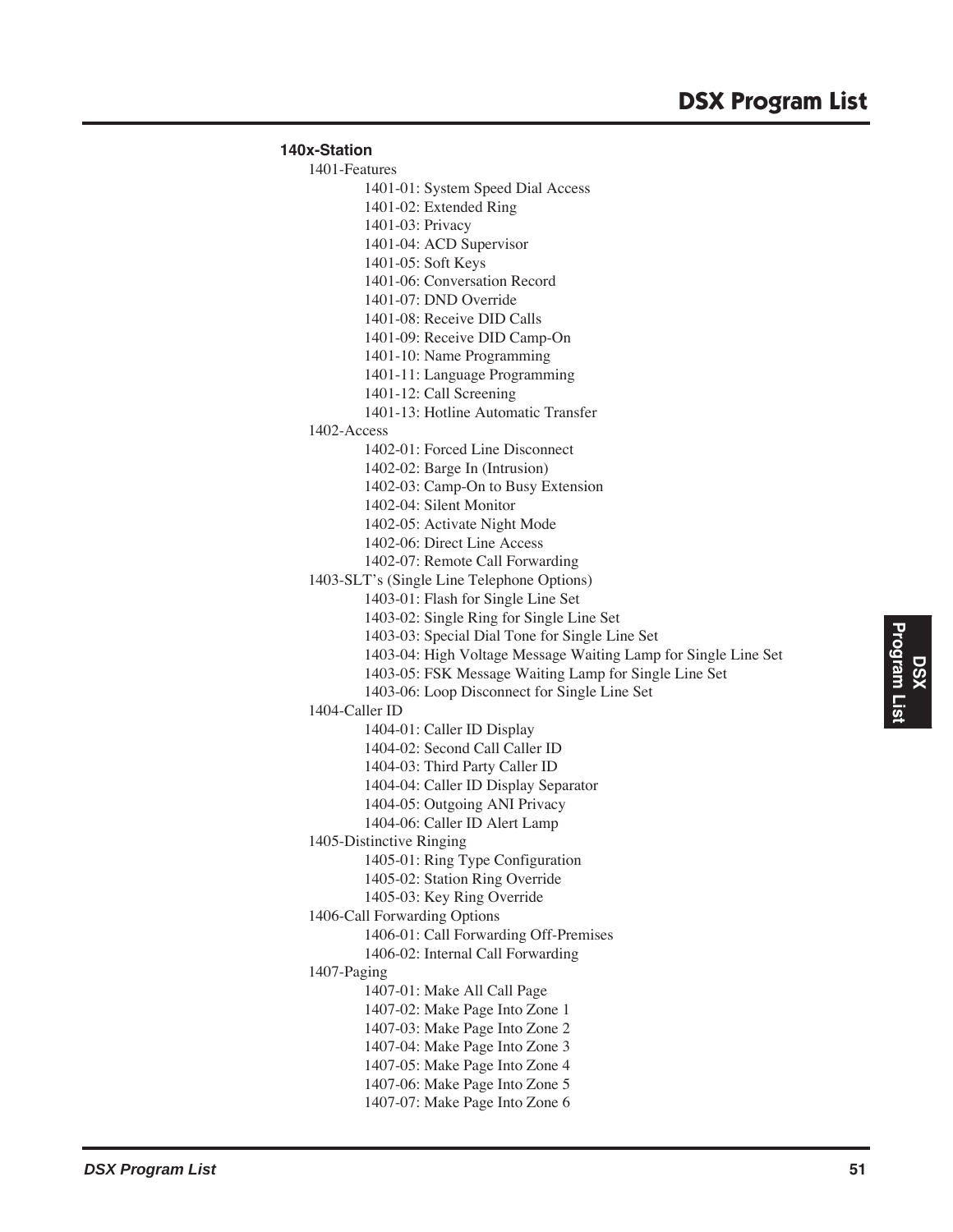**140x-Station**

- 1401-Features
  - 1401-01: System Speed Dial Access
  - 1401-02: Extended Ring
  - 1401-03: Privacy
  - 1401-04: ACD Supervisor
  - 1401-05: Soft Keys
  - 1401-06: Conversation Record
  - 1401-07: DND Override
  - 1401-08: Receive DID Calls
  - 1401-09: Receive DID Camp-On
  - 1401-10: Name Programming
  - 1401-11: Language Programming
  - 1401-12: Call Screening
  - 1401-13: Hotline Automatic Transfer
- 1402-Access
  - 1402-01: Forced Line Disconnect
  - 1402-02: Barge In (Intrusion)
  - 1402-03: Camp-On to Busy Extension
  - 1402-04: Silent Monitor
  - 1402-05: Activate Night Mode
  - 1402-06: Direct Line Access
  - 1402-07: Remote Call Forwarding
- 1403-SLT's (Single Line Telephone Options)
  - 1403-01: Flash for Single Line Set
  - 1403-02: Single Ring for Single Line Set
  - 1403-03: Special Dial Tone for Single Line Set
  - 1403-04: High Voltage Message Waiting Lamp for Single Line Set
  - 1403-05: FSK Message Waiting Lamp for Single Line Set
  - 1403-06: Loop Disconnect for Single Line Set
- 1404-Caller ID
  - 1404-01: Caller ID Display
  - 1404-02: Second Call Caller ID
  - 1404-03: Third Party Caller ID
  - 1404-04: Caller ID Display Separator
  - 1404-05: Outgoing ANI Privacy
  - 1404-06: Caller ID Alert Lamp
- 1405-Distinctive Ringing
  - 1405-01: Ring Type Configuration
  - 1405-02: Station Ring Override
  - 1405-03: Key Ring Override
- 1406-Call Forwarding Options
  - 1406-01: Call Forwarding Off-Premises
  - 1406-02: Internal Call Forwarding
- 1407-Paging
  - 1407-01: Make All Call Page
  - 1407-02: Make Page Into Zone 1
  - 1407-03: Make Page Into Zone 2
  - 1407-04: Make Page Into Zone 3
  - 1407-05: Make Page Into Zone 4
  - 1407-06: Make Page Into Zone 5
  - 1407-07: Make Page Into Zone 6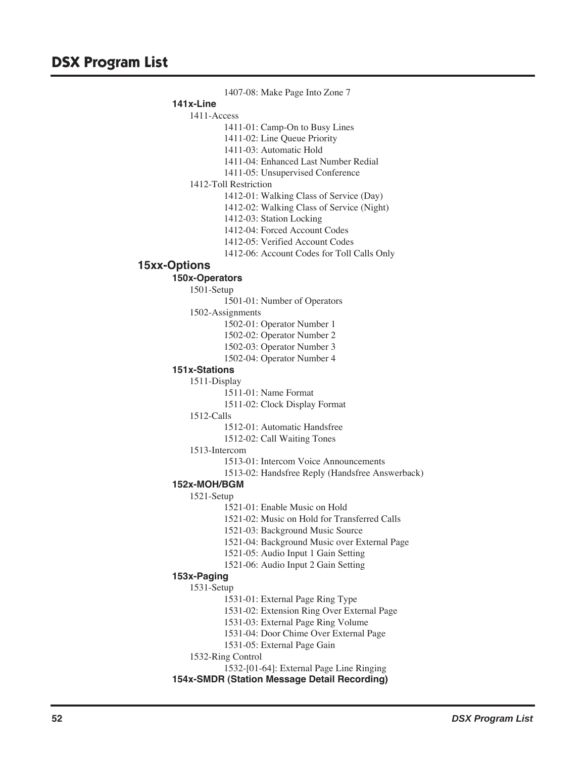1407-08: Make Page Into Zone 7

### 141x-Line

1411-Access

- 1411-01: Camp-On to Busy Lines
- 1411-02: Line Queue Priority
- 1411-03: Automatic Hold
- 1411-04: Enhanced Last Number Redial
- 1411-05: Unsupervised Conference

1412-Toll Restriction

- 1412-01: Walking Class of Service (Day)
- 1412-02: Walking Class of Service (Night)
- 1412-03: Station Locking
- 1412-04: Forced Account Codes
- 1412-05: Verified Account Codes
- 1412-06: Account Codes for Toll Calls Only

## 15xx-Options

### 150x-Operators

1501-Setup

- 1501-01: Number of Operators

1502-Assignments

- 1502-01: Operator Number 1
- 1502-02: Operator Number 2
- 1502-03: Operator Number 3
- 1502-04: Operator Number 4

### 151x-Stations

1511-Display

- 1511-01: Name Format
- 1511-02: Clock Display Format

1512-Calls

- 1512-01: Automatic Handsfree
- 1512-02: Call Waiting Tones

1513-Intercom

- 1513-01: Intercom Voice Announcements
- 1513-02: Handsfree Reply (Handsfree Answerback)

### 152x-MOH/BGM

1521-Setup

- 1521-01: Enable Music on Hold
- 1521-02: Music on Hold for Transferred Calls
- 1521-03: Background Music Source
- 1521-04: Background Music over External Page
- 1521-05: Audio Input 1 Gain Setting
- 1521-06: Audio Input 2 Gain Setting

### 153x-Paging

1531-Setup

- 1531-01: External Page Ring Type
- 1531-02: Extension Ring Over External Page
- 1531-03: External Page Ring Volume
- 1531-04: Door Chime Over External Page
- 1531-05: External Page Gain

1532-Ring Control

- 1532-[01-64]: External Page Line Ringing

### 154x-SMDR (Station Message Detail Recording)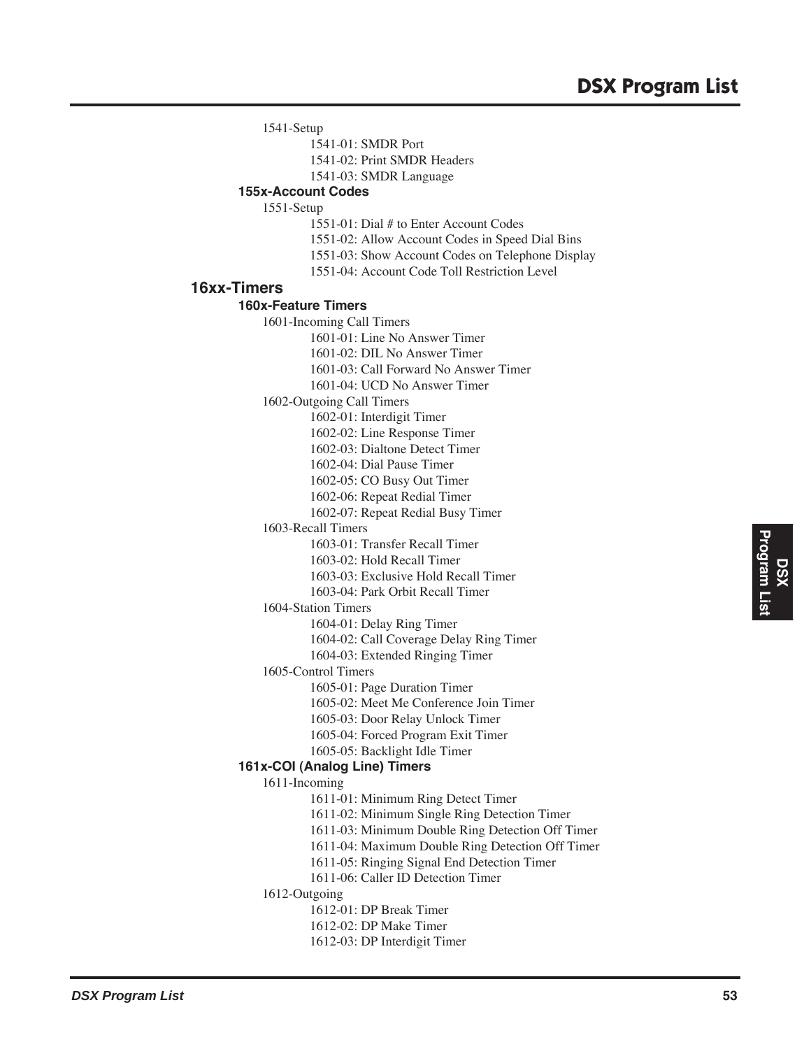1541-Setup

- 1541-01: SMDR Port
- 1541-02: Print SMDR Headers
- 1541-03: SMDR Language

### 155x-Account Codes

1551-Setup

- 1551-01: Dial # to Enter Account Codes
- 1551-02: Allow Account Codes in Speed Dial Bins
- 1551-03: Show Account Codes on Telephone Display
- 1551-04: Account Code Toll Restriction Level

## 16xx-Timers

### 160x-Feature Timers

1601-Incoming Call Timers

- 1601-01: Line No Answer Timer
- 1601-02: DIL No Answer Timer
- 1601-03: Call Forward No Answer Timer
- 1601-04: UCD No Answer Timer

1602-Outgoing Call Timers

- 1602-01: Interdigit Timer
- 1602-02: Line Response Timer
- 1602-03: Dialtone Detect Timer
- 1602-04: Dial Pause Timer
- 1602-05: CO Busy Out Timer
- 1602-06: Repeat Redial Timer
- 1602-07: Repeat Redial Busy Timer

1603-Recall Timers

- 1603-01: Transfer Recall Timer
- 1603-02: Hold Recall Timer
- 1603-03: Exclusive Hold Recall Timer
- 1603-04: Park Orbit Recall Timer

1604-Station Timers

- 1604-01: Delay Ring Timer
- 1604-02: Call Coverage Delay Ring Timer
- 1604-03: Extended Ringing Timer

1605-Control Timers

- 1605-01: Page Duration Timer
- 1605-02: Meet Me Conference Join Timer
- 1605-03: Door Relay Unlock Timer
- 1605-04: Forced Program Exit Timer
- 1605-05: Backlight Idle Timer

### 161x-COI (Analog Line) Timers

1611-Incoming

- 1611-01: Minimum Ring Detect Timer
- 1611-02: Minimum Single Ring Detection Timer
- 1611-03: Minimum Double Ring Detection Off Timer
- 1611-04: Maximum Double Ring Detection Off Timer
- 1611-05: Ringing Signal End Detection Timer
- 1611-06: Caller ID Detection Timer

1612-Outgoing

- 1612-01: DP Break Timer
- 1612-02: DP Make Timer
- 1612-03: DP Interdigit Timer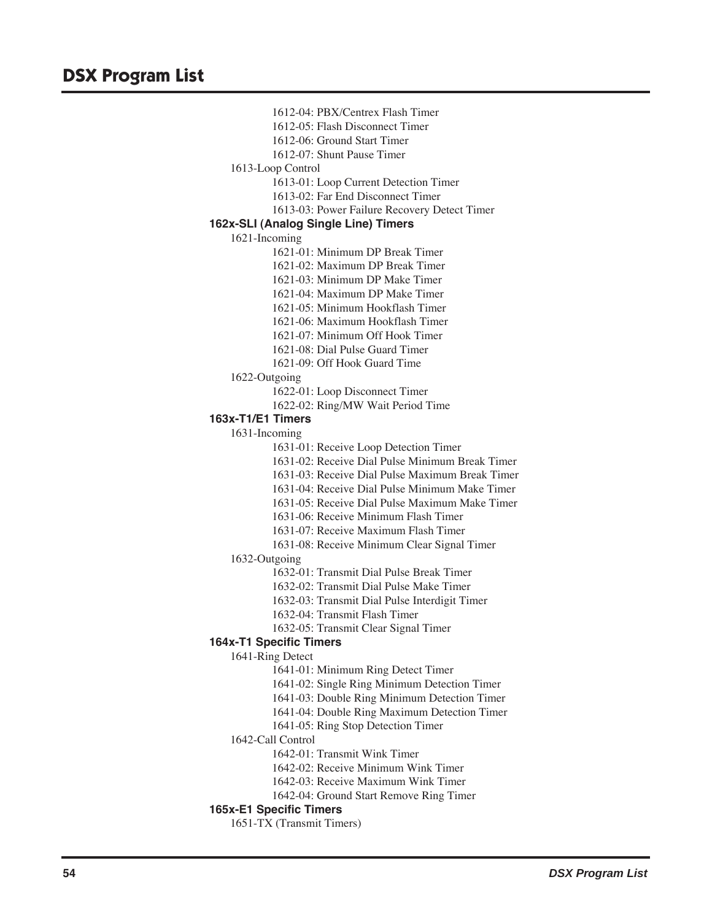- 1612-04: PBX/Centrex Flash Timer
- 1612-05: Flash Disconnect Timer
- 1612-06: Ground Start Timer
- 1612-07: Shunt Pause Timer

1613-Loop Control

- 1613-01: Loop Current Detection Timer
- 1613-02: Far End Disconnect Timer
- 1613-03: Power Failure Recovery Detect Timer

**162x-SLI (Analog Single Line) Timers**

1621-Incoming

- 1621-01: Minimum DP Break Timer
- 1621-02: Maximum DP Break Timer
- 1621-03: Minimum DP Make Timer
- 1621-04: Maximum DP Make Timer
- 1621-05: Minimum Hookflash Timer
- 1621-06: Maximum Hookflash Timer
- 1621-07: Minimum Off Hook Timer
- 1621-08: Dial Pulse Guard Timer
- 1621-09: Off Hook Guard Time

1622-Outgoing

- 1622-01: Loop Disconnect Timer
- 1622-02: Ring/MW Wait Period Time

**163x-T1/E1 Timers**

1631-Incoming

- 1631-01: Receive Loop Detection Timer
- 1631-02: Receive Dial Pulse Minimum Break Timer
- 1631-03: Receive Dial Pulse Maximum Break Timer
- 1631-04: Receive Dial Pulse Minimum Make Timer
- 1631-05: Receive Dial Pulse Maximum Make Timer
- 1631-06: Receive Minimum Flash Timer
- 1631-07: Receive Maximum Flash Timer
- 1631-08: Receive Minimum Clear Signal Timer

1632-Outgoing

- 1632-01: Transmit Dial Pulse Break Timer
- 1632-02: Transmit Dial Pulse Make Timer
- 1632-03: Transmit Dial Pulse Interdigit Timer
- 1632-04: Transmit Flash Timer
- 1632-05: Transmit Clear Signal Timer

**164x-T1 Specific Timers**

1641-Ring Detect

- 1641-01: Minimum Ring Detect Timer
- 1641-02: Single Ring Minimum Detection Timer
- 1641-03: Double Ring Minimum Detection Timer
- 1641-04: Double Ring Maximum Detection Timer
- 1641-05: Ring Stop Detection Timer

1642-Call Control

- 1642-01: Transmit Wink Timer
- 1642-02: Receive Minimum Wink Timer
- 1642-03: Receive Maximum Wink Timer
- 1642-04: Ground Start Remove Ring Timer

**165x-E1 Specific Timers**

1651-TX (Transmit Timers)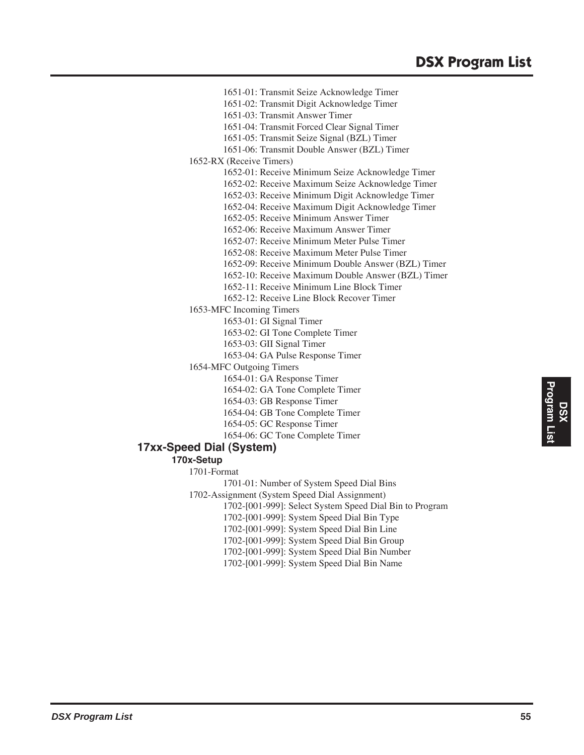1651-01: Transmit Seize Acknowledge Timer
1651-02: Transmit Digit Acknowledge Timer
1651-03: Transmit Answer Timer
1651-04: Transmit Forced Clear Signal Timer
1651-05: Transmit Seize Signal (BZL) Timer
1651-06: Transmit Double Answer (BZL) Timer

1652-RX (Receive Timers)

1652-01: Receive Minimum Seize Acknowledge Timer
1652-02: Receive Maximum Seize Acknowledge Timer
1652-03: Receive Minimum Digit Acknowledge Timer
1652-04: Receive Maximum Digit Acknowledge Timer
1652-05: Receive Minimum Answer Timer
1652-06: Receive Maximum Answer Timer
1652-07: Receive Minimum Meter Pulse Timer
1652-08: Receive Maximum Meter Pulse Timer
1652-09: Receive Minimum Double Answer (BZL) Timer
1652-10: Receive Maximum Double Answer (BZL) Timer
1652-11: Receive Minimum Line Block Timer
1652-12: Receive Line Block Recover Timer

1653-MFC Incoming Timers

1653-01: GI Signal Timer
1653-02: GI Tone Complete Timer
1653-03: GII Signal Timer
1653-04: GA Pulse Response Timer

1654-MFC Outgoing Timers

1654-01: GA Response Timer
1654-02: GA Tone Complete Timer
1654-03: GB Response Timer
1654-04: GB Tone Complete Timer
1654-05: GC Response Timer
1654-06: GC Tone Complete Timer

## 17xx-Speed Dial (System)

### 170x-Setup

1701-Format

1701-01: Number of System Speed Dial Bins

1702-Assignment (System Speed Dial Assignment)

1702-[001-999]: Select System Speed Dial Bin to Program
1702-[001-999]: System Speed Dial Bin Type
1702-[001-999]: System Speed Dial Bin Line
1702-[001-999]: System Speed Dial Bin Group
1702-[001-999]: System Speed Dial Bin Number
1702-[001-999]: System Speed Dial Bin Name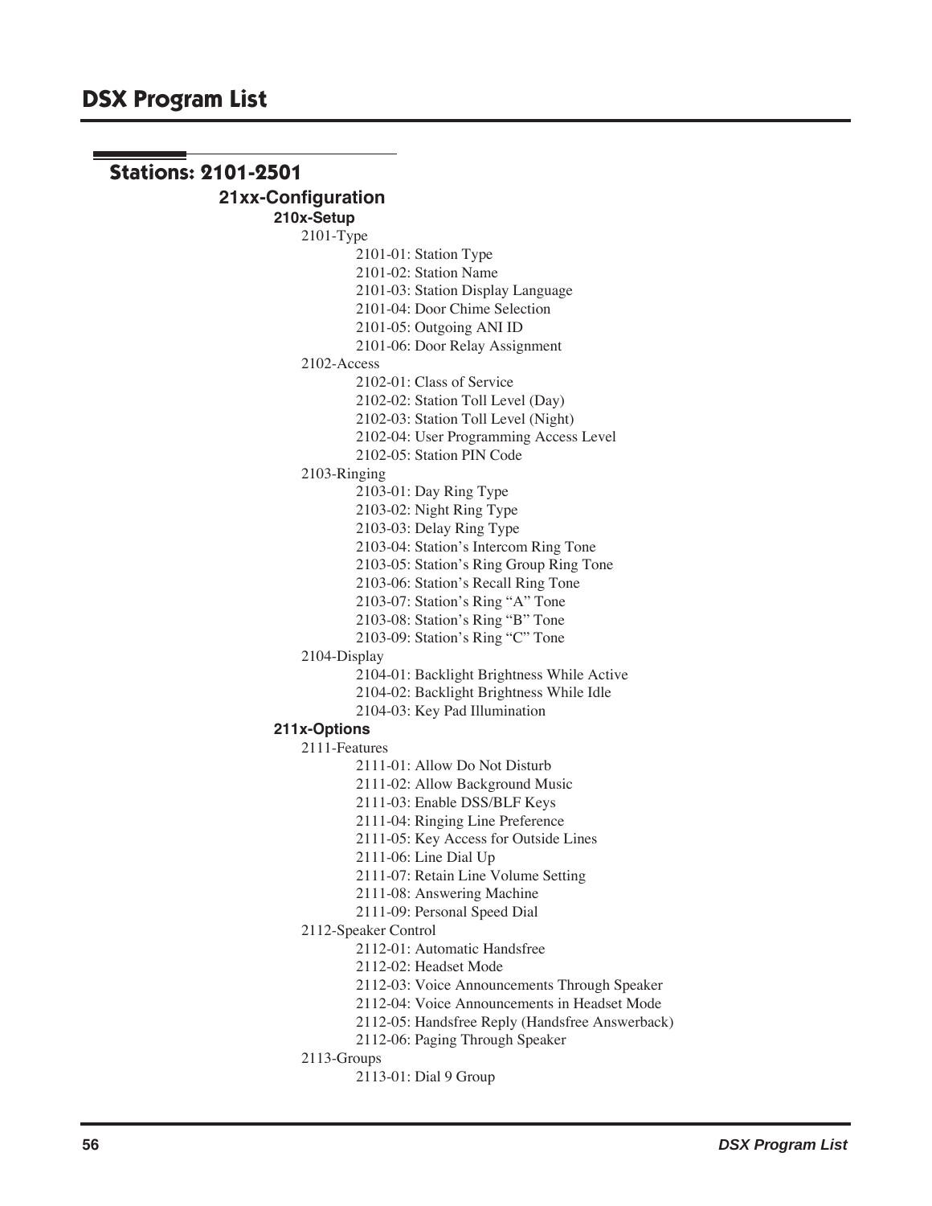## Stations: 2101-2501

### 21xx-Configuration

#### 210x-Setup

- 2101-Type
  - 2101-01: Station Type
  - 2101-02: Station Name
  - 2101-03: Station Display Language
  - 2101-04: Door Chime Selection
  - 2101-05: Outgoing ANI ID
  - 2101-06: Door Relay Assignment
- 2102-Access
  - 2102-01: Class of Service
  - 2102-02: Station Toll Level (Day)
  - 2102-03: Station Toll Level (Night)
  - 2102-04: User Programming Access Level
  - 2102-05: Station PIN Code
- 2103-Ringing
  - 2103-01: Day Ring Type
  - 2103-02: Night Ring Type
  - 2103-03: Delay Ring Type
  - 2103-04: Station's Intercom Ring Tone
  - 2103-05: Station's Ring Group Ring Tone
  - 2103-06: Station's Recall Ring Tone
  - 2103-07: Station's Ring "A" Tone
  - 2103-08: Station's Ring "B" Tone
  - 2103-09: Station's Ring "C" Tone
- 2104-Display
  - 2104-01: Backlight Brightness While Active
  - 2104-02: Backlight Brightness While Idle
  - 2104-03: Key Pad Illumination

#### 211x-Options

- 2111-Features
  - 2111-01: Allow Do Not Disturb
  - 2111-02: Allow Background Music
  - 2111-03: Enable DSS/BLF Keys
  - 2111-04: Ringing Line Preference
  - 2111-05: Key Access for Outside Lines
  - 2111-06: Line Dial Up
  - 2111-07: Retain Line Volume Setting
  - 2111-08: Answering Machine
  - 2111-09: Personal Speed Dial
- 2112-Speaker Control
  - 2112-01: Automatic Handsfree
  - 2112-02: Headset Mode
  - 2112-03: Voice Announcements Through Speaker
  - 2112-04: Voice Announcements in Headset Mode
  - 2112-05: Handsfree Reply (Handsfree Answerback)
  - 2112-06: Paging Through Speaker
- 2113-Groups
  - 2113-01: Dial 9 Group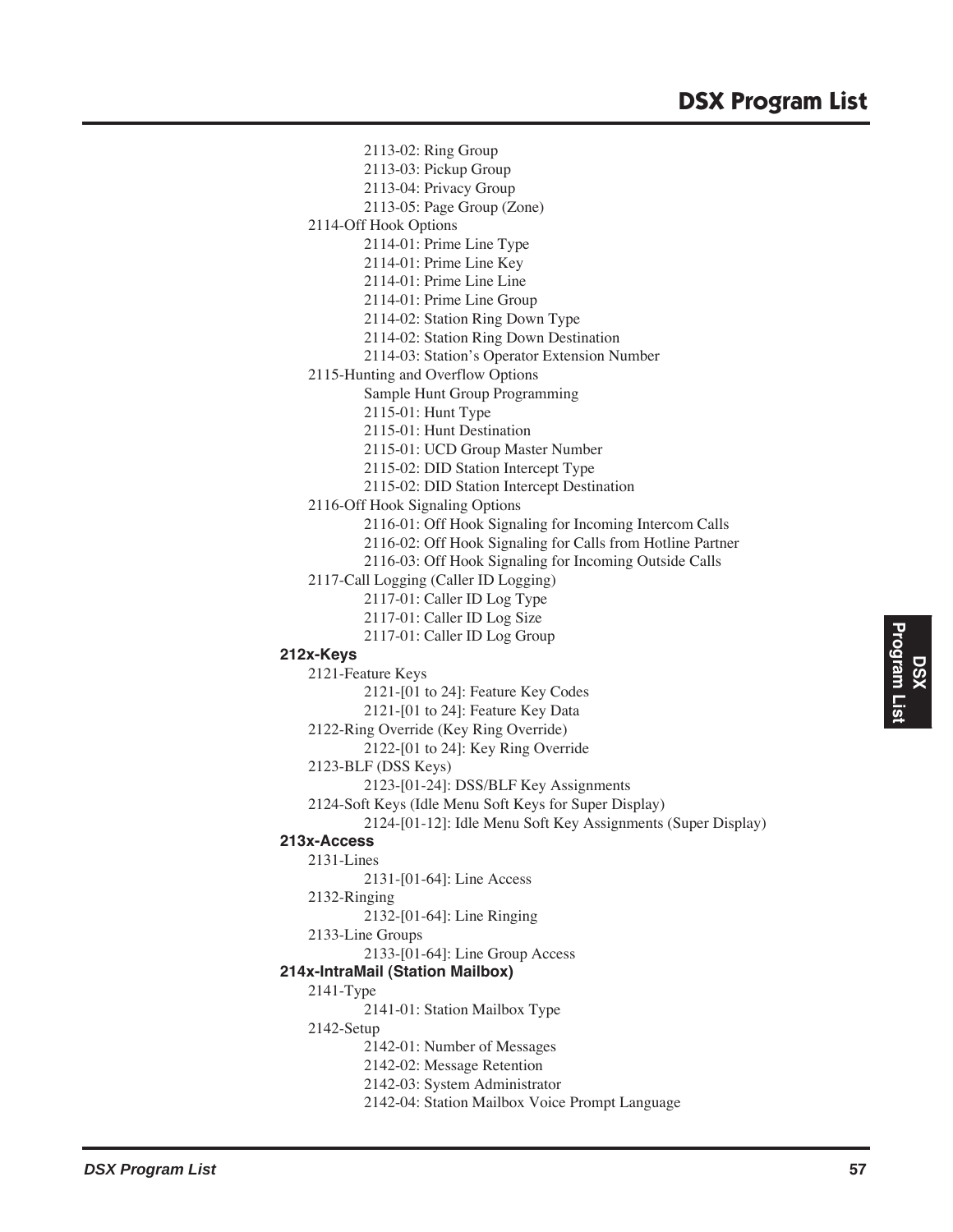- 2113-02: Ring Group
- 2113-03: Pickup Group
- 2113-04: Privacy Group
- 2113-05: Page Group (Zone)

2114-Off Hook Options

- 2114-01: Prime Line Type
- 2114-01: Prime Line Key
- 2114-01: Prime Line Line
- 2114-01: Prime Line Group
- 2114-02: Station Ring Down Type
- 2114-02: Station Ring Down Destination
- 2114-03: Station's Operator Extension Number

2115-Hunting and Overflow Options

- Sample Hunt Group Programming
- 2115-01: Hunt Type
- 2115-01: Hunt Destination
- 2115-01: UCD Group Master Number
- 2115-02: DID Station Intercept Type
- 2115-02: DID Station Intercept Destination

2116-Off Hook Signaling Options

- 2116-01: Off Hook Signaling for Incoming Intercom Calls
- 2116-02: Off Hook Signaling for Calls from Hotline Partner
- 2116-03: Off Hook Signaling for Incoming Outside Calls

2117-Call Logging (Caller ID Logging)

- 2117-01: Caller ID Log Type
- 2117-01: Caller ID Log Size
- 2117-01: Caller ID Log Group

**212x-Keys**

2121-Feature Keys

- 2121-[01 to 24]: Feature Key Codes
- 2121-[01 to 24]: Feature Key Data

2122-Ring Override (Key Ring Override)

- 2122-[01 to 24]: Key Ring Override

2123-BLF (DSS Keys)

- 2123-[01-24]: DSS/BLF Key Assignments

2124-Soft Keys (Idle Menu Soft Keys for Super Display)

- 2124-[01-12]: Idle Menu Soft Key Assignments (Super Display)

**213x-Access**

2131-Lines

- 2131-[01-64]: Line Access

2132-Ringing

- 2132-[01-64]: Line Ringing

2133-Line Groups

- 2133-[01-64]: Line Group Access

**214x-IntraMail (Station Mailbox)**

2141-Type

- 2141-01: Station Mailbox Type

2142-Setup

- 2142-01: Number of Messages
- 2142-02: Message Retention
- 2142-03: System Administrator
- 2142-04: Station Mailbox Voice Prompt Language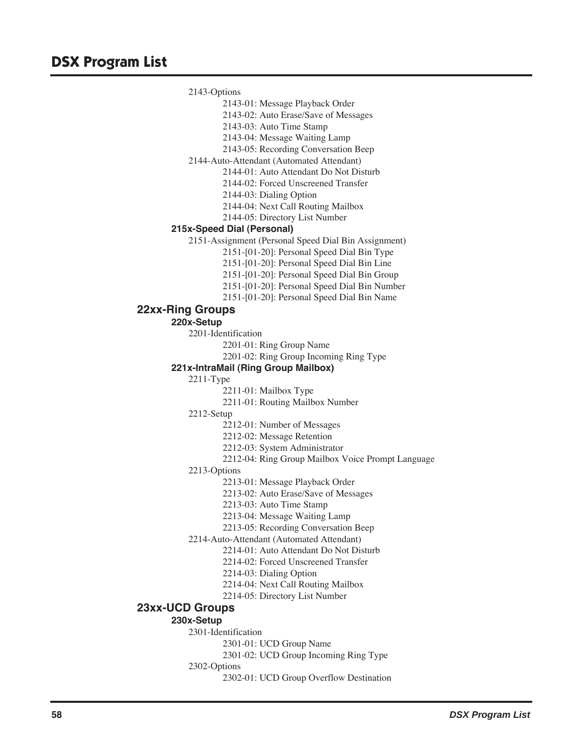2143-Options

2143-01: Message Playback Order

2143-02: Auto Erase/Save of Messages

2143-03: Auto Time Stamp

2143-04: Message Waiting Lamp

2143-05: Recording Conversation Beep

2144-Auto-Attendant (Automated Attendant)

2144-01: Auto Attendant Do Not Disturb

2144-02: Forced Unscreened Transfer

2144-03: Dialing Option

2144-04: Next Call Routing Mailbox

2144-05: Directory List Number

### 215x-Speed Dial (Personal)

2151-Assignment (Personal Speed Dial Bin Assignment)

2151-[01-20]: Personal Speed Dial Bin Type

2151-[01-20]: Personal Speed Dial Bin Line

2151-[01-20]: Personal Speed Dial Bin Group

2151-[01-20]: Personal Speed Dial Bin Number

2151-[01-20]: Personal Speed Dial Bin Name

## 22xx-Ring Groups

### 220x-Setup

2201-Identification

2201-01: Ring Group Name

2201-02: Ring Group Incoming Ring Type

### 221x-IntraMail (Ring Group Mailbox)

2211-Type

2211-01: Mailbox Type

2211-01: Routing Mailbox Number

2212-Setup

2212-01: Number of Messages

2212-02: Message Retention

2212-03: System Administrator

2212-04: Ring Group Mailbox Voice Prompt Language

2213-Options

2213-01: Message Playback Order

2213-02: Auto Erase/Save of Messages

2213-03: Auto Time Stamp

2213-04: Message Waiting Lamp

2213-05: Recording Conversation Beep

2214-Auto-Attendant (Automated Attendant)

2214-01: Auto Attendant Do Not Disturb

2214-02: Forced Unscreened Transfer

2214-03: Dialing Option

2214-04: Next Call Routing Mailbox

2214-05: Directory List Number

## 23xx-UCD Groups

### 230x-Setup

2301-Identification

2301-01: UCD Group Name

2301-02: UCD Group Incoming Ring Type

2302-Options

2302-01: UCD Group Overflow Destination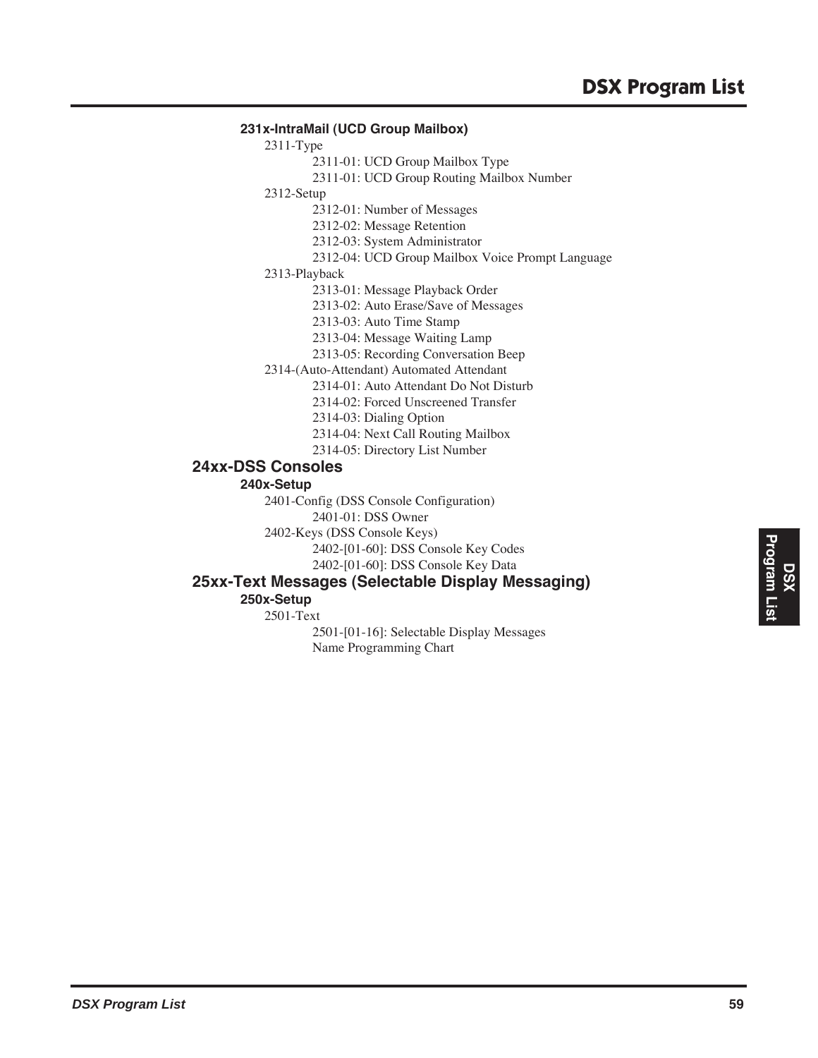### 231x-IntraMail (UCD Group Mailbox)

2311-Type

- 2311-01: UCD Group Mailbox Type
- 2311-01: UCD Group Routing Mailbox Number

2312-Setup

- 2312-01: Number of Messages
- 2312-02: Message Retention
- 2312-03: System Administrator
- 2312-04: UCD Group Mailbox Voice Prompt Language

2313-Playback

- 2313-01: Message Playback Order
- 2313-02: Auto Erase/Save of Messages
- 2313-03: Auto Time Stamp
- 2313-04: Message Waiting Lamp
- 2313-05: Recording Conversation Beep

2314-(Auto-Attendant) Automated Attendant

- 2314-01: Auto Attendant Do Not Disturb
- 2314-02: Forced Unscreened Transfer
- 2314-03: Dialing Option
- 2314-04: Next Call Routing Mailbox
- 2314-05: Directory List Number

## 24xx-DSS Consoles

### 240x-Setup

2401-Config (DSS Console Configuration)

- 2401-01: DSS Owner

2402-Keys (DSS Console Keys)

- 2402-[01-60]: DSS Console Key Codes
- 2402-[01-60]: DSS Console Key Data

## 25xx-Text Messages (Selectable Display Messaging)

### 250x-Setup

2501-Text

- 2501-[01-16]: Selectable Display Messages
- Name Programming Chart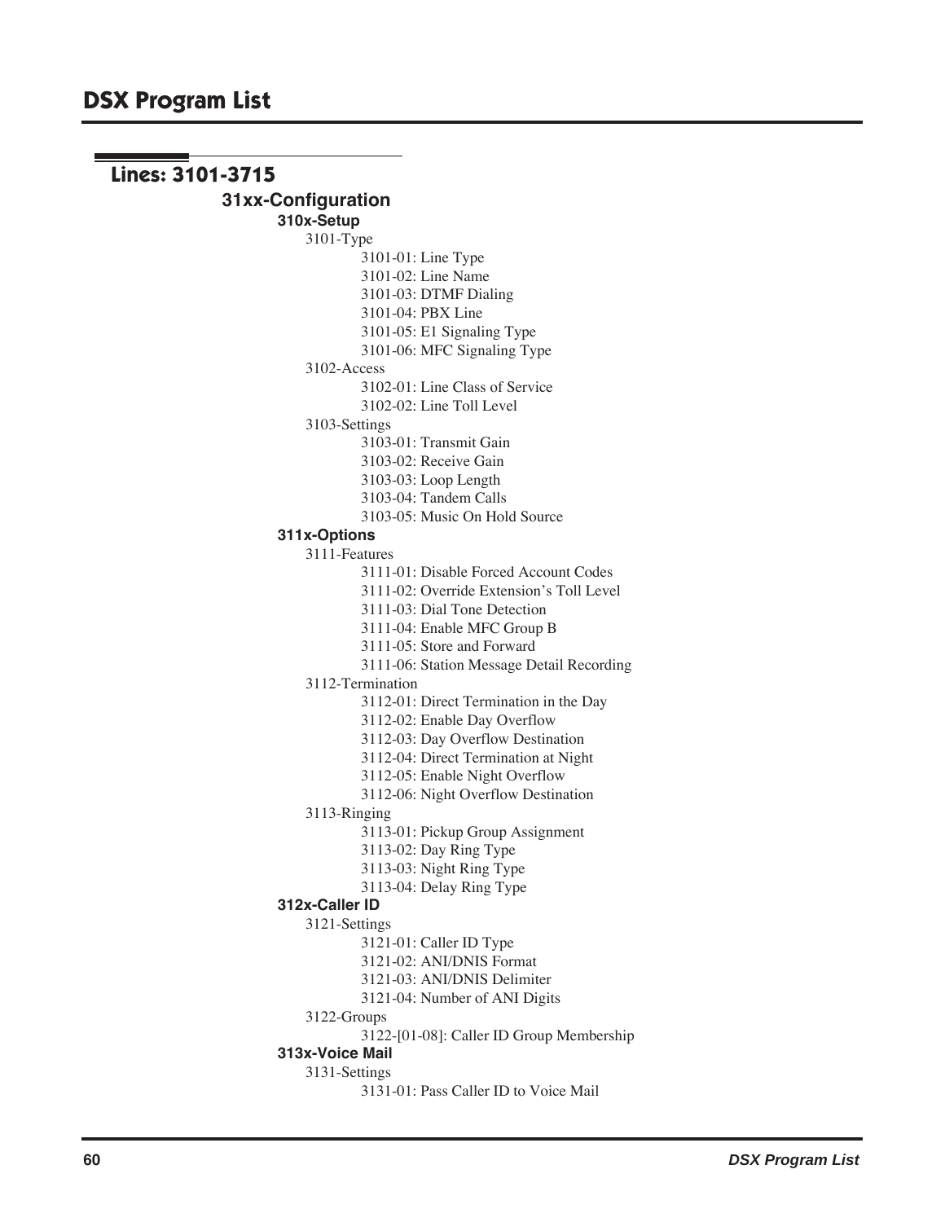## Lines: 3101-3715

### 31xx-Configuration

#### 310x-Setup

- 3101-Type
    - 3101-01: Line Type
    - 3101-02: Line Name
    - 3101-03: DTMF Dialing
    - 3101-04: PBX Line
    - 3101-05: E1 Signaling Type
    - 3101-06: MFC Signaling Type
- 3102-Access
    - 3102-01: Line Class of Service
    - 3102-02: Line Toll Level
- 3103-Settings
    - 3103-01: Transmit Gain
    - 3103-02: Receive Gain
    - 3103-03: Loop Length
    - 3103-04: Tandem Calls
    - 3103-05: Music On Hold Source

#### 311x-Options

- 3111-Features
    - 3111-01: Disable Forced Account Codes
    - 3111-02: Override Extension's Toll Level
    - 3111-03: Dial Tone Detection
    - 3111-04: Enable MFC Group B
    - 3111-05: Store and Forward
    - 3111-06: Station Message Detail Recording
- 3112-Termination
    - 3112-01: Direct Termination in the Day
    - 3112-02: Enable Day Overflow
    - 3112-03: Day Overflow Destination
    - 3112-04: Direct Termination at Night
    - 3112-05: Enable Night Overflow
    - 3112-06: Night Overflow Destination
- 3113-Ringing
    - 3113-01: Pickup Group Assignment
    - 3113-02: Day Ring Type
    - 3113-03: Night Ring Type
    - 3113-04: Delay Ring Type

#### 312x-Caller ID

- 3121-Settings
    - 3121-01: Caller ID Type
    - 3121-02: ANI/DNIS Format
    - 3121-03: ANI/DNIS Delimiter
    - 3121-04: Number of ANI Digits
- 3122-Groups
    - 3122-[01-08]: Caller ID Group Membership

#### 313x-Voice Mail

- 3131-Settings
    - 3131-01: Pass Caller ID to Voice Mail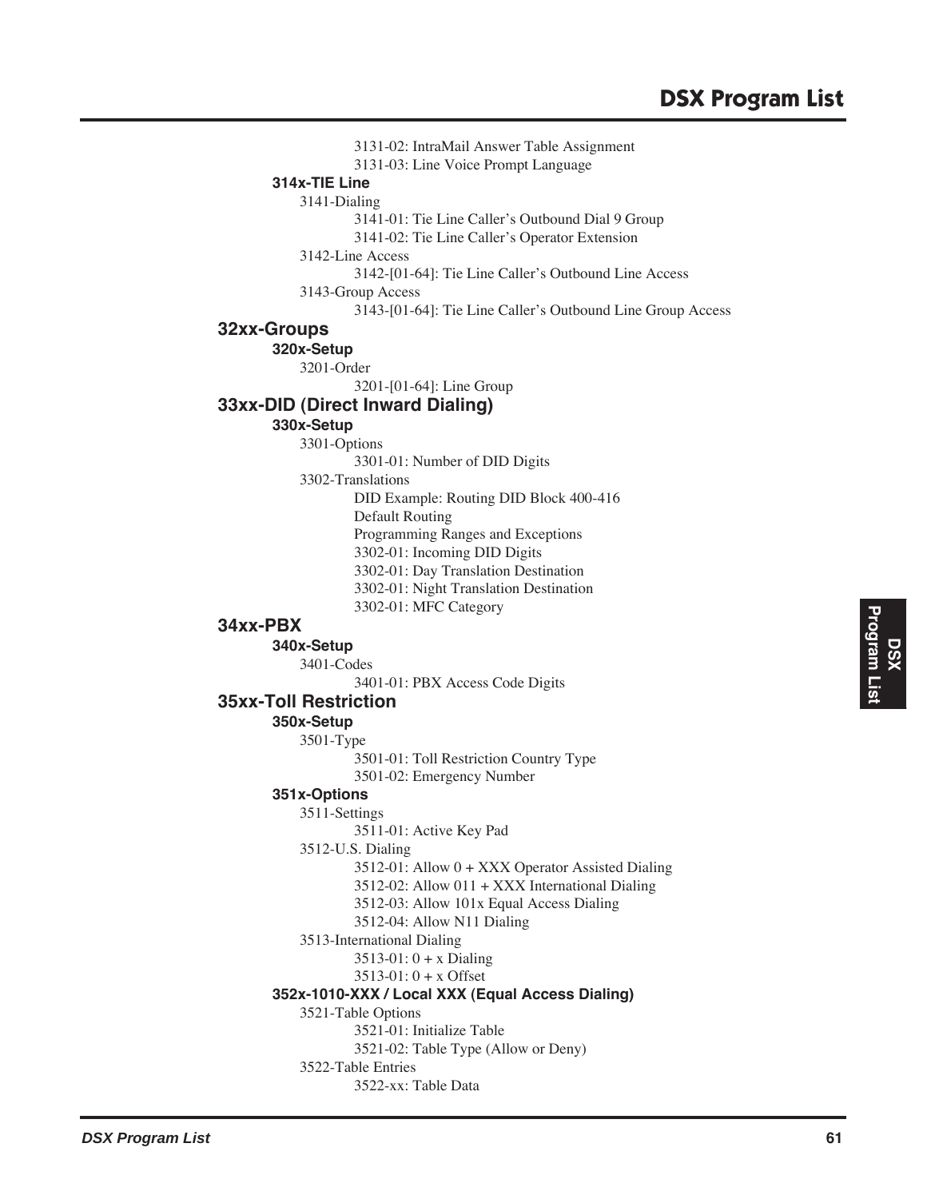3131-02: IntraMail Answer Table Assignment

3131-03: Line Voice Prompt Language

### 314x-TIE Line

3141-Dialing

- 3141-01: Tie Line Caller's Outbound Dial 9 Group
- 3141-02: Tie Line Caller's Operator Extension

3142-Line Access

- 3142-[01-64]: Tie Line Caller's Outbound Line Access

3143-Group Access

- 3143-[01-64]: Tie Line Caller's Outbound Line Group Access

## 32xx-Groups

### 320x-Setup

3201-Order

- 3201-[01-64]: Line Group

## 33xx-DID (Direct Inward Dialing)

### 330x-Setup

3301-Options

- 3301-01: Number of DID Digits

3302-Translations

- DID Example: Routing DID Block 400-416
- Default Routing
- Programming Ranges and Exceptions
- 3302-01: Incoming DID Digits
- 3302-01: Day Translation Destination
- 3302-01: Night Translation Destination
- 3302-01: MFC Category

## 34xx-PBX

### 340x-Setup

3401-Codes

- 3401-01: PBX Access Code Digits

## 35xx-Toll Restriction

### 350x-Setup

3501-Type

- 3501-01: Toll Restriction Country Type
- 3501-02: Emergency Number

### 351x-Options

3511-Settings

- 3511-01: Active Key Pad

3512-U.S. Dialing

- 3512-01: Allow 0 + XXX Operator Assisted Dialing
- 3512-02: Allow 011 + XXX International Dialing
- 3512-03: Allow 101x Equal Access Dialing
- 3512-04: Allow N11 Dialing

3513-International Dialing

- 3513-01: 0 + x Dialing
- 3513-01: 0 + x Offset

### 352x-1010-XXX / Local XXX (Equal Access Dialing)

3521-Table Options

- 3521-01: Initialize Table
- 3521-02: Table Type (Allow or Deny)

3522-Table Entries

- 3522-xx: Table Data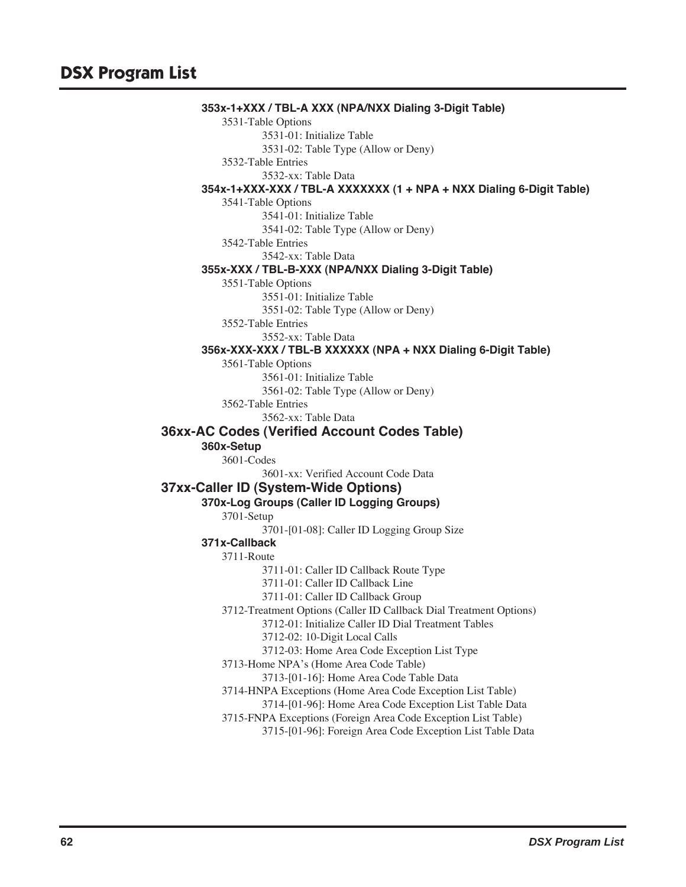### 353x-1+XXX / TBL-A XXX (NPA/NXX Dialing 3-Digit Table)

- 3531-Table Options
  - 3531-01: Initialize Table
  - 3531-02: Table Type (Allow or Deny)
- 3532-Table Entries
  - 3532-xx: Table Data

### 354x-1+XXX-XXX / TBL-A XXXXXXX (1 + NPA + NXX Dialing 6-Digit Table)

- 3541-Table Options
  - 3541-01: Initialize Table
  - 3541-02: Table Type (Allow or Deny)
- 3542-Table Entries
  - 3542-xx: Table Data

### 355x-XXX / TBL-B-XXX (NPA/NXX Dialing 3-Digit Table)

- 3551-Table Options
  - 3551-01: Initialize Table
  - 3551-02: Table Type (Allow or Deny)
- 3552-Table Entries
  - 3552-xx: Table Data

### 356x-XXX-XXX / TBL-B XXXXXX (NPA + NXX Dialing 6-Digit Table)

- 3561-Table Options
  - 3561-01: Initialize Table
  - 3561-02: Table Type (Allow or Deny)
- 3562-Table Entries
  - 3562-xx: Table Data

## 36xx-AC Codes (Verified Account Codes Table)

### 360x-Setup

- 3601-Codes
  - 3601-xx: Verified Account Code Data

## 37xx-Caller ID (System-Wide Options)

### 370x-Log Groups (Caller ID Logging Groups)

- 3701-Setup
  - 3701-[01-08]: Caller ID Logging Group Size

### 371x-Callback

- 3711-Route
  - 3711-01: Caller ID Callback Route Type
  - 3711-01: Caller ID Callback Line
  - 3711-01: Caller ID Callback Group
- 3712-Treatment Options (Caller ID Callback Dial Treatment Options)
  - 3712-01: Initialize Caller ID Dial Treatment Tables
  - 3712-02: 10-Digit Local Calls
  - 3712-03: Home Area Code Exception List Type
- 3713-Home NPA's (Home Area Code Table)
  - 3713-[01-16]: Home Area Code Table Data
- 3714-HNPA Exceptions (Home Area Code Exception List Table)
  - 3714-[01-96]: Home Area Code Exception List Table Data
- 3715-FNPA Exceptions (Foreign Area Code Exception List Table)
  - 3715-[01-96]: Foreign Area Code Exception List Table Data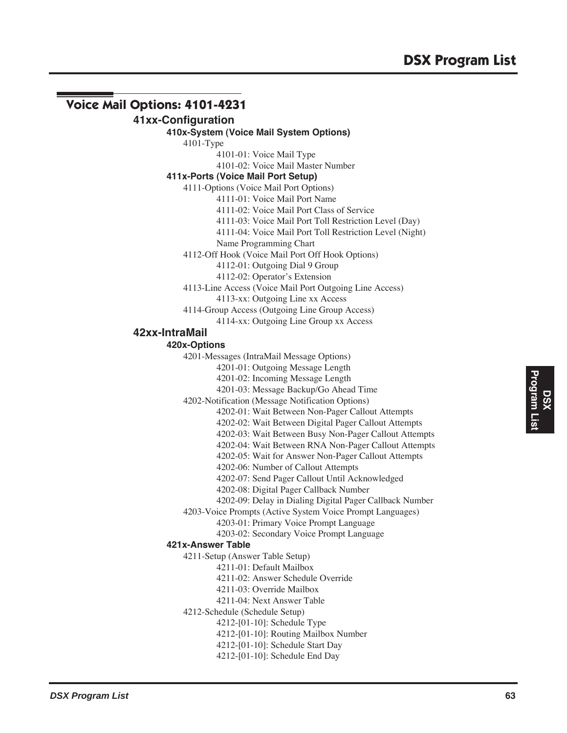## Voice Mail Options: 4101-4231

### 41xx-Configuration

#### 410x-System (Voice Mail System Options)

- 4101-Type
  - 4101-01: Voice Mail Type
  - 4101-02: Voice Mail Master Number

#### 411x-Ports (Voice Mail Port Setup)

- 4111-Options (Voice Mail Port Options)
  - 4111-01: Voice Mail Port Name
  - 4111-02: Voice Mail Port Class of Service
  - 4111-03: Voice Mail Port Toll Restriction Level (Day)
  - 4111-04: Voice Mail Port Toll Restriction Level (Night)
  - Name Programming Chart
- 4112-Off Hook (Voice Mail Port Off Hook Options)
  - 4112-01: Outgoing Dial 9 Group
  - 4112-02: Operator's Extension
- 4113-Line Access (Voice Mail Port Outgoing Line Access)
  - 4113-xx: Outgoing Line xx Access
- 4114-Group Access (Outgoing Line Group Access)
  - 4114-xx: Outgoing Line Group xx Access

### 42xx-IntraMail

#### 420x-Options

- 4201-Messages (IntraMail Message Options)
  - 4201-01: Outgoing Message Length
  - 4201-02: Incoming Message Length
  - 4201-03: Message Backup/Go Ahead Time
- 4202-Notification (Message Notification Options)
  - 4202-01: Wait Between Non-Pager Callout Attempts
  - 4202-02: Wait Between Digital Pager Callout Attempts
  - 4202-03: Wait Between Busy Non-Pager Callout Attempts
  - 4202-04: Wait Between RNA Non-Pager Callout Attempts
  - 4202-05: Wait for Answer Non-Pager Callout Attempts
  - 4202-06: Number of Callout Attempts
  - 4202-07: Send Pager Callout Until Acknowledged
  - 4202-08: Digital Pager Callback Number
  - 4202-09: Delay in Dialing Digital Pager Callback Number
- 4203-Voice Prompts (Active System Voice Prompt Languages)
  - 4203-01: Primary Voice Prompt Language
  - 4203-02: Secondary Voice Prompt Language

#### 421x-Answer Table

- 4211-Setup (Answer Table Setup)
  - 4211-01: Default Mailbox
  - 4211-02: Answer Schedule Override
  - 4211-03: Override Mailbox
  - 4211-04: Next Answer Table
- 4212-Schedule (Schedule Setup)
  - 4212-[01-10]: Schedule Type
  - 4212-[01-10]: Routing Mailbox Number
  - 4212-[01-10]: Schedule Start Day
  - 4212-[01-10]: Schedule End Day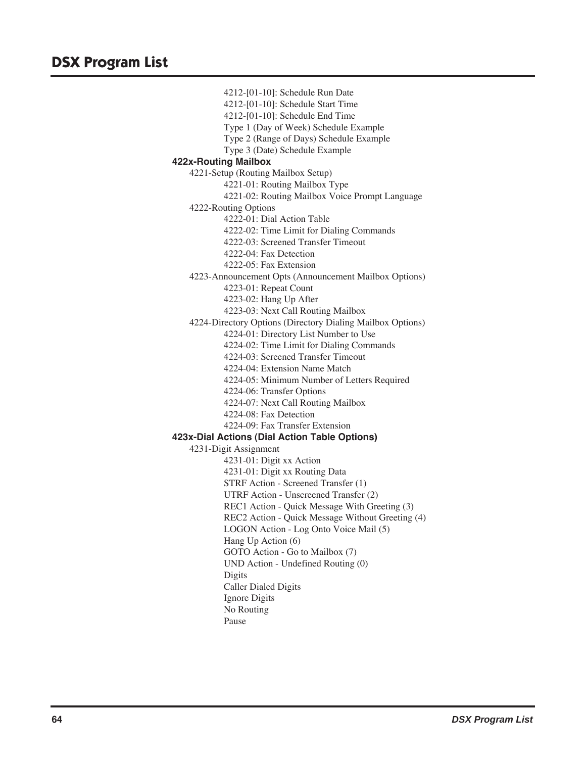- 4212-[01-10]: Schedule Run Date
- 4212-[01-10]: Schedule Start Time
- 4212-[01-10]: Schedule End Time
- Type 1 (Day of Week) Schedule Example
- Type 2 (Range of Days) Schedule Example
- Type 3 (Date) Schedule Example

**422x-Routing Mailbox**

- 4221-Setup (Routing Mailbox Setup)
  - 4221-01: Routing Mailbox Type
  - 4221-02: Routing Mailbox Voice Prompt Language
- 4222-Routing Options
  - 4222-01: Dial Action Table
  - 4222-02: Time Limit for Dialing Commands
  - 4222-03: Screened Transfer Timeout
  - 4222-04: Fax Detection
  - 4222-05: Fax Extension
- 4223-Announcement Opts (Announcement Mailbox Options)
  - 4223-01: Repeat Count
  - 4223-02: Hang Up After
  - 4223-03: Next Call Routing Mailbox
- 4224-Directory Options (Directory Dialing Mailbox Options)
  - 4224-01: Directory List Number to Use
  - 4224-02: Time Limit for Dialing Commands
  - 4224-03: Screened Transfer Timeout
  - 4224-04: Extension Name Match
  - 4224-05: Minimum Number of Letters Required
  - 4224-06: Transfer Options
  - 4224-07: Next Call Routing Mailbox
  - 4224-08: Fax Detection
  - 4224-09: Fax Transfer Extension

**423x-Dial Actions (Dial Action Table Options)**

- 4231-Digit Assignment
  - 4231-01: Digit xx Action
  - 4231-01: Digit xx Routing Data
  - STRF Action - Screened Transfer (1)
  - UTRF Action - Unscreened Transfer (2)
  - REC1 Action - Quick Message With Greeting (3)
  - REC2 Action - Quick Message Without Greeting (4)
  - LOGON Action - Log Onto Voice Mail (5)
  - Hang Up Action (6)
  - GOTO Action - Go to Mailbox (7)
  - UND Action - Undefined Routing (0)
  - Digits
  - Caller Dialed Digits
  - Ignore Digits
  - No Routing
  - Pause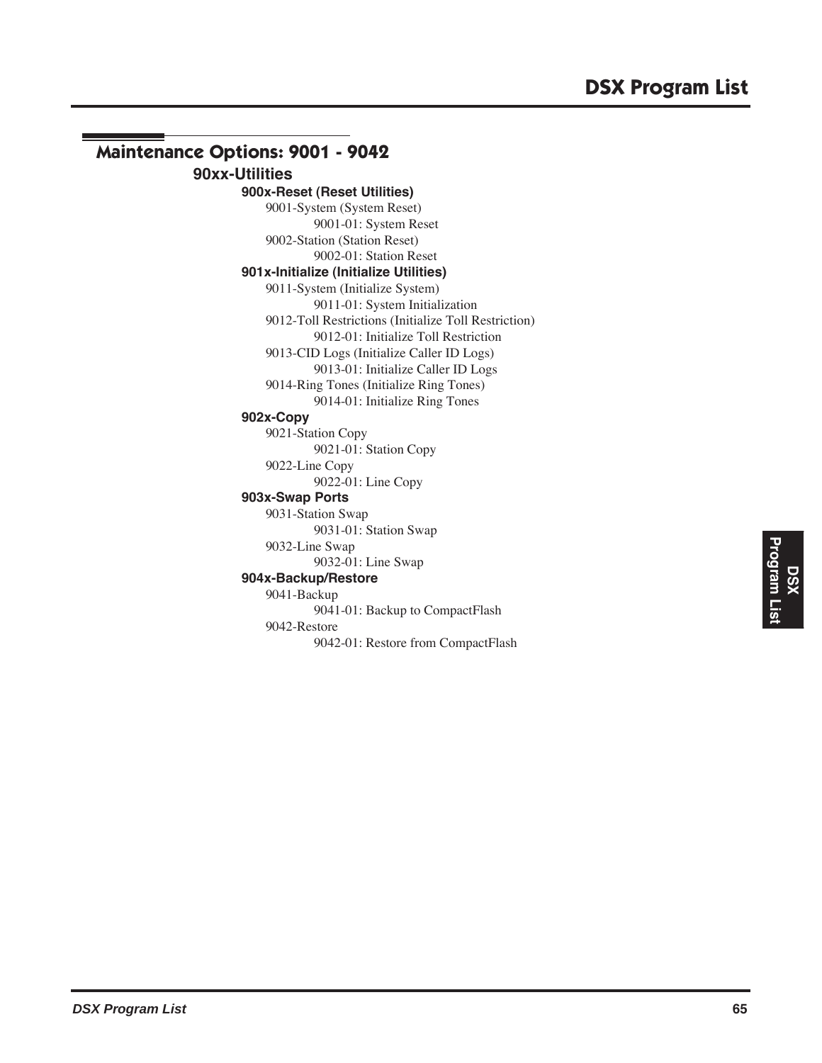## Maintenance Options: 9001 - 9042

### 90xx-Utilities

#### 900x-Reset (Reset Utilities)

- 9001-System (System Reset)
  - 9001-01: System Reset
- 9002-Station (Station Reset)
  - 9002-01: Station Reset

#### 901x-Initialize (Initialize Utilities)

- 9011-System (Initialize System)
  - 9011-01: System Initialization
- 9012-Toll Restrictions (Initialize Toll Restriction)
  - 9012-01: Initialize Toll Restriction
- 9013-CID Logs (Initialize Caller ID Logs)
  - 9013-01: Initialize Caller ID Logs
- 9014-Ring Tones (Initialize Ring Tones)
  - 9014-01: Initialize Ring Tones

#### 902x-Copy

- 9021-Station Copy
  - 9021-01: Station Copy
- 9022-Line Copy
  - 9022-01: Line Copy

#### 903x-Swap Ports

- 9031-Station Swap
  - 9031-01: Station Swap
- 9032-Line Swap
  - 9032-01: Line Swap

#### 904x-Backup/Restore

- 9041-Backup
  - 9041-01: Backup to CompactFlash
- 9042-Restore
  - 9042-01: Restore from CompactFlash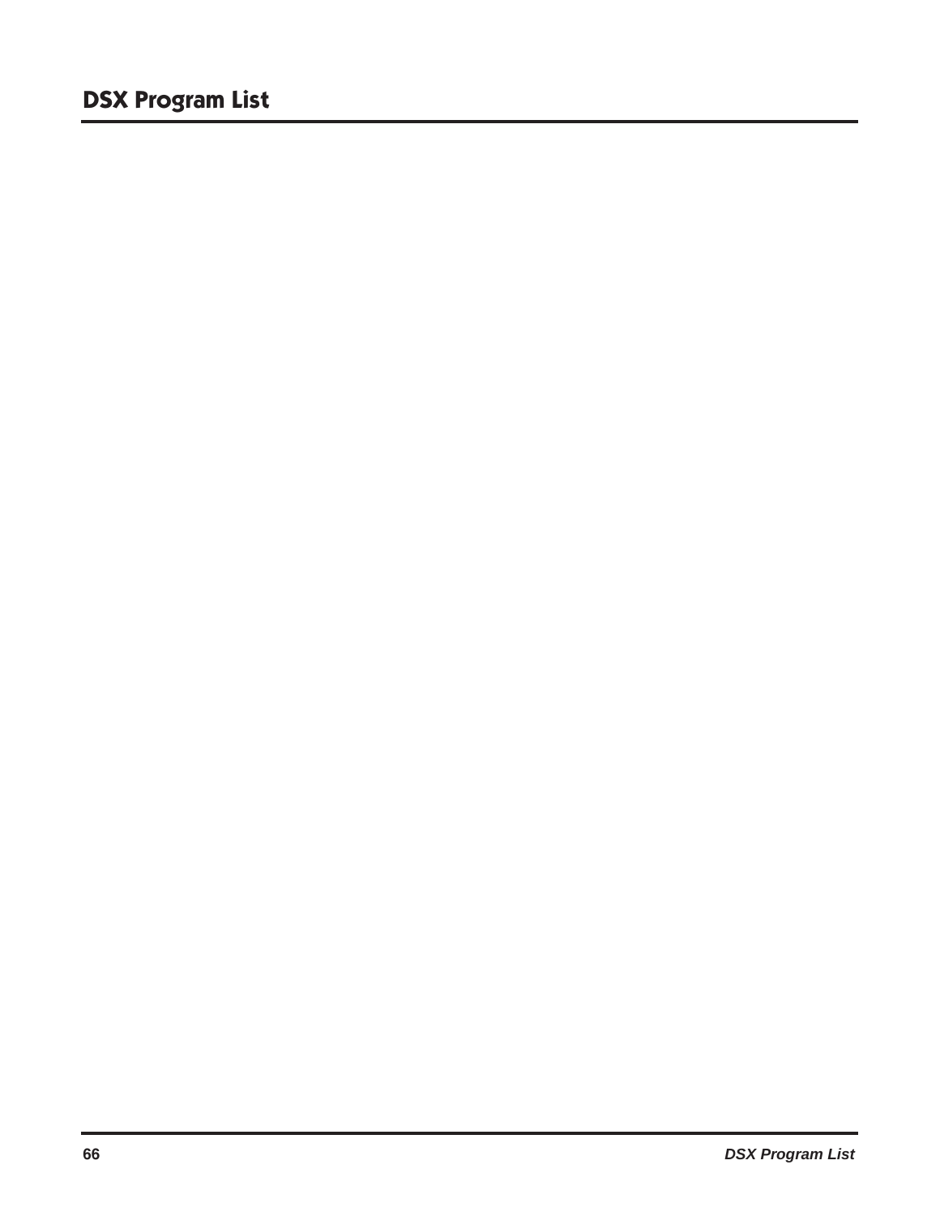# DSX Program List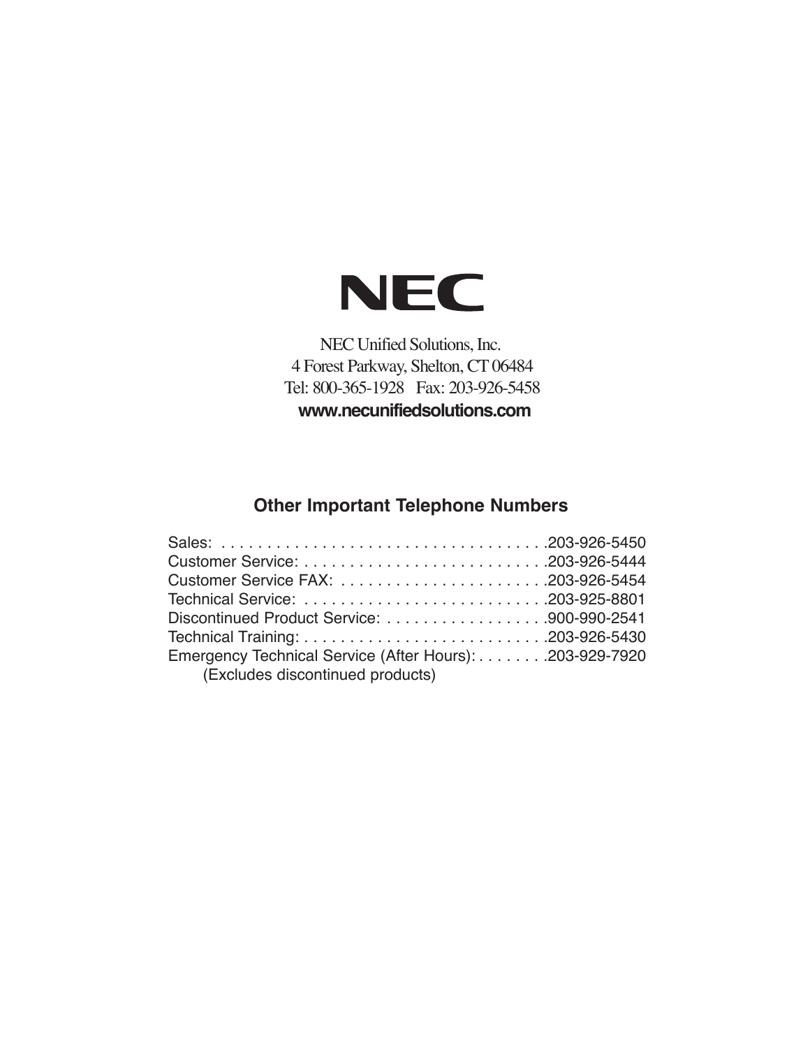# NEC

NEC Unified Solutions, Inc.
4 Forest Parkway, Shelton, CT 06484
Tel: 800-365-1928 Fax: 203-926-5458
**www.necunifiedsolutions.com**

## Other Important Telephone Numbers

Sales: . . . . . . . . . . . . . . . . . . . . . . . . . . . . . . . . . . . .203-926-5450
Customer Service: . . . . . . . . . . . . . . . . . . . . . . . . . . .203-926-5444
Customer Service FAX: . . . . . . . . . . . . . . . . . . . . . . .203-926-5454
Technical Service: . . . . . . . . . . . . . . . . . . . . . . . . . . .203-925-8801
Discontinued Product Service: . . . . . . . . . . . . . . . . . .900-990-2541
Technical Training: . . . . . . . . . . . . . . . . . . . . . . . . . . .203-926-5430
Emergency Technical Service (After Hours): . . . . . . . .203-929-7920
(Excludes discontinued products)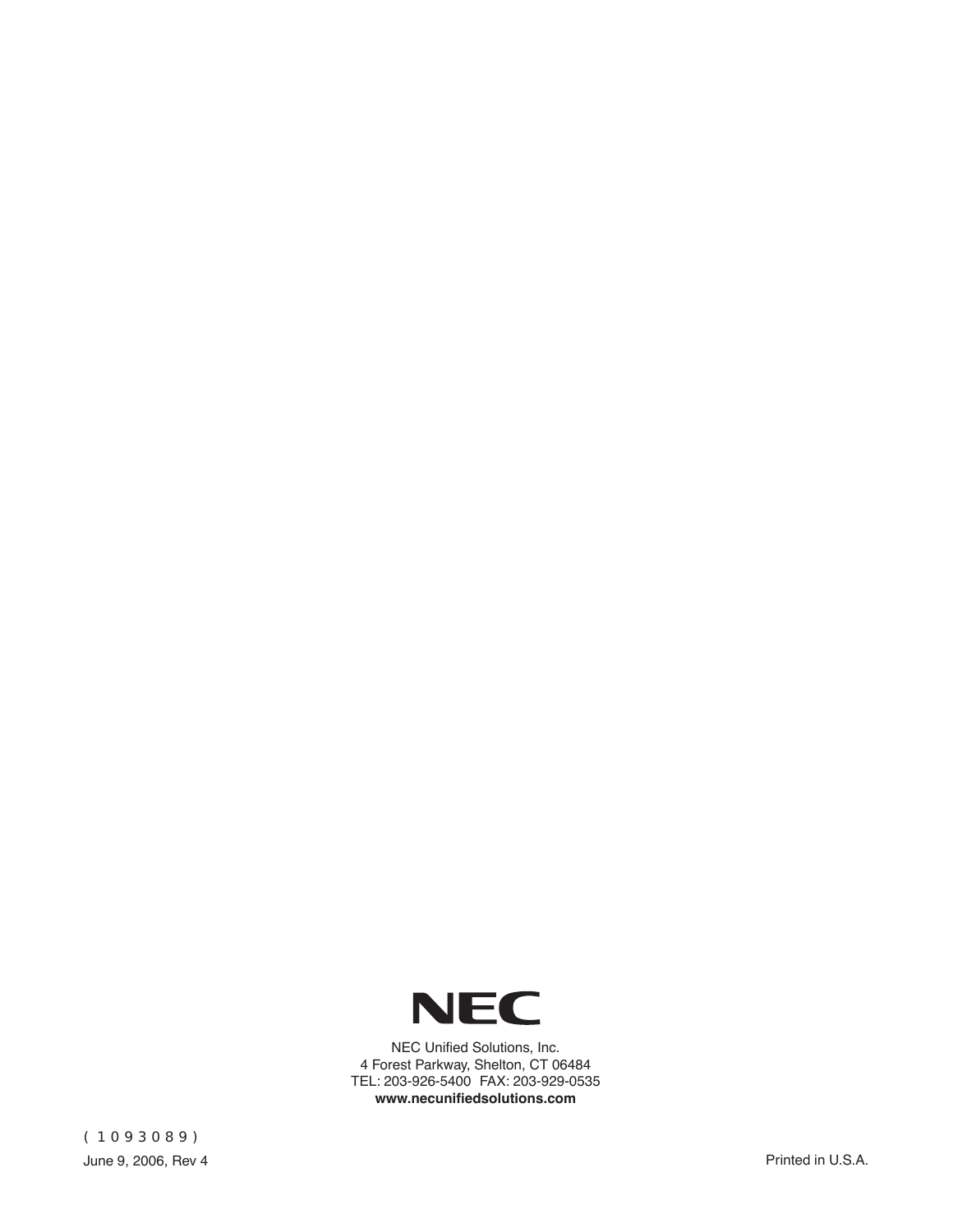NEC

NEC Unified Solutions, Inc.
4 Forest Parkway, Shelton, CT 06484
TEL: 203-926-5400  FAX: 203-929-0535
**www.necunifiedsolutions.com**

( 1 0 9 3 0 8 9 )

June 9, 2006, Rev 4

Printed in U.S.A.